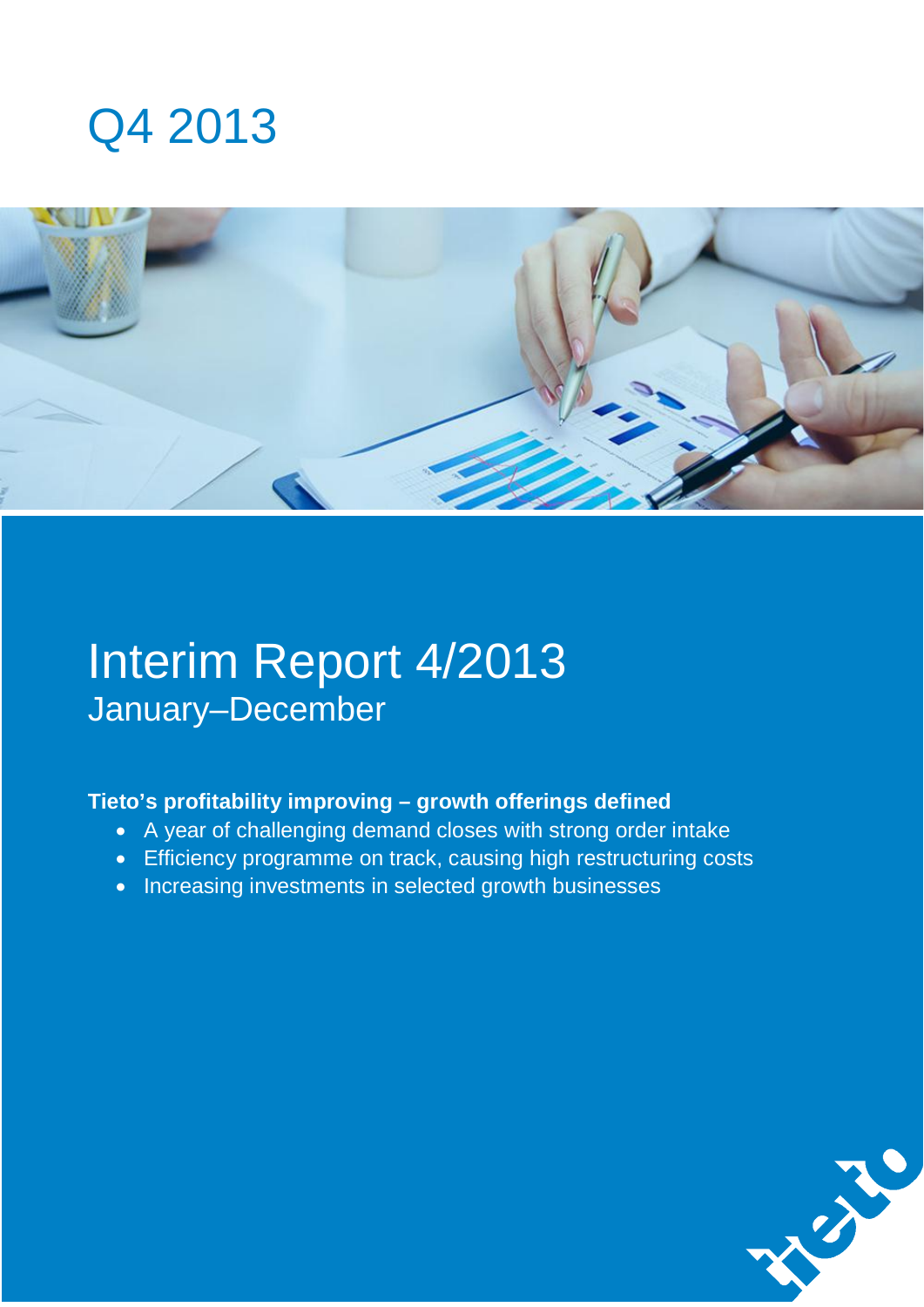# Q4 2013

# Interim Report 4/2013

## January–December

**Tieto's profitability improving – growth offerings defined**

- A year of challenging demand closes with strong order intake
- Efficiency programme on track, causing high restructuring costs
- Increasing investments in selected growth businesses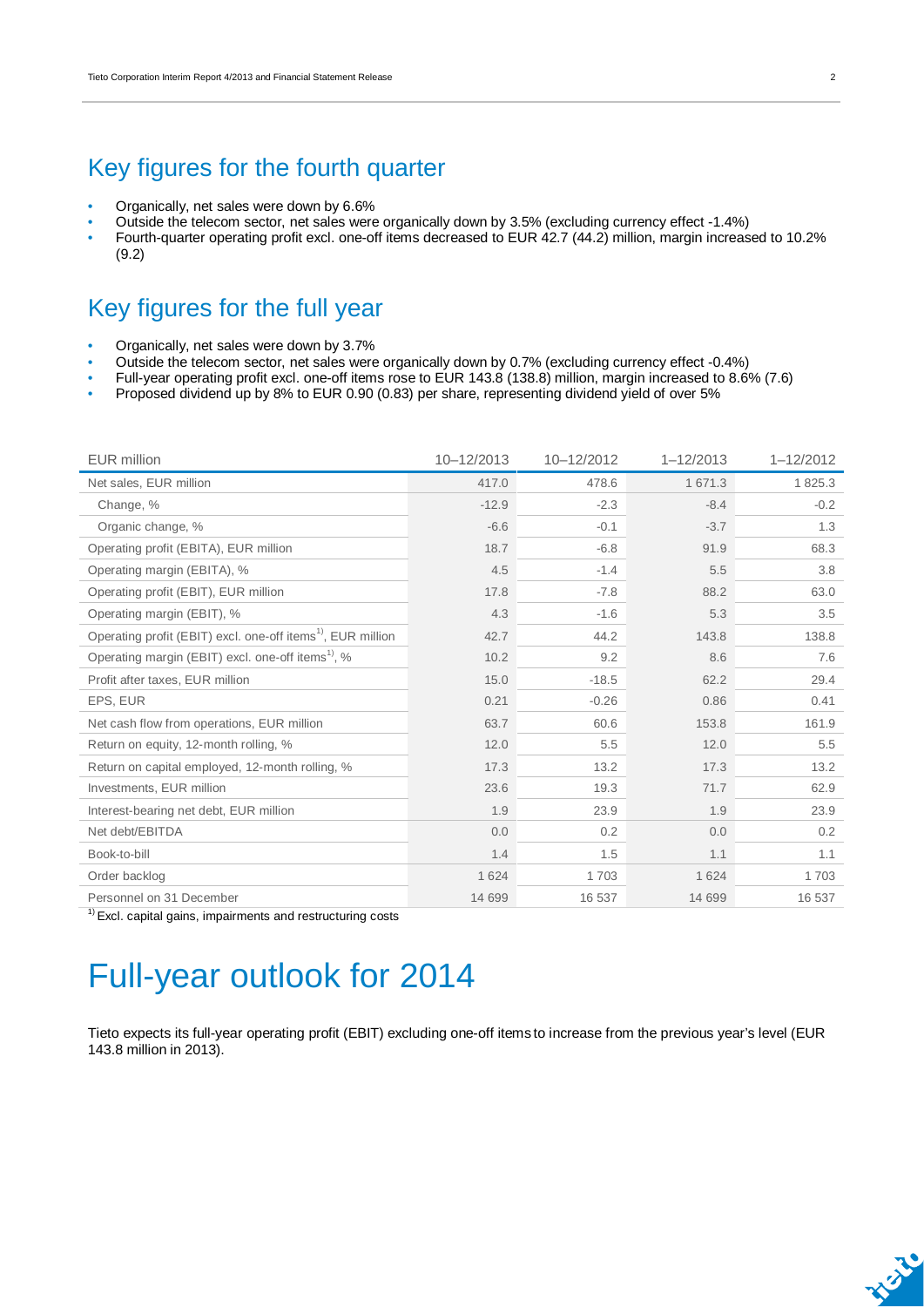## Key figures for the fourth quarter

- Organically, net sales were down by 6.6%
- Outside the telecom sector, net sales were organically down by 3.5% (excluding currency effect -1.4%)
- Fourth-quarter operating profit excl. one-off items decreased to EUR 42.7 (44.2) million, margin increased to 10.2% (9.2)

## Key figures for the full year

- Organically, net sales were down by 3.7%
- Outside the telecom sector, net sales were organically down by 0.7% (excluding currency effect -0.4%)
- Full-year operating profit excl. one-off items rose to EUR 143.8 (138.8) million, margin increased to 8.6% (7.6)
- Proposed dividend up by 8% to EUR 0.90 (0.83) per share, representing dividend yield of over 5%

| EUR million | 10–12/2013 | 10–12/2012 | 1–12/2013 | 1–12/2012 |
|---|---|---|---|---|
| Net sales, EUR million | 417.0 | 478.6 | 1 671.3 | 1 825.3 |
| Change, % | -12.9 | -2.3 | -8.4 | -0.2 |
| Organic change, % | -6.6 | -0.1 | -3.7 | 1.3 |
| Operating profit (EBITA), EUR million | 18.7 | -6.8 | 91.9 | 68.3 |
| Operating margin (EBITA), % | 4.5 | -1.4 | 5.5 | 3.8 |
| Operating profit (EBIT), EUR million | 17.8 | -7.8 | 88.2 | 63.0 |
| Operating margin (EBIT), % | 4.3 | -1.6 | 5.3 | 3.5 |
| Operating profit (EBIT) excl. one-off items[1], EUR million | 42.7 | 44.2 | 143.8 | 138.8 |
| Operating margin (EBIT) excl. one-off items[1], % | 10.2 | 9.2 | 8.6 | 7.6 |
| Profit after taxes, EUR million | 15.0 | -18.5 | 62.2 | 29.4 |
| EPS, EUR | 0.21 | -0.26 | 0.86 | 0.41 |
| Net cash flow from operations, EUR million | 63.7 | 60.6 | 153.8 | 161.9 |
| Return on equity, 12-month rolling, % | 12.0 | 5.5 | 12.0 | 5.5 |
| Return on capital employed, 12-month rolling, % | 17.3 | 13.2 | 17.3 | 13.2 |
| Investments, EUR million | 23.6 | 19.3 | 71.7 | 62.9 |
| Interest-bearing net debt, EUR million | 1.9 | 23.9 | 1.9 | 23.9 |
| Net debt/EBITDA | 0.0 | 0.2 | 0.0 | 0.2 |
| Book-to-bill | 1.4 | 1.5 | 1.1 | 1.1 |
| Order backlog | 1 624 | 1 703 | 1 624 | 1 703 |
| Personnel on 31 December | 14 699 | 16 537 | 14 699 | 16 537 |

[1] Excl. capital gains, impairments and restructuring costs

# Full-year outlook for 2014

Tieto expects its full-year operating profit (EBIT) excluding one-off items to increase from the previous year's level (EUR 143.8 million in 2013).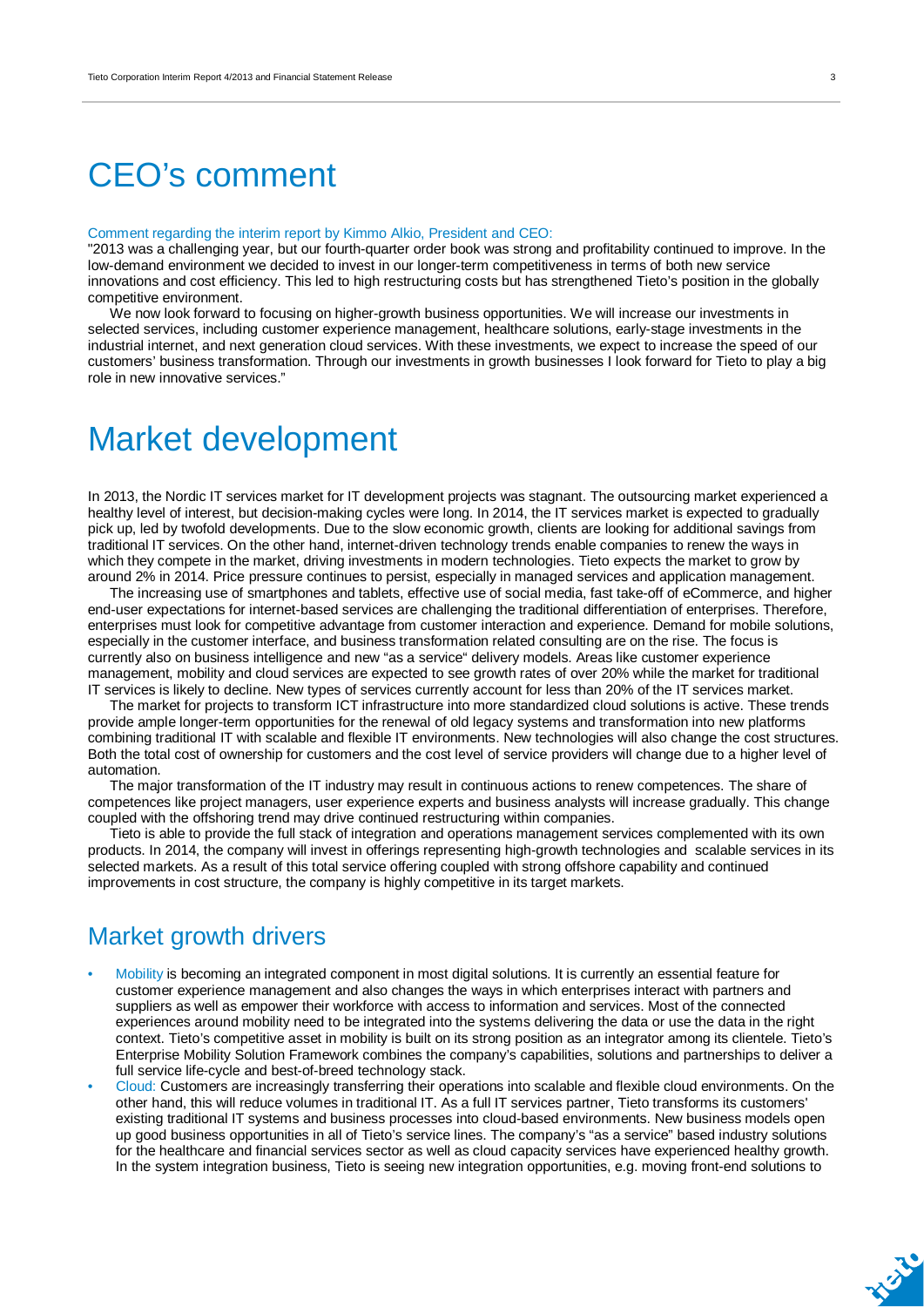# CEO's comment

Comment regarding the interim report by Kimmo Alkio, President and CEO:

"2013 was a challenging year, but our fourth-quarter order book was strong and profitability continued to improve. In the low-demand environment we decided to invest in our longer-term competitiveness in terms of both new service innovations and cost efficiency. This led to high restructuring costs but has strengthened Tieto's position in the globally competitive environment.

We now look forward to focusing on higher-growth business opportunities. We will increase our investments in selected services, including customer experience management, healthcare solutions, early-stage investments in the industrial internet, and next generation cloud services. With these investments, we expect to increase the speed of our customers' business transformation. Through our investments in growth businesses I look forward for Tieto to play a big role in new innovative services."

# Market development

In 2013, the Nordic IT services market for IT development projects was stagnant. The outsourcing market experienced a healthy level of interest, but decision-making cycles were long. In 2014, the IT services market is expected to gradually pick up, led by twofold developments. Due to the slow economic growth, clients are looking for additional savings from traditional IT services. On the other hand, internet-driven technology trends enable companies to renew the ways in which they compete in the market, driving investments in modern technologies. Tieto expects the market to grow by around 2% in 2014. Price pressure continues to persist, especially in managed services and application management.

The increasing use of smartphones and tablets, effective use of social media, fast take-off of eCommerce, and higher end-user expectations for internet-based services are challenging the traditional differentiation of enterprises. Therefore, enterprises must look for competitive advantage from customer interaction and experience. Demand for mobile solutions, especially in the customer interface, and business transformation related consulting are on the rise. The focus is currently also on business intelligence and new "as a service" delivery models. Areas like customer experience management, mobility and cloud services are expected to see growth rates of over 20% while the market for traditional IT services is likely to decline. New types of services currently account for less than 20% of the IT services market.

The market for projects to transform ICT infrastructure into more standardized cloud solutions is active. These trends provide ample longer-term opportunities for the renewal of old legacy systems and transformation into new platforms combining traditional IT with scalable and flexible IT environments. New technologies will also change the cost structures. Both the total cost of ownership for customers and the cost level of service providers will change due to a higher level of automation.

The major transformation of the IT industry may result in continuous actions to renew competences. The share of competences like project managers, user experience experts and business analysts will increase gradually. This change coupled with the offshoring trend may drive continued restructuring within companies.

Tieto is able to provide the full stack of integration and operations management services complemented with its own products. In 2014, the company will invest in offerings representing high-growth technologies and scalable services in its selected markets. As a result of this total service offering coupled with strong offshore capability and continued improvements in cost structure, the company is highly competitive in its target markets.

## Market growth drivers

- Mobility is becoming an integrated component in most digital solutions. It is currently an essential feature for customer experience management and also changes the ways in which enterprises interact with partners and suppliers as well as empower their workforce with access to information and services. Most of the connected experiences around mobility need to be integrated into the systems delivering the data or use the data in the right context. Tieto's competitive asset in mobility is built on its strong position as an integrator among its clientele. Tieto's Enterprise Mobility Solution Framework combines the company's capabilities, solutions and partnerships to deliver a full service life-cycle and best-of-breed technology stack.
- Cloud: Customers are increasingly transferring their operations into scalable and flexible cloud environments. On the other hand, this will reduce volumes in traditional IT. As a full IT services partner, Tieto transforms its customers' existing traditional IT systems and business processes into cloud-based environments. New business models open up good business opportunities in all of Tieto's service lines. The company's "as a service" based industry solutions for the healthcare and financial services sector as well as cloud capacity services have experienced healthy growth. In the system integration business, Tieto is seeing new integration opportunities, e.g. moving front-end solutions to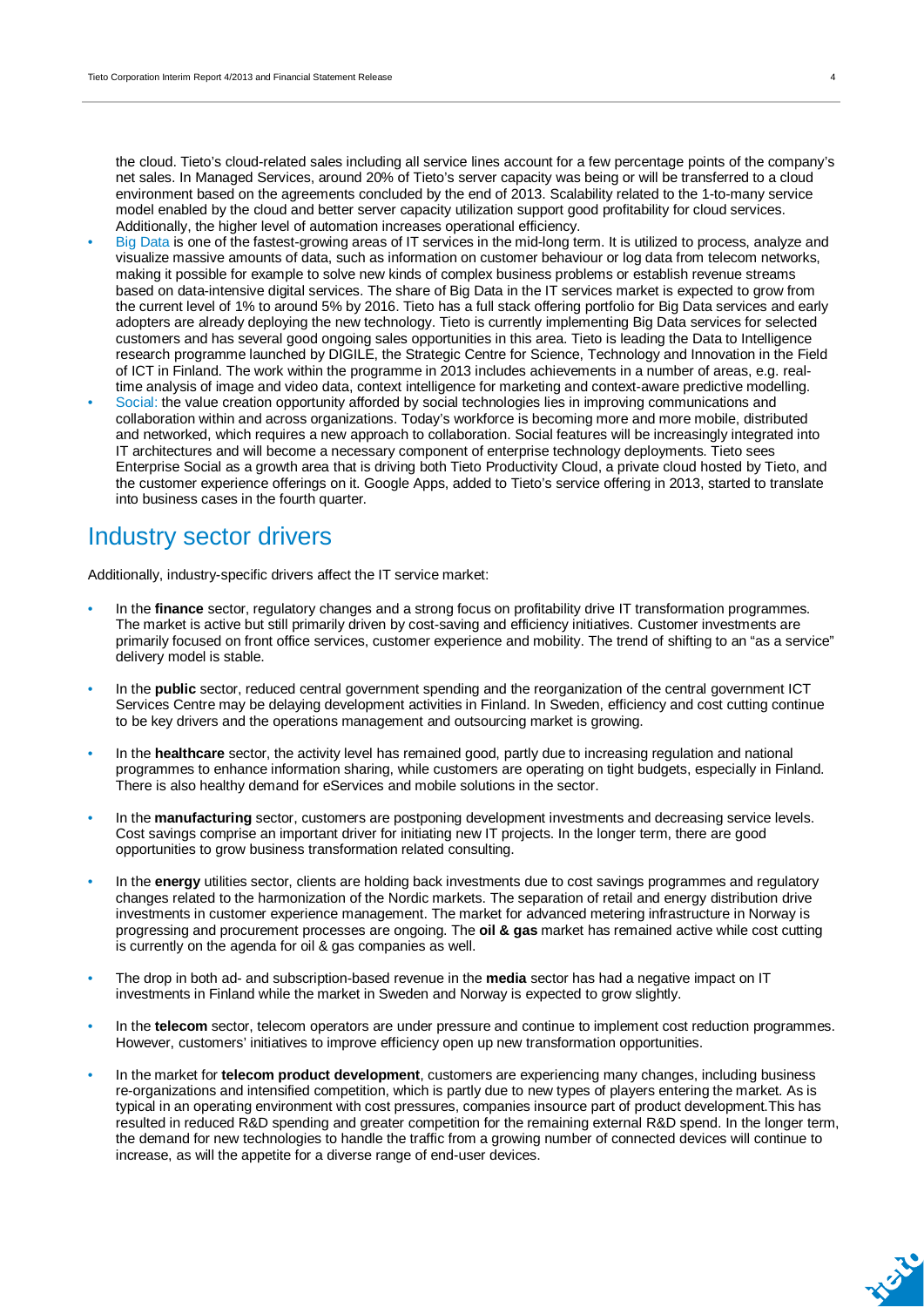the cloud. Tieto's cloud-related sales including all service lines account for a few percentage points of the company's net sales. In Managed Services, around 20% of Tieto's server capacity was being or will be transferred to a cloud environment based on the agreements concluded by the end of 2013. Scalability related to the 1-to-many service model enabled by the cloud and better server capacity utilization support good profitability for cloud services. Additionally, the higher level of automation increases operational efficiency.

- Big Data is one of the fastest-growing areas of IT services in the mid-long term. It is utilized to process, analyze and visualize massive amounts of data, such as information on customer behaviour or log data from telecom networks, making it possible for example to solve new kinds of complex business problems or establish revenue streams based on data-intensive digital services. The share of Big Data in the IT services market is expected to grow from the current level of 1% to around 5% by 2016. Tieto has a full stack offering portfolio for Big Data services and early adopters are already deploying the new technology. Tieto is currently implementing Big Data services for selected customers and has several good ongoing sales opportunities in this area. Tieto is leading the Data to Intelligence research programme launched by DIGILE, the Strategic Centre for Science, Technology and Innovation in the Field of ICT in Finland. The work within the programme in 2013 includes achievements in a number of areas, e.g. real-time analysis of image and video data, context intelligence for marketing and context-aware predictive modelling.
- Social: the value creation opportunity afforded by social technologies lies in improving communications and collaboration within and across organizations. Today's workforce is becoming more and more mobile, distributed and networked, which requires a new approach to collaboration. Social features will be increasingly integrated into IT architectures and will become a necessary component of enterprise technology deployments. Tieto sees Enterprise Social as a growth area that is driving both Tieto Productivity Cloud, a private cloud hosted by Tieto, and the customer experience offerings on it. Google Apps, added to Tieto's service offering in 2013, started to translate into business cases in the fourth quarter.

# Industry sector drivers

Additionally, industry-specific drivers affect the IT service market:

- In the **finance** sector, regulatory changes and a strong focus on profitability drive IT transformation programmes. The market is active but still primarily driven by cost-saving and efficiency initiatives. Customer investments are primarily focused on front office services, customer experience and mobility. The trend of shifting to an "as a service" delivery model is stable.

- In the **public** sector, reduced central government spending and the reorganization of the central government ICT Services Centre may be delaying development activities in Finland. In Sweden, efficiency and cost cutting continue to be key drivers and the operations management and outsourcing market is growing.

- In the **healthcare** sector, the activity level has remained good, partly due to increasing regulation and national programmes to enhance information sharing, while customers are operating on tight budgets, especially in Finland. There is also healthy demand for eServices and mobile solutions in the sector.

- In the **manufacturing** sector, customers are postponing development investments and decreasing service levels. Cost savings comprise an important driver for initiating new IT projects. In the longer term, there are good opportunities to grow business transformation related consulting.

- In the **energy** utilities sector, clients are holding back investments due to cost savings programmes and regulatory changes related to the harmonization of the Nordic markets. The separation of retail and energy distribution drive investments in customer experience management. The market for advanced metering infrastructure in Norway is progressing and procurement processes are ongoing. The **oil & gas** market has remained active while cost cutting is currently on the agenda for oil & gas companies as well.

- The drop in both ad- and subscription-based revenue in the **media** sector has had a negative impact on IT investments in Finland while the market in Sweden and Norway is expected to grow slightly.

- In the **telecom** sector, telecom operators are under pressure and continue to implement cost reduction programmes. However, customers' initiatives to improve efficiency open up new transformation opportunities.

- In the market for **telecom product development**, customers are experiencing many changes, including business re-organizations and intensified competition, which is partly due to new types of players entering the market. As is typical in an operating environment with cost pressures, companies insource part of product development.This has resulted in reduced R&D spending and greater competition for the remaining external R&D spend. In the longer term, the demand for new technologies to handle the traffic from a growing number of connected devices will continue to increase, as will the appetite for a diverse range of end-user devices.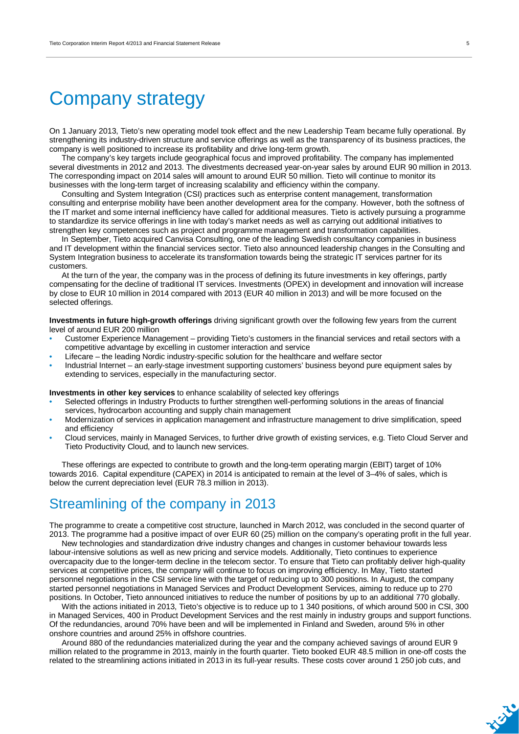# Company strategy

On 1 January 2013, Tieto's new operating model took effect and the new Leadership Team became fully operational. By strengthening its industry-driven structure and service offerings as well as the transparency of its business practices, the company is well positioned to increase its profitability and drive long-term growth.

The company's key targets include geographical focus and improved profitability. The company has implemented several divestments in 2012 and 2013. The divestments decreased year-on-year sales by around EUR 90 million in 2013. The corresponding impact on 2014 sales will amount to around EUR 50 million. Tieto will continue to monitor its businesses with the long-term target of increasing scalability and efficiency within the company.

Consulting and System Integration (CSI) practices such as enterprise content management, transformation consulting and enterprise mobility have been another development area for the company. However, both the softness of the IT market and some internal inefficiency have called for additional measures. Tieto is actively pursuing a programme to standardize its service offerings in line with today's market needs as well as carrying out additional initiatives to strengthen key competences such as project and programme management and transformation capabilities.

In September, Tieto acquired Canvisa Consulting, one of the leading Swedish consultancy companies in business and IT development within the financial services sector. Tieto also announced leadership changes in the Consulting and System Integration business to accelerate its transformation towards being the strategic IT services partner for its customers.

At the turn of the year, the company was in the process of defining its future investments in key offerings, partly compensating for the decline of traditional IT services. Investments (OPEX) in development and innovation will increase by close to EUR 10 million in 2014 compared with 2013 (EUR 40 million in 2013) and will be more focused on the selected offerings.

**Investments in future high-growth offerings** driving significant growth over the following few years from the current level of around EUR 200 million

- Customer Experience Management – providing Tieto's customers in the financial services and retail sectors with a competitive advantage by excelling in customer interaction and service
- Lifecare – the leading Nordic industry-specific solution for the healthcare and welfare sector
- Industrial Internet – an early-stage investment supporting customers' business beyond pure equipment sales by extending to services, especially in the manufacturing sector.

**Investments in other key services** to enhance scalability of selected key offerings

- Selected offerings in Industry Products to further strengthen well-performing solutions in the areas of financial services, hydrocarbon accounting and supply chain management
- Modernization of services in application management and infrastructure management to drive simplification, speed and efficiency
- Cloud services, mainly in Managed Services, to further drive growth of existing services, e.g. Tieto Cloud Server and Tieto Productivity Cloud, and to launch new services.

These offerings are expected to contribute to growth and the long-term operating margin (EBIT) target of 10% towards 2016. Capital expenditure (CAPEX) in 2014 is anticipated to remain at the level of 3–4% of sales, which is below the current depreciation level (EUR 78.3 million in 2013).

## Streamlining of the company in 2013

The programme to create a competitive cost structure, launched in March 2012, was concluded in the second quarter of 2013. The programme had a positive impact of over EUR 60 (25) million on the company's operating profit in the full year.

New technologies and standardization drive industry changes and changes in customer behaviour towards less labour-intensive solutions as well as new pricing and service models. Additionally, Tieto continues to experience overcapacity due to the longer-term decline in the telecom sector. To ensure that Tieto can profitably deliver high-quality services at competitive prices, the company will continue to focus on improving efficiency. In May, Tieto started personnel negotiations in the CSI service line with the target of reducing up to 300 positions. In August, the company started personnel negotiations in Managed Services and Product Development Services, aiming to reduce up to 270 positions. In October, Tieto announced initiatives to reduce the number of positions by up to an additional 770 globally.

With the actions initiated in 2013, Tieto's objective is to reduce up to 1 340 positions, of which around 500 in CSI, 300 in Managed Services, 400 in Product Development Services and the rest mainly in industry groups and support functions. Of the redundancies, around 70% have been and will be implemented in Finland and Sweden, around 5% in other onshore countries and around 25% in offshore countries.

Around 880 of the redundancies materialized during the year and the company achieved savings of around EUR 9 million related to the programme in 2013, mainly in the fourth quarter. Tieto booked EUR 48.5 million in one-off costs the related to the streamlining actions initiated in 2013 in its full-year results. These costs cover around 1 250 job cuts, and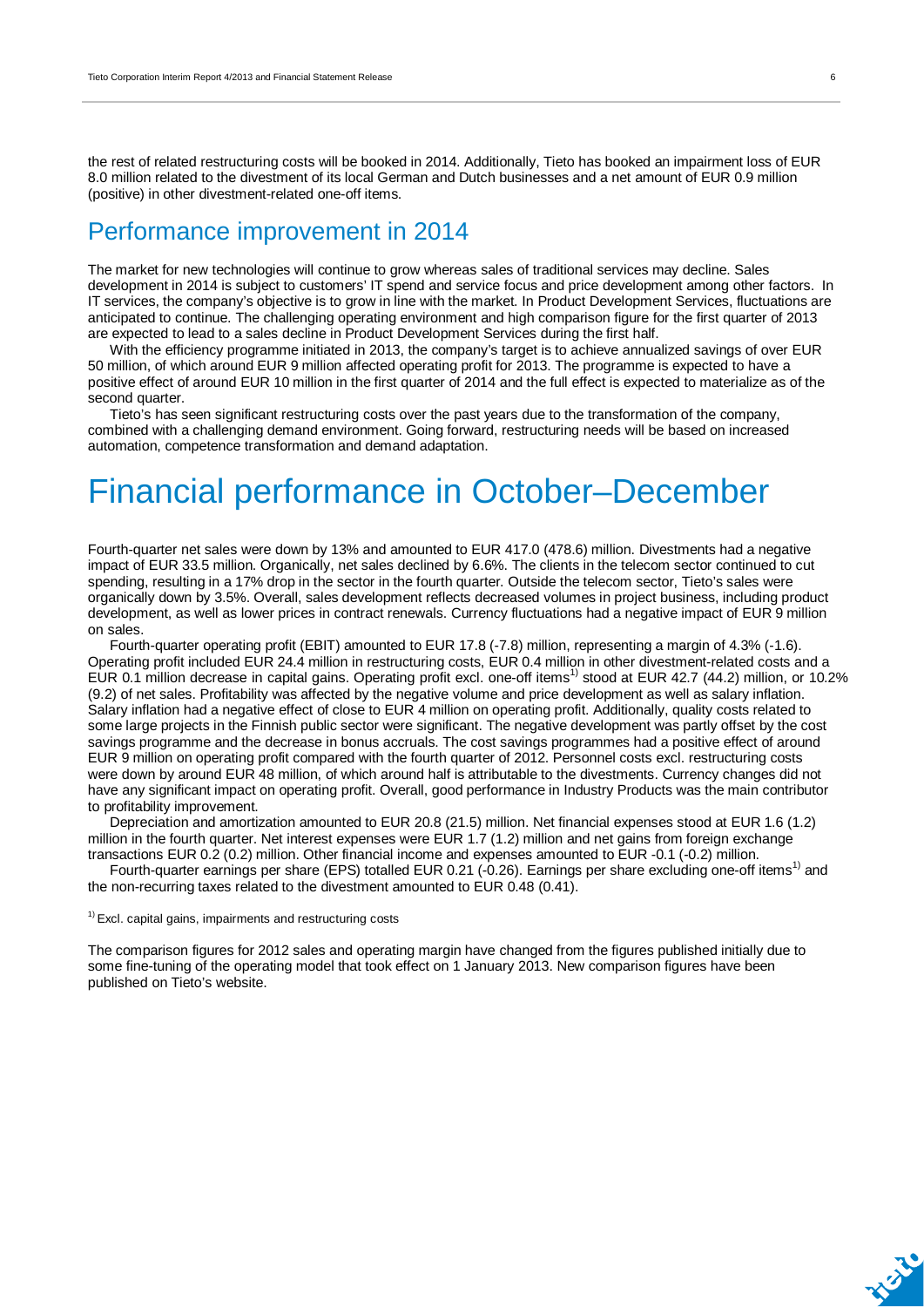the rest of related restructuring costs will be booked in 2014. Additionally, Tieto has booked an impairment loss of EUR 8.0 million related to the divestment of its local German and Dutch businesses and a net amount of EUR 0.9 million (positive) in other divestment-related one-off items.

## Performance improvement in 2014

The market for new technologies will continue to grow whereas sales of traditional services may decline. Sales development in 2014 is subject to customers' IT spend and service focus and price development among other factors. In IT services, the company's objective is to grow in line with the market. In Product Development Services, fluctuations are anticipated to continue. The challenging operating environment and high comparison figure for the first quarter of 2013 are expected to lead to a sales decline in Product Development Services during the first half.

With the efficiency programme initiated in 2013, the company's target is to achieve annualized savings of over EUR 50 million, of which around EUR 9 million affected operating profit for 2013. The programme is expected to have a positive effect of around EUR 10 million in the first quarter of 2014 and the full effect is expected to materialize as of the second quarter.

Tieto's has seen significant restructuring costs over the past years due to the transformation of the company, combined with a challenging demand environment. Going forward, restructuring needs will be based on increased automation, competence transformation and demand adaptation.

# Financial performance in October–December

Fourth-quarter net sales were down by 13% and amounted to EUR 417.0 (478.6) million. Divestments had a negative impact of EUR 33.5 million. Organically, net sales declined by 6.6%. The clients in the telecom sector continued to cut spending, resulting in a 17% drop in the sector in the fourth quarter. Outside the telecom sector, Tieto's sales were organically down by 3.5%. Overall, sales development reflects decreased volumes in project business, including product development, as well as lower prices in contract renewals. Currency fluctuations had a negative impact of EUR 9 million on sales.

Fourth-quarter operating profit (EBIT) amounted to EUR 17.8 (-7.8) million, representing a margin of 4.3% (-1.6). Operating profit included EUR 24.4 million in restructuring costs, EUR 0.4 million in other divestment-related costs and a EUR 0.1 million decrease in capital gains. Operating profit excl. one-off items[1] stood at EUR 42.7 (44.2) million, or 10.2% (9.2) of net sales. Profitability was affected by the negative volume and price development as well as salary inflation. Salary inflation had a negative effect of close to EUR 4 million on operating profit. Additionally, quality costs related to some large projects in the Finnish public sector were significant. The negative development was partly offset by the cost savings programme and the decrease in bonus accruals. The cost savings programmes had a positive effect of around EUR 9 million on operating profit compared with the fourth quarter of 2012. Personnel costs excl. restructuring costs were down by around EUR 48 million, of which around half is attributable to the divestments. Currency changes did not have any significant impact on operating profit. Overall, good performance in Industry Products was the main contributor to profitability improvement.

Depreciation and amortization amounted to EUR 20.8 (21.5) million. Net financial expenses stood at EUR 1.6 (1.2) million in the fourth quarter. Net interest expenses were EUR 1.7 (1.2) million and net gains from foreign exchange transactions EUR 0.2 (0.2) million. Other financial income and expenses amounted to EUR -0.1 (-0.2) million.

Fourth-quarter earnings per share (EPS) totalled EUR 0.21 (-0.26). Earnings per share excluding one-off items[1] and the non-recurring taxes related to the divestment amounted to EUR 0.48 (0.41).

[1] Excl. capital gains, impairments and restructuring costs

The comparison figures for 2012 sales and operating margin have changed from the figures published initially due to some fine-tuning of the operating model that took effect on 1 January 2013. New comparison figures have been published on Tieto's website.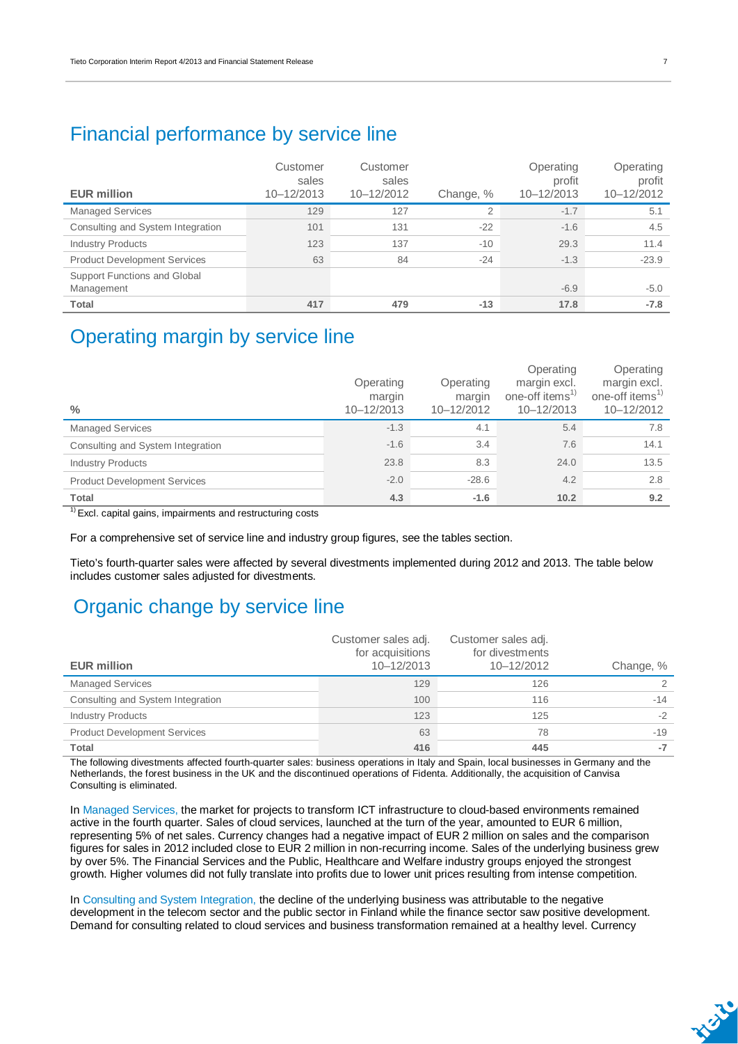## Financial performance by service line

| EUR million | Customer sales 10–12/2013 | Customer sales 10–12/2012 | Change, % | Operating profit 10–12/2013 | Operating profit 10–12/2012 |
|---|---|---|---|---|---|
| Managed Services | 129 | 127 | 2 | -1.7 | 5.1 |
| Consulting and System Integration | 101 | 131 | -22 | -1.6 | 4.5 |
| Industry Products | 123 | 137 | -10 | 29.3 | 11.4 |
| Product Development Services | 63 | 84 | -24 | -1.3 | -23.9 |
| Support Functions and Global Management | | | | -6.9 | -5.0 |
| **Total** | **417** | **479** | **-13** | **17.8** | **-7.8** |

## Operating margin by service line

| % | Operating margin 10–12/2013 | Operating margin 10–12/2012 | Operating margin excl. one-off items[1] 10–12/2013 | Operating margin excl. one-off items[1] 10–12/2012 |
|---|---|---|---|---|
| Managed Services | -1.3 | 4.1 | 5.4 | 7.8 |
| Consulting and System Integration | -1.6 | 3.4 | 7.6 | 14.1 |
| Industry Products | 23.8 | 8.3 | 24.0 | 13.5 |
| Product Development Services | -2.0 | -28.6 | 4.2 | 2.8 |
| **Total** | **4.3** | **-1.6** | **10.2** | **9.2** |

[1] Excl. capital gains, impairments and restructuring costs

For a comprehensive set of service line and industry group figures, see the tables section.

Tieto's fourth-quarter sales were affected by several divestments implemented during 2012 and 2013. The table below includes customer sales adjusted for divestments.

## Organic change by service line

| EUR million | Customer sales adj. for acquisitions 10–12/2013 | Customer sales adj. for divestments 10–12/2012 | Change, % |
|---|---|---|---|
| Managed Services | 129 | 126 | 2 |
| Consulting and System Integration | 100 | 116 | -14 |
| Industry Products | 123 | 125 | -2 |
| Product Development Services | 63 | 78 | -19 |
| **Total** | **416** | **445** | **-7** |

The following divestments affected fourth-quarter sales: business operations in Italy and Spain, local businesses in Germany and the Netherlands, the forest business in the UK and the discontinued operations of Fidenta. Additionally, the acquisition of Canvisa Consulting is eliminated.

In Managed Services, the market for projects to transform ICT infrastructure to cloud-based environments remained active in the fourth quarter. Sales of cloud services, launched at the turn of the year, amounted to EUR 6 million, representing 5% of net sales. Currency changes had a negative impact of EUR 2 million on sales and the comparison figures for sales in 2012 included close to EUR 2 million in non-recurring income. Sales of the underlying business grew by over 5%. The Financial Services and the Public, Healthcare and Welfare industry groups enjoyed the strongest growth. Higher volumes did not fully translate into profits due to lower unit prices resulting from intense competition.

In Consulting and System Integration, the decline of the underlying business was attributable to the negative development in the telecom sector and the public sector in Finland while the finance sector saw positive development. Demand for consulting related to cloud services and business transformation remained at a healthy level. Currency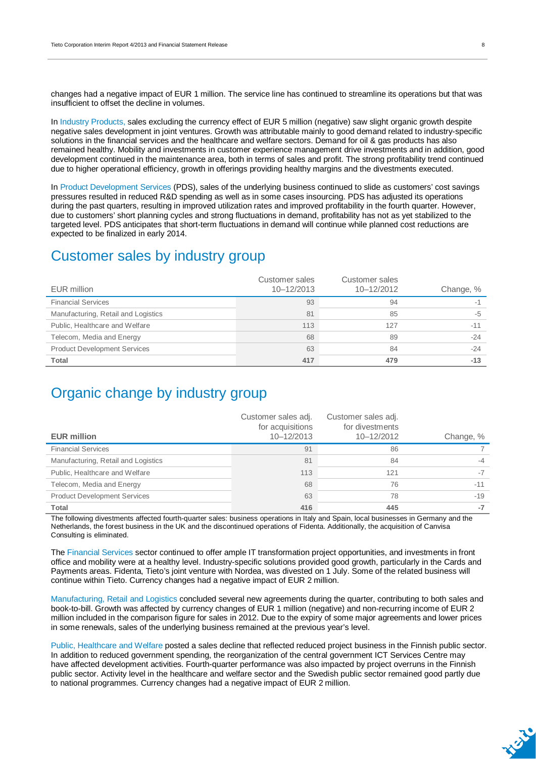changes had a negative impact of EUR 1 million. The service line has continued to streamline its operations but that was insufficient to offset the decline in volumes.

In Industry Products, sales excluding the currency effect of EUR 5 million (negative) saw slight organic growth despite negative sales development in joint ventures. Growth was attributable mainly to good demand related to industry-specific solutions in the financial services and the healthcare and welfare sectors. Demand for oil & gas products has also remained healthy. Mobility and investments in customer experience management drive investments and in addition, good development continued in the maintenance area, both in terms of sales and profit. The strong profitability trend continued due to higher operational efficiency, growth in offerings providing healthy margins and the divestments executed.

In Product Development Services (PDS), sales of the underlying business continued to slide as customers' cost savings pressures resulted in reduced R&D spending as well as in some cases insourcing. PDS has adjusted its operations during the past quarters, resulting in improved utilization rates and improved profitability in the fourth quarter. However, due to customers' short planning cycles and strong fluctuations in demand, profitability has not as yet stabilized to the targeted level. PDS anticipates that short-term fluctuations in demand will continue while planned cost reductions are expected to be finalized in early 2014.

# Customer sales by industry group

| EUR million | Customer sales 10–12/2013 | Customer sales 10–12/2012 | Change, % |
|---|---|---|---|
| Financial Services | 93 | 94 | -1 |
| Manufacturing, Retail and Logistics | 81 | 85 | -5 |
| Public, Healthcare and Welfare | 113 | 127 | -11 |
| Telecom, Media and Energy | 68 | 89 | -24 |
| Product Development Services | 63 | 84 | -24 |
| **Total** | **417** | **479** | **-13** |

# Organic change by industry group

| **EUR million** | Customer sales adj. for acquisitions 10–12/2013 | Customer sales adj. for divestments 10–12/2012 | Change, % |
|---|---|---|---|
| Financial Services | 91 | 86 | 7 |
| Manufacturing, Retail and Logistics | 81 | 84 | -4 |
| Public, Healthcare and Welfare | 113 | 121 | -7 |
| Telecom, Media and Energy | 68 | 76 | -11 |
| Product Development Services | 63 | 78 | -19 |
| **Total** | **416** | **445** | **-7** |

The following divestments affected fourth-quarter sales: business operations in Italy and Spain, local businesses in Germany and the Netherlands, the forest business in the UK and the discontinued operations of Fidenta. Additionally, the acquisition of Canvisa Consulting is eliminated.

The Financial Services sector continued to offer ample IT transformation project opportunities, and investments in front office and mobility were at a healthy level. Industry-specific solutions provided good growth, particularly in the Cards and Payments areas. Fidenta, Tieto's joint venture with Nordea, was divested on 1 July. Some of the related business will continue within Tieto. Currency changes had a negative impact of EUR 2 million.

Manufacturing, Retail and Logistics concluded several new agreements during the quarter, contributing to both sales and book-to-bill. Growth was affected by currency changes of EUR 1 million (negative) and non-recurring income of EUR 2 million included in the comparison figure for sales in 2012. Due to the expiry of some major agreements and lower prices in some renewals, sales of the underlying business remained at the previous year's level.

Public, Healthcare and Welfare posted a sales decline that reflected reduced project business in the Finnish public sector. In addition to reduced government spending, the reorganization of the central government ICT Services Centre may have affected development activities. Fourth-quarter performance was also impacted by project overruns in the Finnish public sector. Activity level in the healthcare and welfare sector and the Swedish public sector remained good partly due to national programmes. Currency changes had a negative impact of EUR 2 million.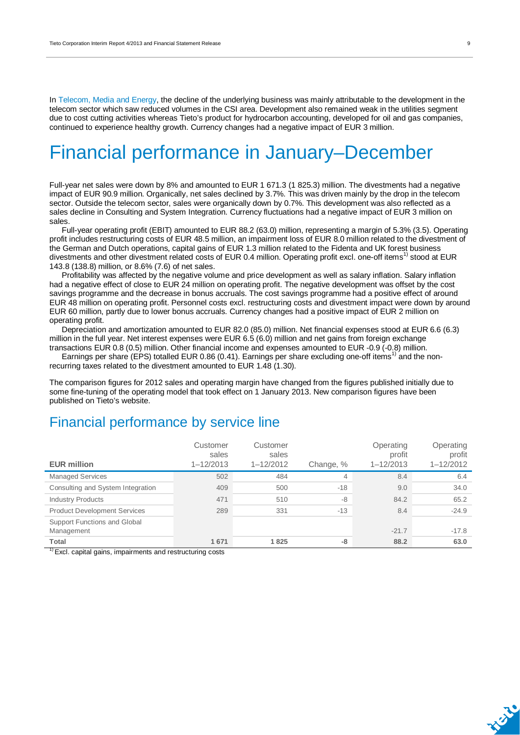In Telecom, Media and Energy, the decline of the underlying business was mainly attributable to the development in the telecom sector which saw reduced volumes in the CSI area. Development also remained weak in the utilities segment due to cost cutting activities whereas Tieto's product for hydrocarbon accounting, developed for oil and gas companies, continued to experience healthy growth. Currency changes had a negative impact of EUR 3 million.

# Financial performance in January–December

Full-year net sales were down by 8% and amounted to EUR 1 671.3 (1 825.3) million. The divestments had a negative impact of EUR 90.9 million. Organically, net sales declined by 3.7%. This was driven mainly by the drop in the telecom sector. Outside the telecom sector, sales were organically down by 0.7%. This development was also reflected as a sales decline in Consulting and System Integration. Currency fluctuations had a negative impact of EUR 3 million on sales.

Full-year operating profit (EBIT) amounted to EUR 88.2 (63.0) million, representing a margin of 5.3% (3.5). Operating profit includes restructuring costs of EUR 48.5 million, an impairment loss of EUR 8.0 million related to the divestment of the German and Dutch operations, capital gains of EUR 1.3 million related to the Fidenta and UK forest business divestments and other divestment related costs of EUR 0.4 million. Operating profit excl. one-off items[1] stood at EUR 143.8 (138.8) million, or 8.6% (7.6) of net sales.

Profitability was affected by the negative volume and price development as well as salary inflation. Salary inflation had a negative effect of close to EUR 24 million on operating profit. The negative development was offset by the cost savings programme and the decrease in bonus accruals. The cost savings programme had a positive effect of around EUR 48 million on operating profit. Personnel costs excl. restructuring costs and divestment impact were down by around EUR 60 million, partly due to lower bonus accruals. Currency changes had a positive impact of EUR 2 million on operating profit.

Depreciation and amortization amounted to EUR 82.0 (85.0) million. Net financial expenses stood at EUR 6.6 (6.3) million in the full year. Net interest expenses were EUR 6.5 (6.0) million and net gains from foreign exchange transactions EUR 0.8 (0.5) million. Other financial income and expenses amounted to EUR -0.9 (-0.8) million.

Earnings per share (EPS) totalled EUR 0.86 (0.41). Earnings per share excluding one-off items[1] and the non-recurring taxes related to the divestment amounted to EUR 1.48 (1.30).

The comparison figures for 2012 sales and operating margin have changed from the figures published initially due to some fine-tuning of the operating model that took effect on 1 January 2013. New comparison figures have been published on Tieto's website.

## Financial performance by service line

| EUR million | Customer sales 1–12/2013 | Customer sales 1–12/2012 | Change, % | Operating profit 1–12/2013 | Operating profit 1–12/2012 |
|---|---|---|---|---|---|
| Managed Services | 502 | 484 | 4 | 8.4 | 6.4 |
| Consulting and System Integration | 409 | 500 | -18 | 9.0 | 34.0 |
| Industry Products | 471 | 510 | -8 | 84.2 | 65.2 |
| Product Development Services | 289 | 331 | -13 | 8.4 | -24.9 |
| Support Functions and Global Management | | | | -21.7 | -17.8 |
| **Total** | **1 671** | **1 825** | **-8** | **88.2** | **63.0** |

[1] Excl. capital gains, impairments and restructuring costs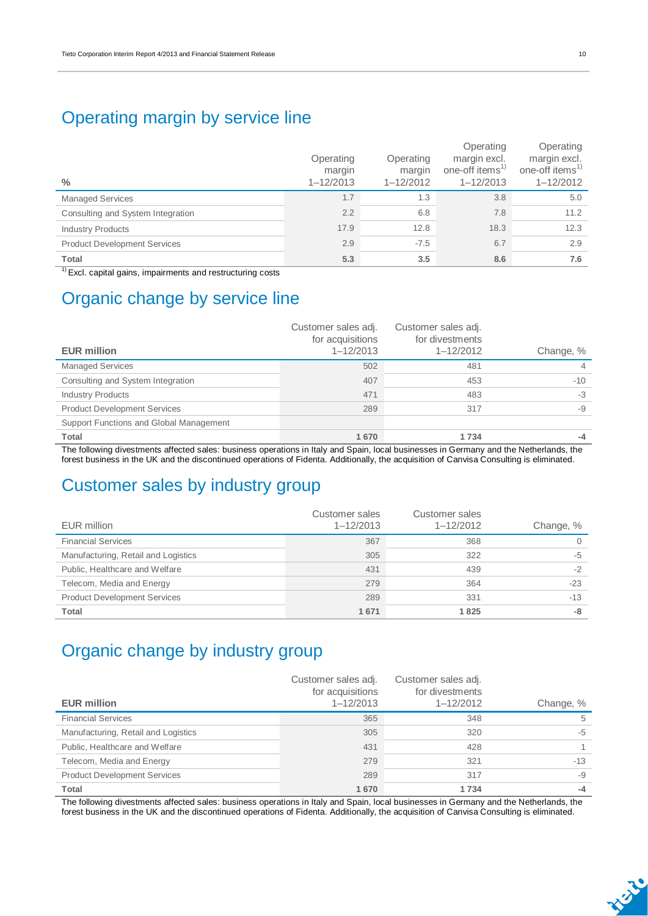## Operating margin by service line

| % | Operating margin 1–12/2013 | Operating margin 1–12/2012 | Operating margin excl. one-off items[1] 1–12/2013 | Operating margin excl. one-off items[1] 1–12/2012 |
|---|---|---|---|---|
| Managed Services | 1.7 | 1.3 | 3.8 | 5.0 |
| Consulting and System Integration | 2.2 | 6.8 | 7.8 | 11.2 |
| Industry Products | 17.9 | 12.8 | 18.3 | 12.3 |
| Product Development Services | 2.9 | -7.5 | 6.7 | 2.9 |
| **Total** | **5.3** | **3.5** | **8.6** | **7.6** |

[1] Excl. capital gains, impairments and restructuring costs

## Organic change by service line

| **EUR million** | Customer sales adj. for acquisitions 1–12/2013 | Customer sales adj. for divestments 1–12/2012 | Change, % |
|---|---|---|---|
| Managed Services | 502 | 481 | 4 |
| Consulting and System Integration | 407 | 453 | -10 |
| Industry Products | 471 | 483 | -3 |
| Product Development Services | 289 | 317 | -9 |
| Support Functions and Global Management | | | |
| **Total** | **1 670** | **1 734** | **-4** |

The following divestments affected sales: business operations in Italy and Spain, local businesses in Germany and the Netherlands, the forest business in the UK and the discontinued operations of Fidenta. Additionally, the acquisition of Canvisa Consulting is eliminated.

## Customer sales by industry group

| EUR million | Customer sales 1–12/2013 | Customer sales 1–12/2012 | Change, % |
|---|---|---|---|
| Financial Services | 367 | 368 | 0 |
| Manufacturing, Retail and Logistics | 305 | 322 | -5 |
| Public, Healthcare and Welfare | 431 | 439 | -2 |
| Telecom, Media and Energy | 279 | 364 | -23 |
| Product Development Services | 289 | 331 | -13 |
| **Total** | **1 671** | **1 825** | **-8** |

## Organic change by industry group

| **EUR million** | Customer sales adj. for acquisitions 1–12/2013 | Customer sales adj. for divestments 1–12/2012 | Change, % |
|---|---|---|---|
| Financial Services | 365 | 348 | 5 |
| Manufacturing, Retail and Logistics | 305 | 320 | -5 |
| Public, Healthcare and Welfare | 431 | 428 | 1 |
| Telecom, Media and Energy | 279 | 321 | -13 |
| Product Development Services | 289 | 317 | -9 |
| **Total** | **1 670** | **1 734** | **-4** |

The following divestments affected sales: business operations in Italy and Spain, local businesses in Germany and the Netherlands, the forest business in the UK and the discontinued operations of Fidenta. Additionally, the acquisition of Canvisa Consulting is eliminated.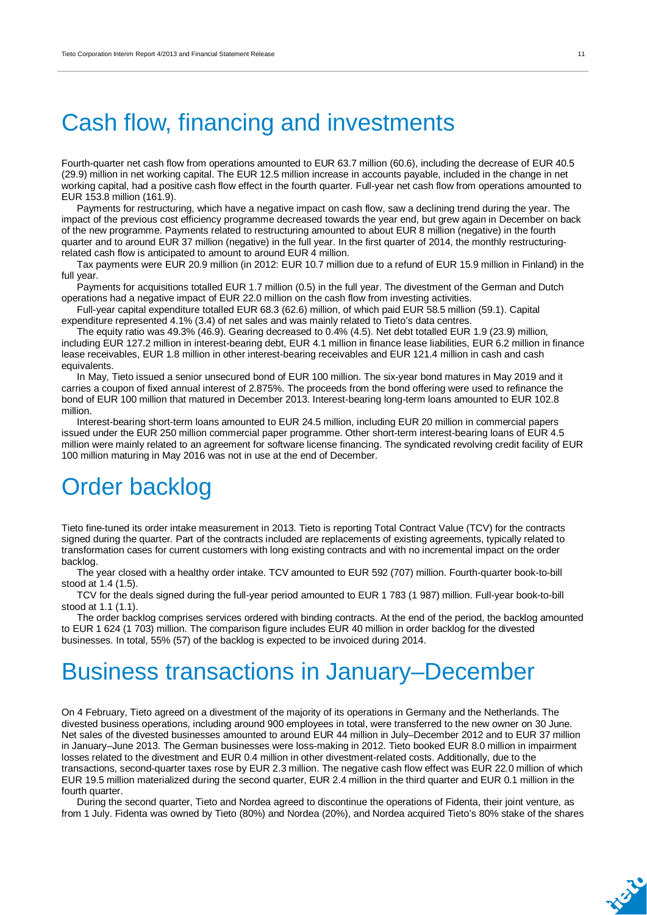# Cash flow, financing and investments

Fourth-quarter net cash flow from operations amounted to EUR 63.7 million (60.6), including the decrease of EUR 40.5 (29.9) million in net working capital. The EUR 12.5 million increase in accounts payable, included in the change in net working capital, had a positive cash flow effect in the fourth quarter. Full-year net cash flow from operations amounted to EUR 153.8 million (161.9).

Payments for restructuring, which have a negative impact on cash flow, saw a declining trend during the year. The impact of the previous cost efficiency programme decreased towards the year end, but grew again in December on back of the new programme. Payments related to restructuring amounted to about EUR 8 million (negative) in the fourth quarter and to around EUR 37 million (negative) in the full year. In the first quarter of 2014, the monthly restructuring-related cash flow is anticipated to amount to around EUR 4 million.

Tax payments were EUR 20.9 million (in 2012: EUR 10.7 million due to a refund of EUR 15.9 million in Finland) in the full year.

Payments for acquisitions totalled EUR 1.7 million (0.5) in the full year. The divestment of the German and Dutch operations had a negative impact of EUR 22.0 million on the cash flow from investing activities.

Full-year capital expenditure totalled EUR 68.3 (62.6) million, of which paid EUR 58.5 million (59.1). Capital expenditure represented 4.1% (3.4) of net sales and was mainly related to Tieto's data centres.

The equity ratio was 49.3% (46.9). Gearing decreased to 0.4% (4.5). Net debt totalled EUR 1.9 (23.9) million, including EUR 127.2 million in interest-bearing debt, EUR 4.1 million in finance lease liabilities, EUR 6.2 million in finance lease receivables, EUR 1.8 million in other interest-bearing receivables and EUR 121.4 million in cash and cash equivalents.

In May, Tieto issued a senior unsecured bond of EUR 100 million. The six-year bond matures in May 2019 and it carries a coupon of fixed annual interest of 2.875%. The proceeds from the bond offering were used to refinance the bond of EUR 100 million that matured in December 2013. Interest-bearing long-term loans amounted to EUR 102.8 million.

Interest-bearing short-term loans amounted to EUR 24.5 million, including EUR 20 million in commercial papers issued under the EUR 250 million commercial paper programme. Other short-term interest-bearing loans of EUR 4.5 million were mainly related to an agreement for software license financing. The syndicated revolving credit facility of EUR 100 million maturing in May 2016 was not in use at the end of December.

# Order backlog

Tieto fine-tuned its order intake measurement in 2013. Tieto is reporting Total Contract Value (TCV) for the contracts signed during the quarter. Part of the contracts included are replacements of existing agreements, typically related to transformation cases for current customers with long existing contracts and with no incremental impact on the order backlog.

The year closed with a healthy order intake. TCV amounted to EUR 592 (707) million. Fourth-quarter book-to-bill stood at 1.4 (1.5).

TCV for the deals signed during the full-year period amounted to EUR 1 783 (1 987) million. Full-year book-to-bill stood at 1.1 (1.1).

The order backlog comprises services ordered with binding contracts. At the end of the period, the backlog amounted to EUR 1 624 (1 703) million. The comparison figure includes EUR 40 million in order backlog for the divested businesses. In total, 55% (57) of the backlog is expected to be invoiced during 2014.

# Business transactions in January–December

On 4 February, Tieto agreed on a divestment of the majority of its operations in Germany and the Netherlands. The divested business operations, including around 900 employees in total, were transferred to the new owner on 30 June. Net sales of the divested businesses amounted to around EUR 44 million in July–December 2012 and to EUR 37 million in January–June 2013. The German businesses were loss-making in 2012. Tieto booked EUR 8.0 million in impairment losses related to the divestment and EUR 0.4 million in other divestment-related costs. Additionally, due to the transactions, second-quarter taxes rose by EUR 2.3 million. The negative cash flow effect was EUR 22.0 million of which EUR 19.5 million materialized during the second quarter, EUR 2.4 million in the third quarter and EUR 0.1 million in the fourth quarter.

During the second quarter, Tieto and Nordea agreed to discontinue the operations of Fidenta, their joint venture, as from 1 July. Fidenta was owned by Tieto (80%) and Nordea (20%), and Nordea acquired Tieto's 80% stake of the shares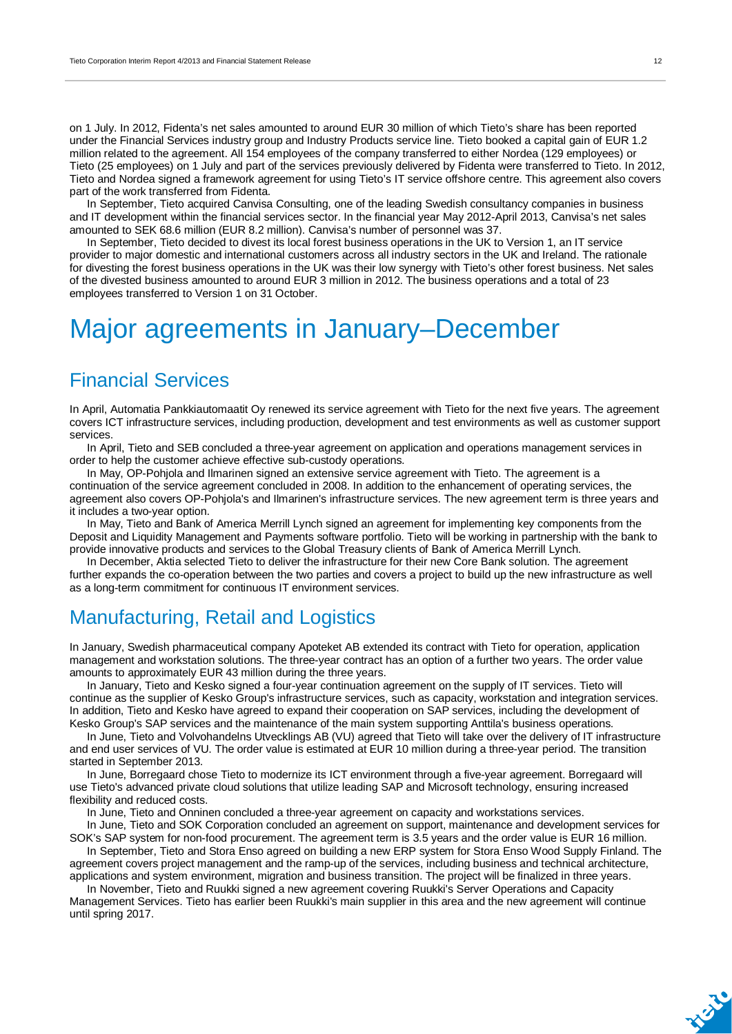on 1 July. In 2012, Fidenta's net sales amounted to around EUR 30 million of which Tieto's share has been reported under the Financial Services industry group and Industry Products service line. Tieto booked a capital gain of EUR 1.2 million related to the agreement. All 154 employees of the company transferred to either Nordea (129 employees) or Tieto (25 employees) on 1 July and part of the services previously delivered by Fidenta were transferred to Tieto. In 2012, Tieto and Nordea signed a framework agreement for using Tieto's IT service offshore centre. This agreement also covers part of the work transferred from Fidenta.

In September, Tieto acquired Canvisa Consulting, one of the leading Swedish consultancy companies in business and IT development within the financial services sector. In the financial year May 2012-April 2013, Canvisa's net sales amounted to SEK 68.6 million (EUR 8.2 million). Canvisa's number of personnel was 37.

In September, Tieto decided to divest its local forest business operations in the UK to Version 1, an IT service provider to major domestic and international customers across all industry sectors in the UK and Ireland. The rationale for divesting the forest business operations in the UK was their low synergy with Tieto's other forest business. Net sales of the divested business amounted to around EUR 3 million in 2012. The business operations and a total of 23 employees transferred to Version 1 on 31 October.

# Major agreements in January–December

## Financial Services

In April, Automatia Pankkiautomaatit Oy renewed its service agreement with Tieto for the next five years. The agreement covers ICT infrastructure services, including production, development and test environments as well as customer support services.

In April, Tieto and SEB concluded a three-year agreement on application and operations management services in order to help the customer achieve effective sub-custody operations.

In May, OP-Pohjola and Ilmarinen signed an extensive service agreement with Tieto. The agreement is a continuation of the service agreement concluded in 2008. In addition to the enhancement of operating services, the agreement also covers OP-Pohjola's and Ilmarinen's infrastructure services. The new agreement term is three years and it includes a two-year option.

In May, Tieto and Bank of America Merrill Lynch signed an agreement for implementing key components from the Deposit and Liquidity Management and Payments software portfolio. Tieto will be working in partnership with the bank to provide innovative products and services to the Global Treasury clients of Bank of America Merrill Lynch.

In December, Aktia selected Tieto to deliver the infrastructure for their new Core Bank solution. The agreement further expands the co-operation between the two parties and covers a project to build up the new infrastructure as well as a long-term commitment for continuous IT environment services.

## Manufacturing, Retail and Logistics

In January, Swedish pharmaceutical company Apoteket AB extended its contract with Tieto for operation, application management and workstation solutions. The three-year contract has an option of a further two years. The order value amounts to approximately EUR 43 million during the three years.

In January, Tieto and Kesko signed a four-year continuation agreement on the supply of IT services. Tieto will continue as the supplier of Kesko Group's infrastructure services, such as capacity, workstation and integration services. In addition, Tieto and Kesko have agreed to expand their cooperation on SAP services, including the development of Kesko Group's SAP services and the maintenance of the main system supporting Anttila's business operations.

In June, Tieto and Volvohandelns Utvecklings AB (VU) agreed that Tieto will take over the delivery of IT infrastructure and end user services of VU. The order value is estimated at EUR 10 million during a three-year period. The transition started in September 2013.

In June, Borregaard chose Tieto to modernize its ICT environment through a five-year agreement. Borregaard will use Tieto's advanced private cloud solutions that utilize leading SAP and Microsoft technology, ensuring increased flexibility and reduced costs.

In June, Tieto and Onninen concluded a three-year agreement on capacity and workstations services.

In June, Tieto and SOK Corporation concluded an agreement on support, maintenance and development services for SOK's SAP system for non-food procurement. The agreement term is 3.5 years and the order value is EUR 16 million.

In September, Tieto and Stora Enso agreed on building a new ERP system for Stora Enso Wood Supply Finland. The agreement covers project management and the ramp-up of the services, including business and technical architecture, applications and system environment, migration and business transition. The project will be finalized in three years.

In November, Tieto and Ruukki signed a new agreement covering Ruukki's Server Operations and Capacity Management Services. Tieto has earlier been Ruukki's main supplier in this area and the new agreement will continue until spring 2017.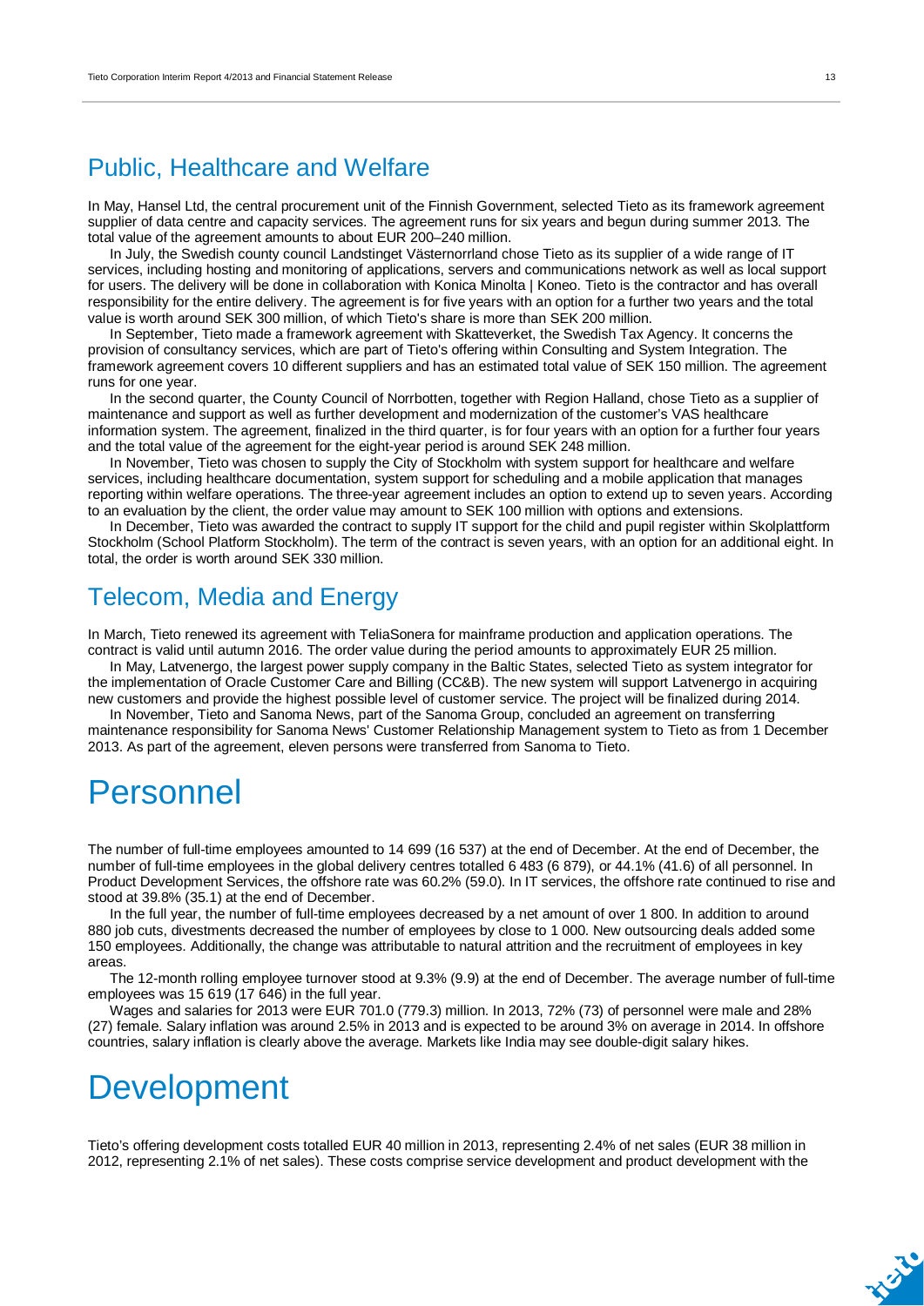## Public, Healthcare and Welfare

In May, Hansel Ltd, the central procurement unit of the Finnish Government, selected Tieto as its framework agreement supplier of data centre and capacity services. The agreement runs for six years and begun during summer 2013. The total value of the agreement amounts to about EUR 200–240 million.

In July, the Swedish county council Landstinget Västernorrland chose Tieto as its supplier of a wide range of IT services, including hosting and monitoring of applications, servers and communications network as well as local support for users. The delivery will be done in collaboration with Konica Minolta | Koneo. Tieto is the contractor and has overall responsibility for the entire delivery. The agreement is for five years with an option for a further two years and the total value is worth around SEK 300 million, of which Tieto's share is more than SEK 200 million.

In September, Tieto made a framework agreement with Skatteverket, the Swedish Tax Agency. It concerns the provision of consultancy services, which are part of Tieto's offering within Consulting and System Integration. The framework agreement covers 10 different suppliers and has an estimated total value of SEK 150 million. The agreement runs for one year.

In the second quarter, the County Council of Norrbotten, together with Region Halland, chose Tieto as a supplier of maintenance and support as well as further development and modernization of the customer's VAS healthcare information system. The agreement, finalized in the third quarter, is for four years with an option for a further four years and the total value of the agreement for the eight-year period is around SEK 248 million.

In November, Tieto was chosen to supply the City of Stockholm with system support for healthcare and welfare services, including healthcare documentation, system support for scheduling and a mobile application that manages reporting within welfare operations. The three-year agreement includes an option to extend up to seven years. According to an evaluation by the client, the order value may amount to SEK 100 million with options and extensions.

In December, Tieto was awarded the contract to supply IT support for the child and pupil register within Skolplattform Stockholm (School Platform Stockholm). The term of the contract is seven years, with an option for an additional eight. In total, the order is worth around SEK 330 million.

## Telecom, Media and Energy

In March, Tieto renewed its agreement with TeliaSonera for mainframe production and application operations. The contract is valid until autumn 2016. The order value during the period amounts to approximately EUR 25 million.

In May, Latvenergo, the largest power supply company in the Baltic States, selected Tieto as system integrator for the implementation of Oracle Customer Care and Billing (CC&B). The new system will support Latvenergo in acquiring new customers and provide the highest possible level of customer service. The project will be finalized during 2014.

In November, Tieto and Sanoma News, part of the Sanoma Group, concluded an agreement on transferring maintenance responsibility for Sanoma News' Customer Relationship Management system to Tieto as from 1 December 2013. As part of the agreement, eleven persons were transferred from Sanoma to Tieto.

# Personnel

The number of full-time employees amounted to 14 699 (16 537) at the end of December. At the end of December, the number of full-time employees in the global delivery centres totalled 6 483 (6 879), or 44.1% (41.6) of all personnel. In Product Development Services, the offshore rate was 60.2% (59.0). In IT services, the offshore rate continued to rise and stood at 39.8% (35.1) at the end of December.

In the full year, the number of full-time employees decreased by a net amount of over 1 800. In addition to around 880 job cuts, divestments decreased the number of employees by close to 1 000. New outsourcing deals added some 150 employees. Additionally, the change was attributable to natural attrition and the recruitment of employees in key areas.

The 12-month rolling employee turnover stood at 9.3% (9.9) at the end of December. The average number of full-time employees was 15 619 (17 646) in the full year.

Wages and salaries for 2013 were EUR 701.0 (779.3) million. In 2013, 72% (73) of personnel were male and 28% (27) female. Salary inflation was around 2.5% in 2013 and is expected to be around 3% on average in 2014. In offshore countries, salary inflation is clearly above the average. Markets like India may see double-digit salary hikes.

# Development

Tieto's offering development costs totalled EUR 40 million in 2013, representing 2.4% of net sales (EUR 38 million in 2012, representing 2.1% of net sales). These costs comprise service development and product development with the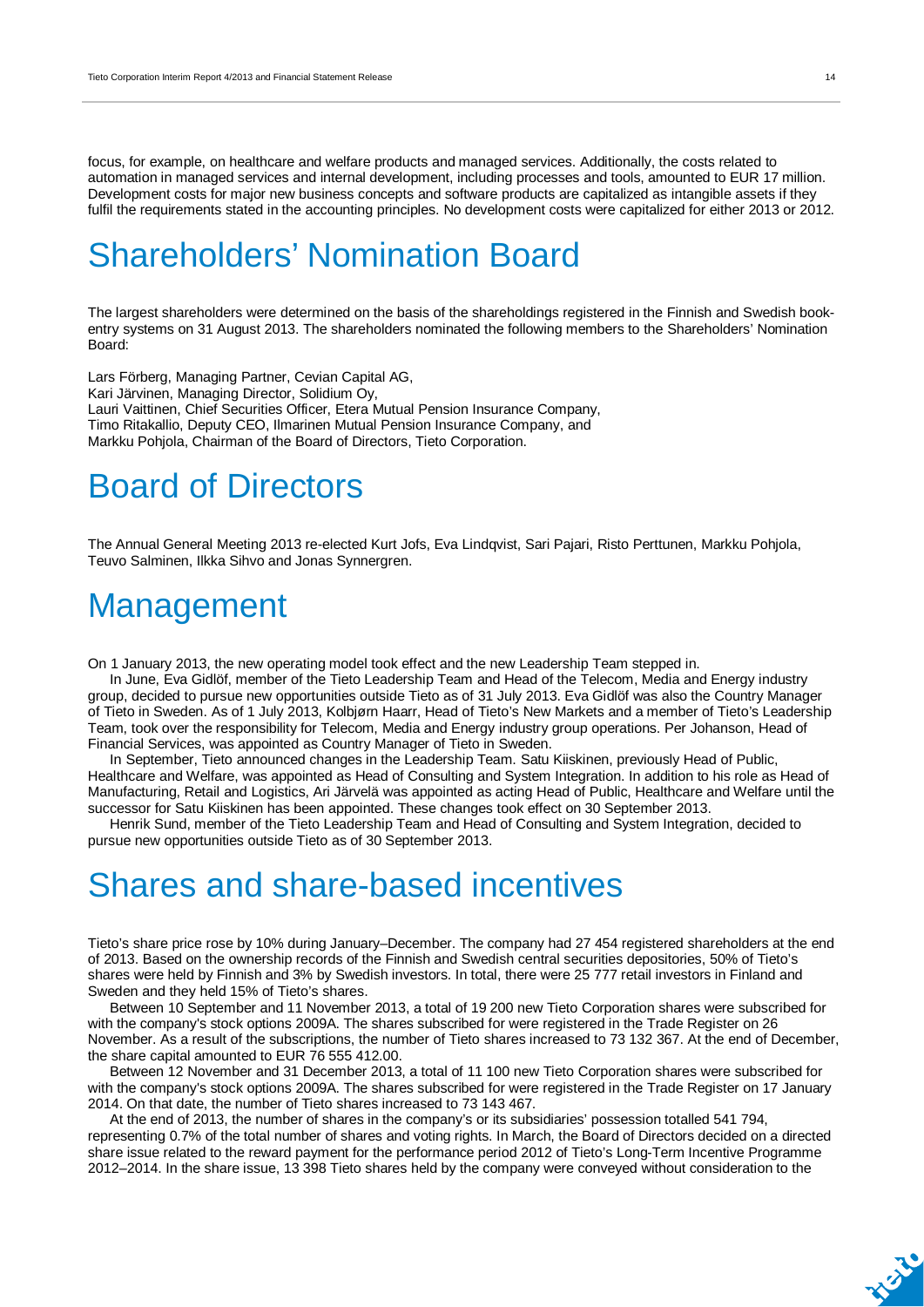focus, for example, on healthcare and welfare products and managed services. Additionally, the costs related to automation in managed services and internal development, including processes and tools, amounted to EUR 17 million. Development costs for major new business concepts and software products are capitalized as intangible assets if they fulfil the requirements stated in the accounting principles. No development costs were capitalized for either 2013 or 2012.

# Shareholders' Nomination Board

The largest shareholders were determined on the basis of the shareholdings registered in the Finnish and Swedish book-entry systems on 31 August 2013. The shareholders nominated the following members to the Shareholders' Nomination Board:

Lars Förberg, Managing Partner, Cevian Capital AG,
Kari Järvinen, Managing Director, Solidium Oy,
Lauri Vaittinen, Chief Securities Officer, Etera Mutual Pension Insurance Company,
Timo Ritakallio, Deputy CEO, Ilmarinen Mutual Pension Insurance Company, and
Markku Pohjola, Chairman of the Board of Directors, Tieto Corporation.

# Board of Directors

The Annual General Meeting 2013 re-elected Kurt Jofs, Eva Lindqvist, Sari Pajari, Risto Perttunen, Markku Pohjola, Teuvo Salminen, Ilkka Sihvo and Jonas Synnergren.

# Management

On 1 January 2013, the new operating model took effect and the new Leadership Team stepped in.

In June, Eva Gidlöf, member of the Tieto Leadership Team and Head of the Telecom, Media and Energy industry group, decided to pursue new opportunities outside Tieto as of 31 July 2013. Eva Gidlöf was also the Country Manager of Tieto in Sweden. As of 1 July 2013, Kolbjørn Haarr, Head of Tieto's New Markets and a member of Tieto's Leadership Team, took over the responsibility for Telecom, Media and Energy industry group operations. Per Johanson, Head of Financial Services, was appointed as Country Manager of Tieto in Sweden.

In September, Tieto announced changes in the Leadership Team. Satu Kiiskinen, previously Head of Public, Healthcare and Welfare, was appointed as Head of Consulting and System Integration. In addition to his role as Head of Manufacturing, Retail and Logistics, Ari Järvelä was appointed as acting Head of Public, Healthcare and Welfare until the successor for Satu Kiiskinen has been appointed. These changes took effect on 30 September 2013.

Henrik Sund, member of the Tieto Leadership Team and Head of Consulting and System Integration, decided to pursue new opportunities outside Tieto as of 30 September 2013.

# Shares and share-based incentives

Tieto's share price rose by 10% during January–December. The company had 27 454 registered shareholders at the end of 2013. Based on the ownership records of the Finnish and Swedish central securities depositories, 50% of Tieto's shares were held by Finnish and 3% by Swedish investors. In total, there were 25 777 retail investors in Finland and Sweden and they held 15% of Tieto's shares.

Between 10 September and 11 November 2013, a total of 19 200 new Tieto Corporation shares were subscribed for with the company's stock options 2009A. The shares subscribed for were registered in the Trade Register on 26 November. As a result of the subscriptions, the number of Tieto shares increased to 73 132 367. At the end of December, the share capital amounted to EUR 76 555 412.00.

Between 12 November and 31 December 2013, a total of 11 100 new Tieto Corporation shares were subscribed for with the company's stock options 2009A. The shares subscribed for were registered in the Trade Register on 17 January 2014. On that date, the number of Tieto shares increased to 73 143 467.

At the end of 2013, the number of shares in the company's or its subsidiaries' possession totalled 541 794, representing 0.7% of the total number of shares and voting rights. In March, the Board of Directors decided on a directed share issue related to the reward payment for the performance period 2012 of Tieto's Long-Term Incentive Programme 2012–2014. In the share issue, 13 398 Tieto shares held by the company were conveyed without consideration to the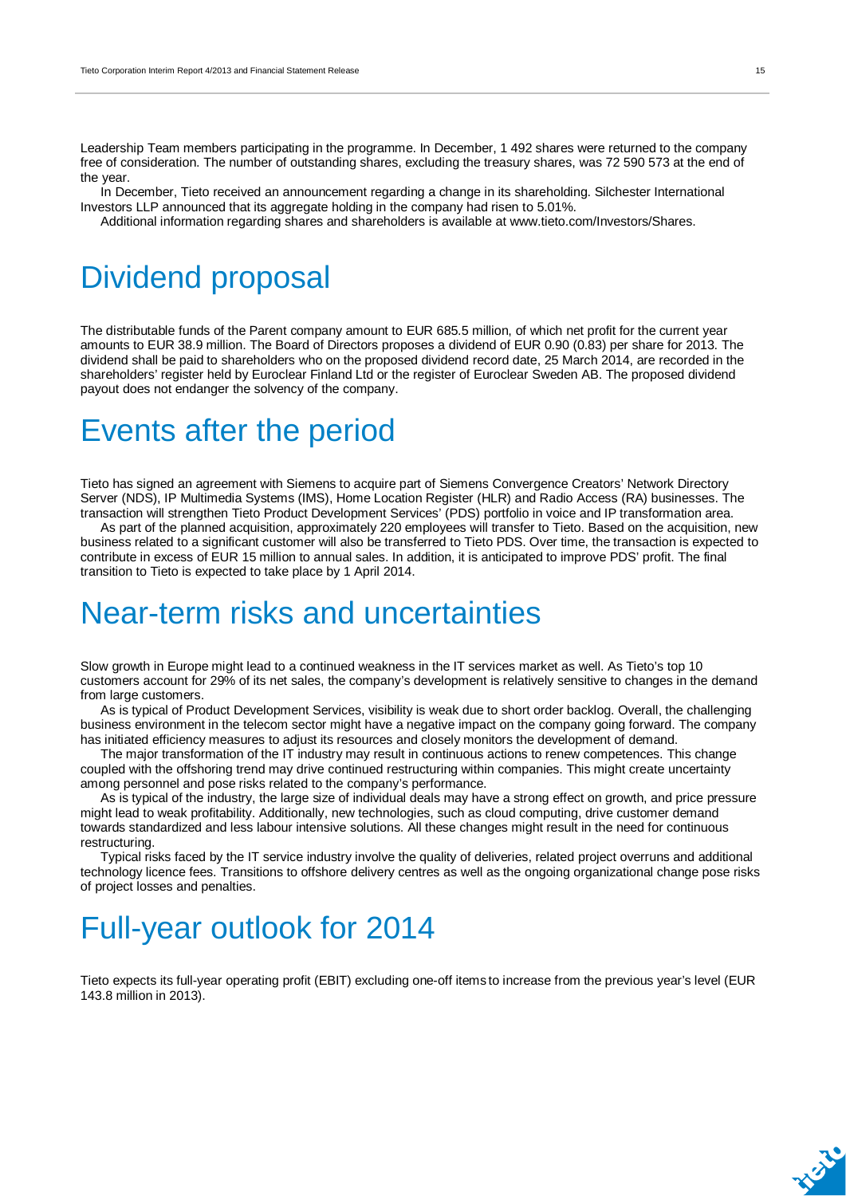Leadership Team members participating in the programme. In December, 1 492 shares were returned to the company free of consideration. The number of outstanding shares, excluding the treasury shares, was 72 590 573 at the end of the year.

In December, Tieto received an announcement regarding a change in its shareholding. Silchester International Investors LLP announced that its aggregate holding in the company had risen to 5.01%.

Additional information regarding shares and shareholders is available at www.tieto.com/Investors/Shares.

# Dividend proposal

The distributable funds of the Parent company amount to EUR 685.5 million, of which net profit for the current year amounts to EUR 38.9 million. The Board of Directors proposes a dividend of EUR 0.90 (0.83) per share for 2013. The dividend shall be paid to shareholders who on the proposed dividend record date, 25 March 2014, are recorded in the shareholders' register held by Euroclear Finland Ltd or the register of Euroclear Sweden AB. The proposed dividend payout does not endanger the solvency of the company.

# Events after the period

Tieto has signed an agreement with Siemens to acquire part of Siemens Convergence Creators' Network Directory Server (NDS), IP Multimedia Systems (IMS), Home Location Register (HLR) and Radio Access (RA) businesses. The transaction will strengthen Tieto Product Development Services' (PDS) portfolio in voice and IP transformation area.

As part of the planned acquisition, approximately 220 employees will transfer to Tieto. Based on the acquisition, new business related to a significant customer will also be transferred to Tieto PDS. Over time, the transaction is expected to contribute in excess of EUR 15 million to annual sales. In addition, it is anticipated to improve PDS' profit. The final transition to Tieto is expected to take place by 1 April 2014.

# Near-term risks and uncertainties

Slow growth in Europe might lead to a continued weakness in the IT services market as well. As Tieto's top 10 customers account for 29% of its net sales, the company's development is relatively sensitive to changes in the demand from large customers.

As is typical of Product Development Services, visibility is weak due to short order backlog. Overall, the challenging business environment in the telecom sector might have a negative impact on the company going forward. The company has initiated efficiency measures to adjust its resources and closely monitors the development of demand.

The major transformation of the IT industry may result in continuous actions to renew competences. This change coupled with the offshoring trend may drive continued restructuring within companies. This might create uncertainty among personnel and pose risks related to the company's performance.

As is typical of the industry, the large size of individual deals may have a strong effect on growth, and price pressure might lead to weak profitability. Additionally, new technologies, such as cloud computing, drive customer demand towards standardized and less labour intensive solutions. All these changes might result in the need for continuous restructuring.

Typical risks faced by the IT service industry involve the quality of deliveries, related project overruns and additional technology licence fees. Transitions to offshore delivery centres as well as the ongoing organizational change pose risks of project losses and penalties.

# Full-year outlook for 2014

Tieto expects its full-year operating profit (EBIT) excluding one-off items to increase from the previous year's level (EUR 143.8 million in 2013).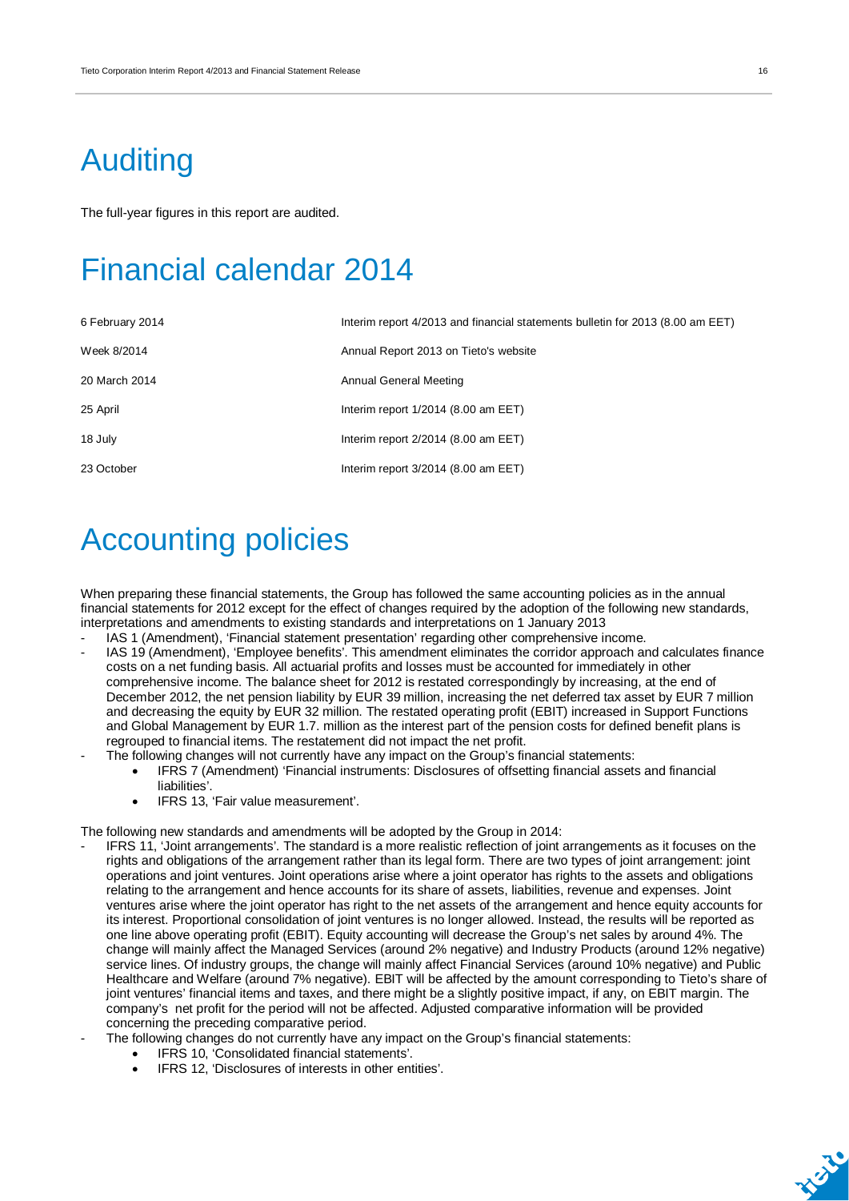# Auditing

The full-year figures in this report are audited.

# Financial calendar 2014

| | |
|---|---|
| 6 February 2014 | Interim report 4/2013 and financial statements bulletin for 2013 (8.00 am EET) |
| Week 8/2014 | Annual Report 2013 on Tieto's website |
| 20 March 2014 | Annual General Meeting |
| 25 April | Interim report 1/2014 (8.00 am EET) |
| 18 July | Interim report 2/2014 (8.00 am EET) |
| 23 October | Interim report 3/2014 (8.00 am EET) |

# Accounting policies

When preparing these financial statements, the Group has followed the same accounting policies as in the annual financial statements for 2012 except for the effect of changes required by the adoption of the following new standards, interpretations and amendments to existing standards and interpretations on 1 January 2013

- IAS 1 (Amendment), 'Financial statement presentation' regarding other comprehensive income.
- IAS 19 (Amendment), 'Employee benefits'. This amendment eliminates the corridor approach and calculates finance costs on a net funding basis. All actuarial profits and losses must be accounted for immediately in other comprehensive income. The balance sheet for 2012 is restated correspondingly by increasing, at the end of December 2012, the net pension liability by EUR 39 million, increasing the net deferred tax asset by EUR 7 million and decreasing the equity by EUR 32 million. The restated operating profit (EBIT) increased in Support Functions and Global Management by EUR 1.7. million as the interest part of the pension costs for defined benefit plans is regrouped to financial items. The restatement did not impact the net profit.
- The following changes will not currently have any impact on the Group's financial statements:
  - IFRS 7 (Amendment) 'Financial instruments: Disclosures of offsetting financial assets and financial liabilities'.
  - IFRS 13, 'Fair value measurement'.

The following new standards and amendments will be adopted by the Group in 2014:

- IFRS 11, 'Joint arrangements'. The standard is a more realistic reflection of joint arrangements as it focuses on the rights and obligations of the arrangement rather than its legal form. There are two types of joint arrangement: joint operations and joint ventures. Joint operations arise where a joint operator has rights to the assets and obligations relating to the arrangement and hence accounts for its share of assets, liabilities, revenue and expenses. Joint ventures arise where the joint operator has right to the net assets of the arrangement and hence equity accounts for its interest. Proportional consolidation of joint ventures is no longer allowed. Instead, the results will be reported as one line above operating profit (EBIT). Equity accounting will decrease the Group's net sales by around 4%. The change will mainly affect the Managed Services (around 2% negative) and Industry Products (around 12% negative) service lines. Of industry groups, the change will mainly affect Financial Services (around 10% negative) and Public Healthcare and Welfare (around 7% negative). EBIT will be affected by the amount corresponding to Tieto's share of joint ventures' financial items and taxes, and there might be a slightly positive impact, if any, on EBIT margin. The company's net profit for the period will not be affected. Adjusted comparative information will be provided concerning the preceding comparative period.
- The following changes do not currently have any impact on the Group's financial statements:
  - IFRS 10, 'Consolidated financial statements'.
  - IFRS 12, 'Disclosures of interests in other entities'.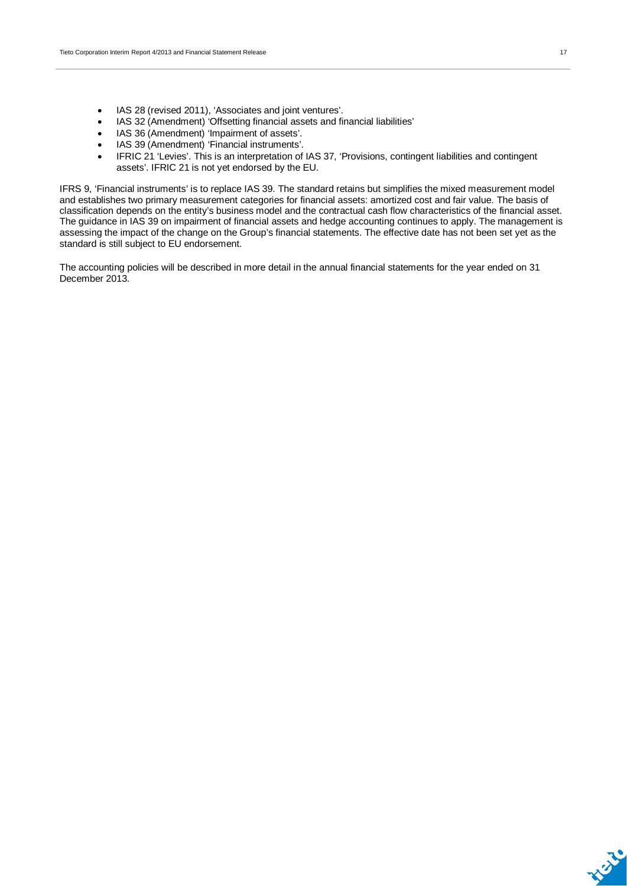- IAS 28 (revised 2011), 'Associates and joint ventures'.
- IAS 32 (Amendment) 'Offsetting financial assets and financial liabilities'
- IAS 36 (Amendment) 'Impairment of assets'.
- IAS 39 (Amendment) 'Financial instruments'.
- IFRIC 21 'Levies'. This is an interpretation of IAS 37, 'Provisions, contingent liabilities and contingent assets'. IFRIC 21 is not yet endorsed by the EU.

IFRS 9, 'Financial instruments' is to replace IAS 39. The standard retains but simplifies the mixed measurement model and establishes two primary measurement categories for financial assets: amortized cost and fair value. The basis of classification depends on the entity's business model and the contractual cash flow characteristics of the financial asset. The guidance in IAS 39 on impairment of financial assets and hedge accounting continues to apply. The management is assessing the impact of the change on the Group's financial statements. The effective date has not been set yet as the standard is still subject to EU endorsement.

The accounting policies will be described in more detail in the annual financial statements for the year ended on 31 December 2013.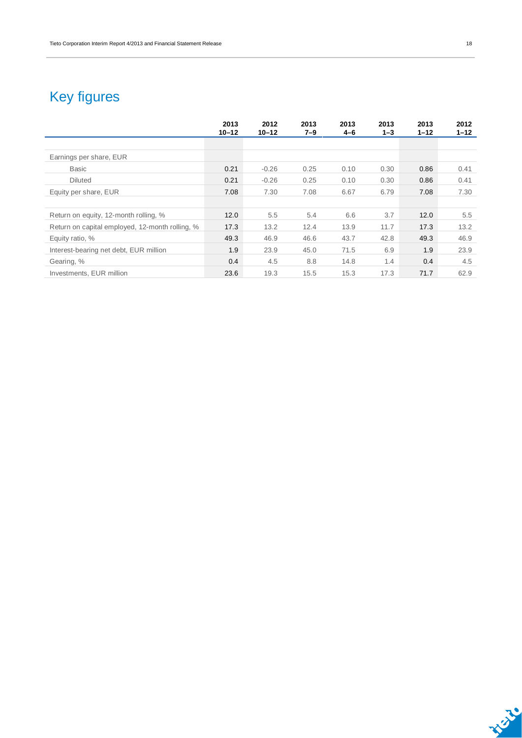# Key figures

| | 2013 10–12 | 2012 10–12 | 2013 7–9 | 2013 4–6 | 2013 1–3 | 2013 1–12 | 2012 1–12 |
|---|---|---|---|---|---|---|---|
| Earnings per share, EUR | | | | | | | |
| Basic | 0.21 | -0.26 | 0.25 | 0.10 | 0.30 | 0.86 | 0.41 |
| Diluted | 0.21 | -0.26 | 0.25 | 0.10 | 0.30 | 0.86 | 0.41 |
| Equity per share, EUR | 7.08 | 7.30 | 7.08 | 6.67 | 6.79 | 7.08 | 7.30 |
| | | | | | | | |
| Return on equity, 12-month rolling, % | 12.0 | 5.5 | 5.4 | 6.6 | 3.7 | 12.0 | 5.5 |
| Return on capital employed, 12-month rolling, % | 17.3 | 13.2 | 12.4 | 13.9 | 11.7 | 17.3 | 13.2 |
| Equity ratio, % | 49.3 | 46.9 | 46.6 | 43.7 | 42.8 | 49.3 | 46.9 |
| Interest-bearing net debt, EUR million | 1.9 | 23.9 | 45.0 | 71.5 | 6.9 | 1.9 | 23.9 |
| Gearing, % | 0.4 | 4.5 | 8.8 | 14.8 | 1.4 | 0.4 | 4.5 |
| Investments, EUR million | 23.6 | 19.3 | 15.5 | 15.3 | 17.3 | 71.7 | 62.9 |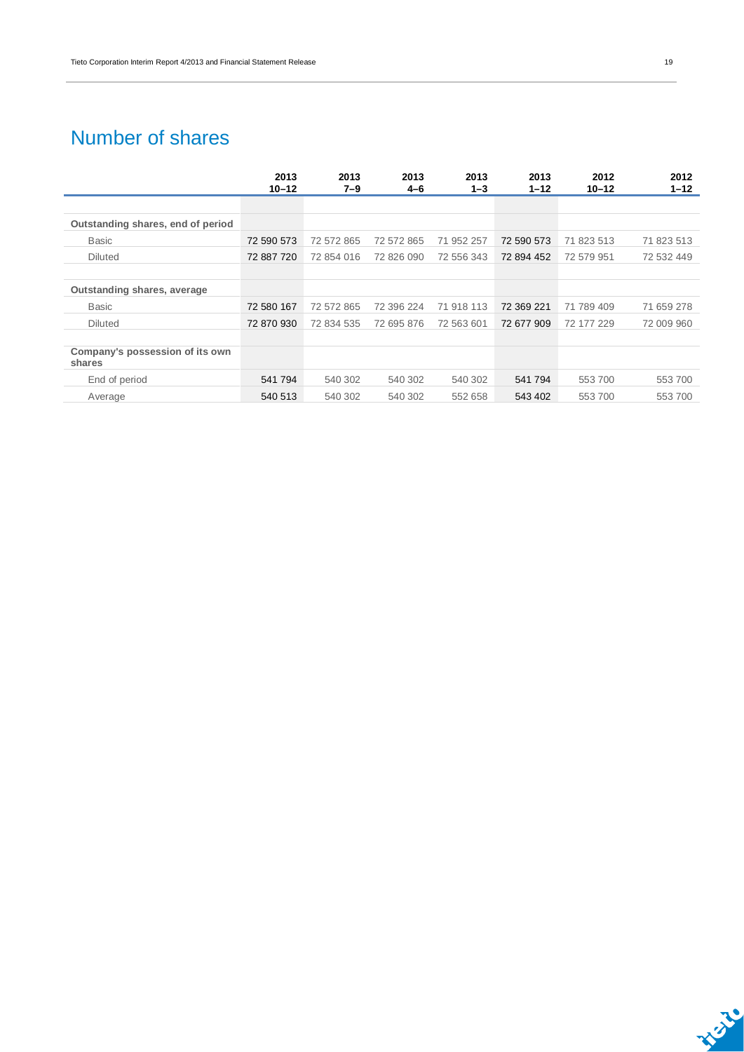# Number of shares

| | 2013 10–12 | 2013 7–9 | 2013 4–6 | 2013 1–3 | 2013 1–12 | 2012 10–12 | 2012 1–12 |
|---|---|---|---|---|---|---|---|
| **Outstanding shares, end of period** | | | | | | | |
| Basic | 72 590 573 | 72 572 865 | 72 572 865 | 71 952 257 | 72 590 573 | 71 823 513 | 71 823 513 |
| Diluted | 72 887 720 | 72 854 016 | 72 826 090 | 72 556 343 | 72 894 452 | 72 579 951 | 72 532 449 |
| **Outstanding shares, average** | | | | | | | |
| Basic | 72 580 167 | 72 572 865 | 72 396 224 | 71 918 113 | 72 369 221 | 71 789 409 | 71 659 278 |
| Diluted | 72 870 930 | 72 834 535 | 72 695 876 | 72 563 601 | 72 677 909 | 72 177 229 | 72 009 960 |
| **Company's possession of its own shares** | | | | | | | |
| End of period | 541 794 | 540 302 | 540 302 | 540 302 | 541 794 | 553 700 | 553 700 |
| Average | 540 513 | 540 302 | 540 302 | 552 658 | 543 402 | 553 700 | 553 700 |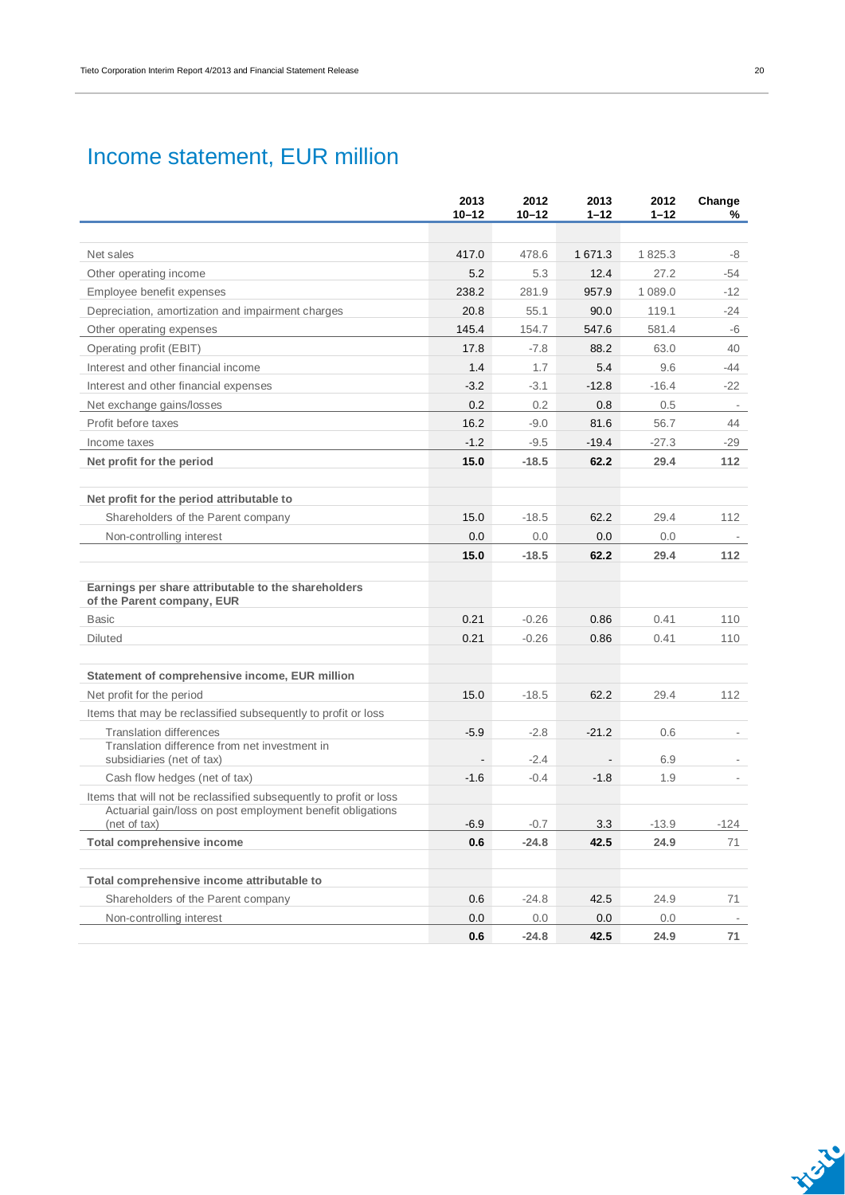# Income statement, EUR million

| | 2013 10–12 | 2012 10–12 | 2013 1–12 | 2012 1–12 | Change % |
|---|---|---|---|---|---|
| Net sales | 417.0 | 478.6 | 1 671.3 | 1 825.3 | -8 |
| Other operating income | 5.2 | 5.3 | 12.4 | 27.2 | -54 |
| Employee benefit expenses | 238.2 | 281.9 | 957.9 | 1 089.0 | -12 |
| Depreciation, amortization and impairment charges | 20.8 | 55.1 | 90.0 | 119.1 | -24 |
| Other operating expenses | 145.4 | 154.7 | 547.6 | 581.4 | -6 |
| Operating profit (EBIT) | 17.8 | -7.8 | 88.2 | 63.0 | 40 |
| Interest and other financial income | 1.4 | 1.7 | 5.4 | 9.6 | -44 |
| Interest and other financial expenses | -3.2 | -3.1 | -12.8 | -16.4 | -22 |
| Net exchange gains/losses | 0.2 | 0.2 | 0.8 | 0.5 | - |
| Profit before taxes | 16.2 | -9.0 | 81.6 | 56.7 | 44 |
| Income taxes | -1.2 | -9.5 | -19.4 | -27.3 | -29 |
| **Net profit for the period** | **15.0** | **-18.5** | **62.2** | **29.4** | **112** |
| | | | | | |
| **Net profit for the period attributable to** | | | | | |
| Shareholders of the Parent company | 15.0 | -18.5 | 62.2 | 29.4 | 112 |
| Non-controlling interest | 0.0 | 0.0 | 0.0 | 0.0 | - |
| | **15.0** | **-18.5** | **62.2** | **29.4** | **112** |
| | | | | | |
| **Earnings per share attributable to the shareholders of the Parent company, EUR** | | | | | |
| Basic | 0.21 | -0.26 | 0.86 | 0.41 | 110 |
| Diluted | 0.21 | -0.26 | 0.86 | 0.41 | 110 |
| | | | | | |
| **Statement of comprehensive income, EUR million** | | | | | |
| Net profit for the period | 15.0 | -18.5 | 62.2 | 29.4 | 112 |
| Items that may be reclassified subsequently to profit or loss | | | | | |
| Translation differences | -5.9 | -2.8 | -21.2 | 0.6 | - |
| Translation difference from net investment in subsidiaries (net of tax) | - | -2.4 | - | 6.9 | - |
| Cash flow hedges (net of tax) | -1.6 | -0.4 | -1.8 | 1.9 | - |
| Items that will not be reclassified subsequently to profit or loss | | | | | |
| Actuarial gain/loss on post employment benefit obligations (net of tax) | -6.9 | -0.7 | 3.3 | -13.9 | -124 |
| **Total comprehensive income** | **0.6** | **-24.8** | **42.5** | **24.9** | 71 |
| | | | | | |
| **Total comprehensive income attributable to** | | | | | |
| Shareholders of the Parent company | 0.6 | -24.8 | 42.5 | 24.9 | 71 |
| Non-controlling interest | 0.0 | 0.0 | 0.0 | 0.0 | - |
| | **0.6** | **-24.8** | **42.5** | **24.9** | **71** |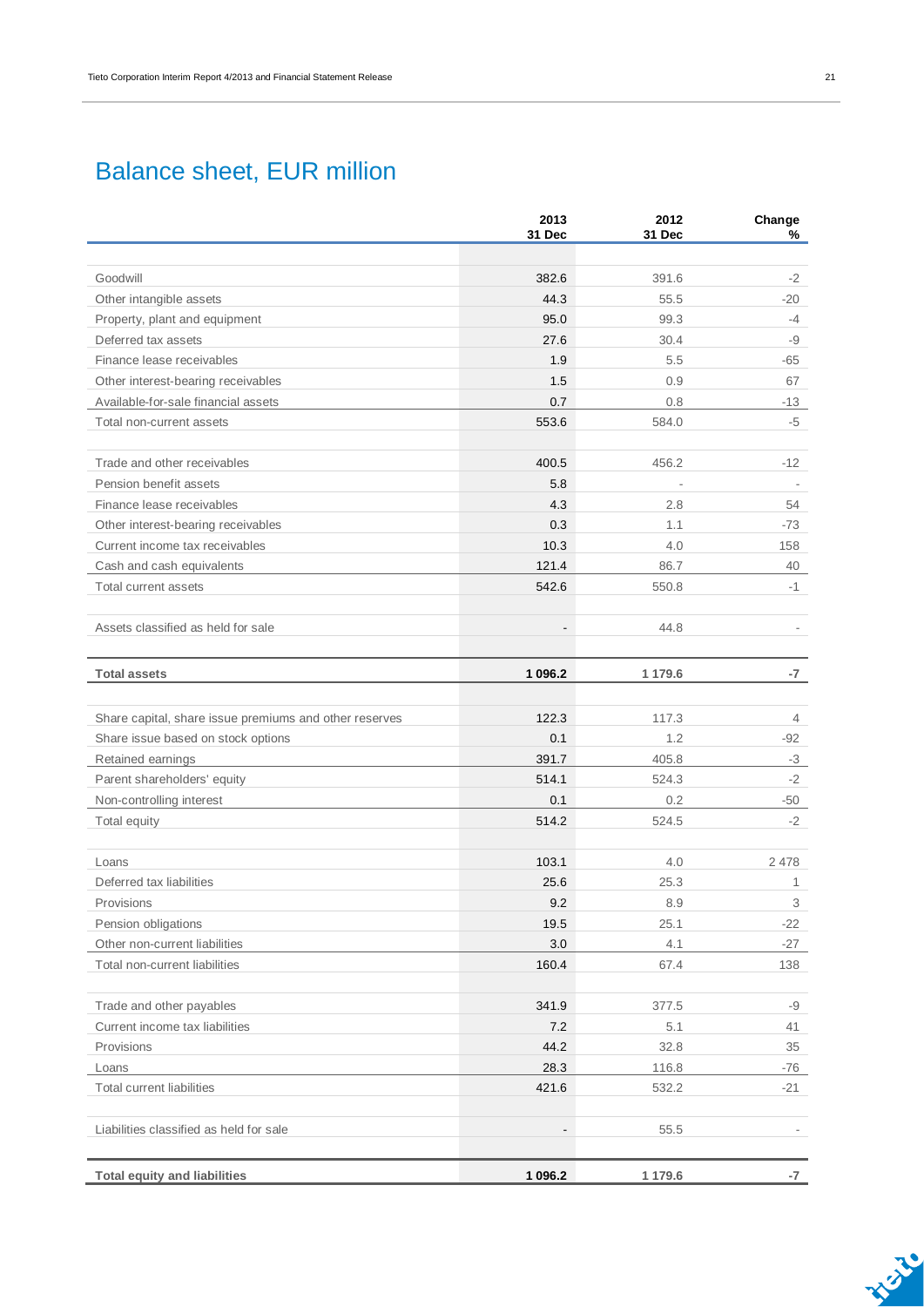# Balance sheet, EUR million

| | 2013 31 Dec | 2012 31 Dec | Change % |
|---|---|---|---|
| Goodwill | 382.6 | 391.6 | -2 |
| Other intangible assets | 44.3 | 55.5 | -20 |
| Property, plant and equipment | 95.0 | 99.3 | -4 |
| Deferred tax assets | 27.6 | 30.4 | -9 |
| Finance lease receivables | 1.9 | 5.5 | -65 |
| Other interest-bearing receivables | 1.5 | 0.9 | 67 |
| Available-for-sale financial assets | 0.7 | 0.8 | -13 |
| Total non-current assets | 553.6 | 584.0 | -5 |
| | | | |
| Trade and other receivables | 400.5 | 456.2 | -12 |
| Pension benefit assets | 5.8 | - | - |
| Finance lease receivables | 4.3 | 2.8 | 54 |
| Other interest-bearing receivables | 0.3 | 1.1 | -73 |
| Current income tax receivables | 10.3 | 4.0 | 158 |
| Cash and cash equivalents | 121.4 | 86.7 | 40 |
| Total current assets | 542.6 | 550.8 | -1 |
| | | | |
| Assets classified as held for sale | - | 44.8 | - |
| | | | |
| **Total assets** | **1 096.2** | **1 179.6** | **-7** |
| | | | |
| Share capital, share issue premiums and other reserves | 122.3 | 117.3 | 4 |
| Share issue based on stock options | 0.1 | 1.2 | -92 |
| Retained earnings | 391.7 | 405.8 | -3 |
| Parent shareholders' equity | 514.1 | 524.3 | -2 |
| Non-controlling interest | 0.1 | 0.2 | -50 |
| Total equity | 514.2 | 524.5 | -2 |
| | | | |
| Loans | 103.1 | 4.0 | 2 478 |
| Deferred tax liabilities | 25.6 | 25.3 | 1 |
| Provisions | 9.2 | 8.9 | 3 |
| Pension obligations | 19.5 | 25.1 | -22 |
| Other non-current liabilities | 3.0 | 4.1 | -27 |
| Total non-current liabilities | 160.4 | 67.4 | 138 |
| | | | |
| Trade and other payables | 341.9 | 377.5 | -9 |
| Current income tax liabilities | 7.2 | 5.1 | 41 |
| Provisions | 44.2 | 32.8 | 35 |
| Loans | 28.3 | 116.8 | -76 |
| Total current liabilities | 421.6 | 532.2 | -21 |
| | | | |
| Liabilities classified as held for sale | - | 55.5 | - |
| | | | |
| **Total equity and liabilities** | **1 096.2** | **1 179.6** | **-7** |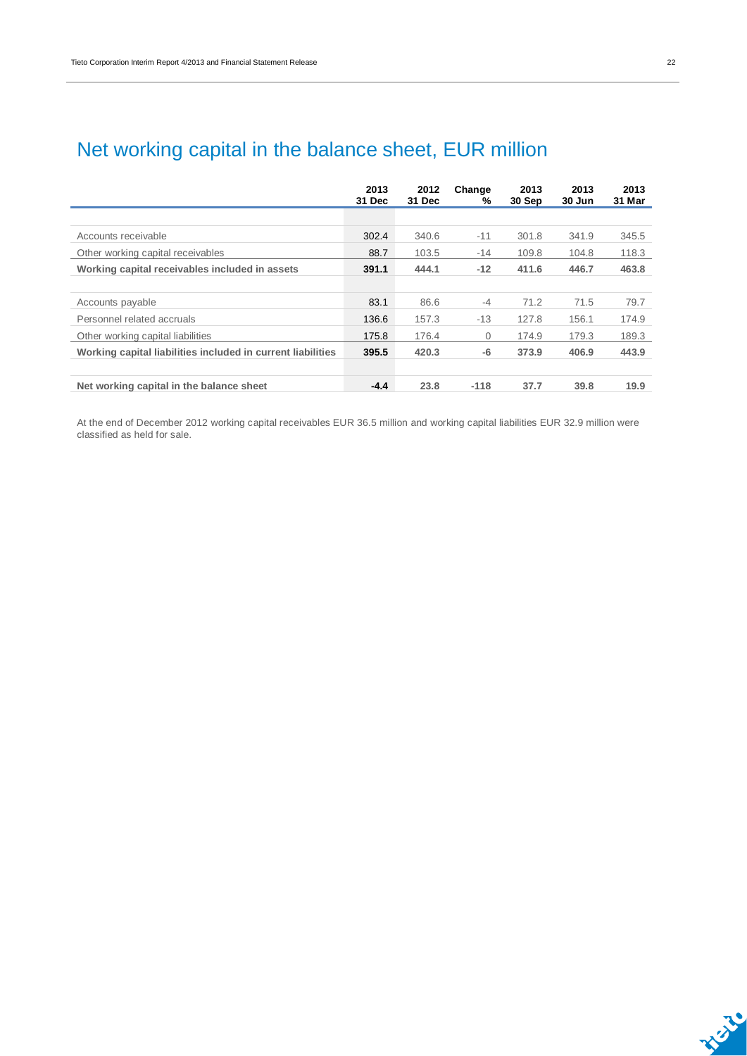# Net working capital in the balance sheet, EUR million

| | 2013 31 Dec | 2012 31 Dec | Change % | 2013 30 Sep | 2013 30 Jun | 2013 31 Mar |
|---|---|---|---|---|---|---|
| Accounts receivable | 302.4 | 340.6 | -11 | 301.8 | 341.9 | 345.5 |
| Other working capital receivables | 88.7 | 103.5 | -14 | 109.8 | 104.8 | 118.3 |
| **Working capital receivables included in assets** | **391.1** | **444.1** | **-12** | **411.6** | **446.7** | **463.8** |
| Accounts payable | 83.1 | 86.6 | -4 | 71.2 | 71.5 | 79.7 |
| Personnel related accruals | 136.6 | 157.3 | -13 | 127.8 | 156.1 | 174.9 |
| Other working capital liabilities | 175.8 | 176.4 | 0 | 174.9 | 179.3 | 189.3 |
| **Working capital liabilities included in current liabilities** | **395.5** | **420.3** | **-6** | **373.9** | **406.9** | **443.9** |
| **Net working capital in the balance sheet** | **-4.4** | **23.8** | **-118** | **37.7** | **39.8** | **19.9** |

At the end of December 2012 working capital receivables EUR 36.5 million and working capital liabilities EUR 32.9 million were classified as held for sale.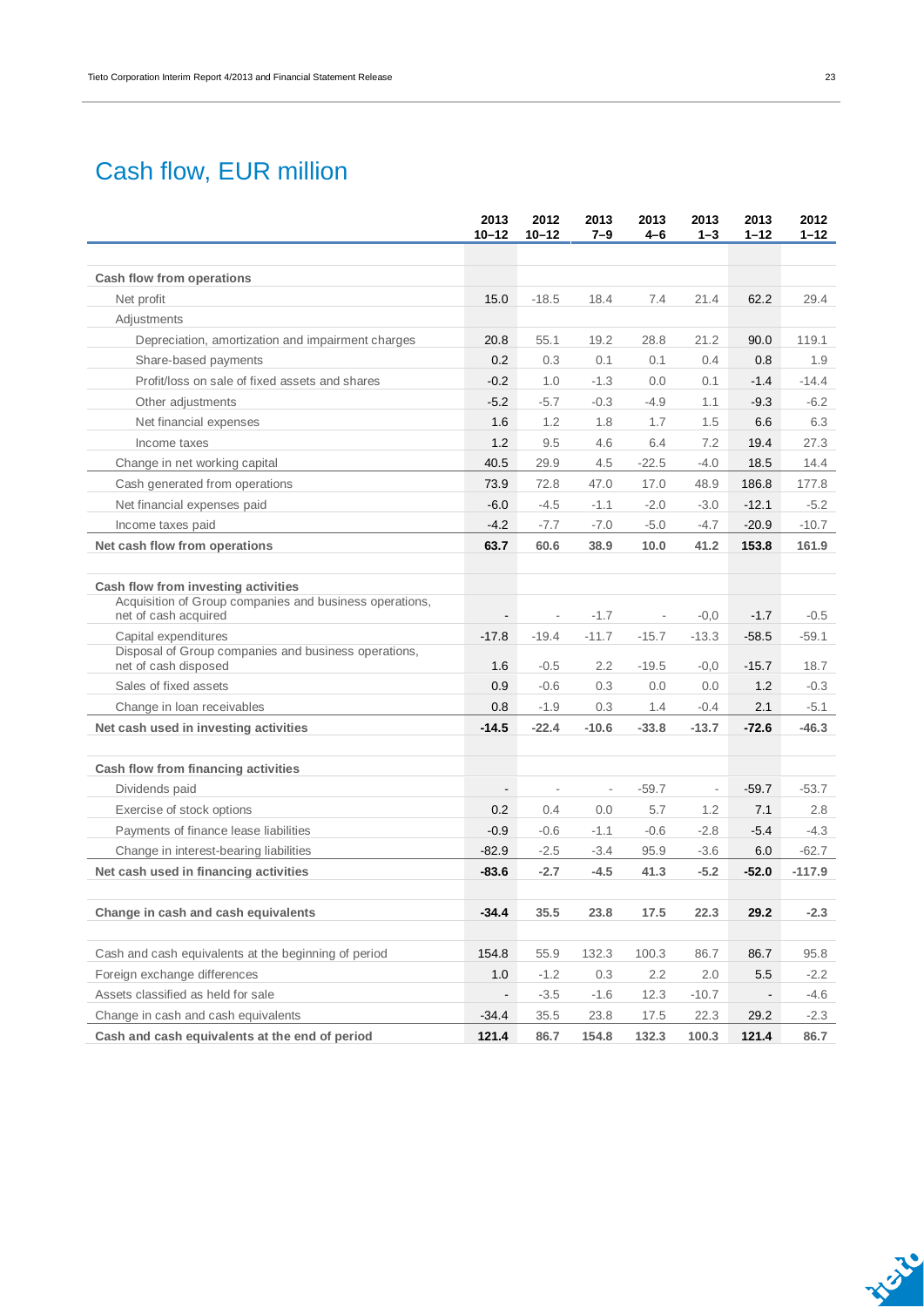# Cash flow, EUR million

| | 2013 10–12 | 2012 10–12 | 2013 7–9 | 2013 4–6 | 2013 1–3 | 2013 1–12 | 2012 1–12 |
|---|---|---|---|---|---|---|---|
| **Cash flow from operations** | | | | | | | |
| Net profit | 15.0 | -18.5 | 18.4 | 7.4 | 21.4 | 62.2 | 29.4 |
| Adjustments | | | | | | | |
| Depreciation, amortization and impairment charges | 20.8 | 55.1 | 19.2 | 28.8 | 21.2 | 90.0 | 119.1 |
| Share-based payments | 0.2 | 0.3 | 0.1 | 0.1 | 0.4 | 0.8 | 1.9 |
| Profit/loss on sale of fixed assets and shares | -0.2 | 1.0 | -1.3 | 0.0 | 0.1 | -1.4 | -14.4 |
| Other adjustments | -5.2 | -5.7 | -0.3 | -4.9 | 1.1 | -9.3 | -6.2 |
| Net financial expenses | 1.6 | 1.2 | 1.8 | 1.7 | 1.5 | 6.6 | 6.3 |
| Income taxes | 1.2 | 9.5 | 4.6 | 6.4 | 7.2 | 19.4 | 27.3 |
| Change in net working capital | 40.5 | 29.9 | 4.5 | -22.5 | -4.0 | 18.5 | 14.4 |
| Cash generated from operations | 73.9 | 72.8 | 47.0 | 17.0 | 48.9 | 186.8 | 177.8 |
| Net financial expenses paid | -6.0 | -4.5 | -1.1 | -2.0 | -3.0 | -12.1 | -5.2 |
| Income taxes paid | -4.2 | -7.7 | -7.0 | -5.0 | -4.7 | -20.9 | -10.7 |
| **Net cash flow from operations** | **63.7** | **60.6** | **38.9** | **10.0** | **41.2** | **153.8** | **161.9** |
| | | | | | | | |
| **Cash flow from investing activities** | | | | | | | |
| Acquisition of Group companies and business operations, net of cash acquired | - | - | -1.7 | - | -0,0 | -1.7 | -0.5 |
| Capital expenditures | -17.8 | -19.4 | -11.7 | -15.7 | -13.3 | -58.5 | -59.1 |
| Disposal of Group companies and business operations, net of cash disposed | 1.6 | -0.5 | 2.2 | -19.5 | -0,0 | -15.7 | 18.7 |
| Sales of fixed assets | 0.9 | -0.6 | 0.3 | 0.0 | 0.0 | 1.2 | -0.3 |
| Change in loan receivables | 0.8 | -1.9 | 0.3 | 1.4 | -0.4 | 2.1 | -5.1 |
| **Net cash used in investing activities** | **-14.5** | **-22.4** | **-10.6** | **-33.8** | **-13.7** | **-72.6** | **-46.3** |
| | | | | | | | |
| **Cash flow from financing activities** | | | | | | | |
| Dividends paid | - | - | - | -59.7 | - | -59.7 | -53.7 |
| Exercise of stock options | 0.2 | 0.4 | 0.0 | 5.7 | 1.2 | 7.1 | 2.8 |
| Payments of finance lease liabilities | -0.9 | -0.6 | -1.1 | -0.6 | -2.8 | -5.4 | -4.3 |
| Change in interest-bearing liabilities | -82.9 | -2.5 | -3.4 | 95.9 | -3.6 | 6.0 | -62.7 |
| **Net cash used in financing activities** | **-83.6** | **-2.7** | **-4.5** | **41.3** | **-5.2** | **-52.0** | **-117.9** |
| | | | | | | | |
| **Change in cash and cash equivalents** | **-34.4** | **35.5** | **23.8** | **17.5** | **22.3** | **29.2** | **-2.3** |
| | | | | | | | |
| Cash and cash equivalents at the beginning of period | 154.8 | 55.9 | 132.3 | 100.3 | 86.7 | 86.7 | 95.8 |
| Foreign exchange differences | 1.0 | -1.2 | 0.3 | 2.2 | 2.0 | 5.5 | -2.2 |
| Assets classified as held for sale | - | -3.5 | -1.6 | 12.3 | -10.7 | - | -4.6 |
| Change in cash and cash equivalents | -34.4 | 35.5 | 23.8 | 17.5 | 22.3 | 29.2 | -2.3 |
| **Cash and cash equivalents at the end of period** | **121.4** | **86.7** | **154.8** | **132.3** | **100.3** | **121.4** | **86.7** |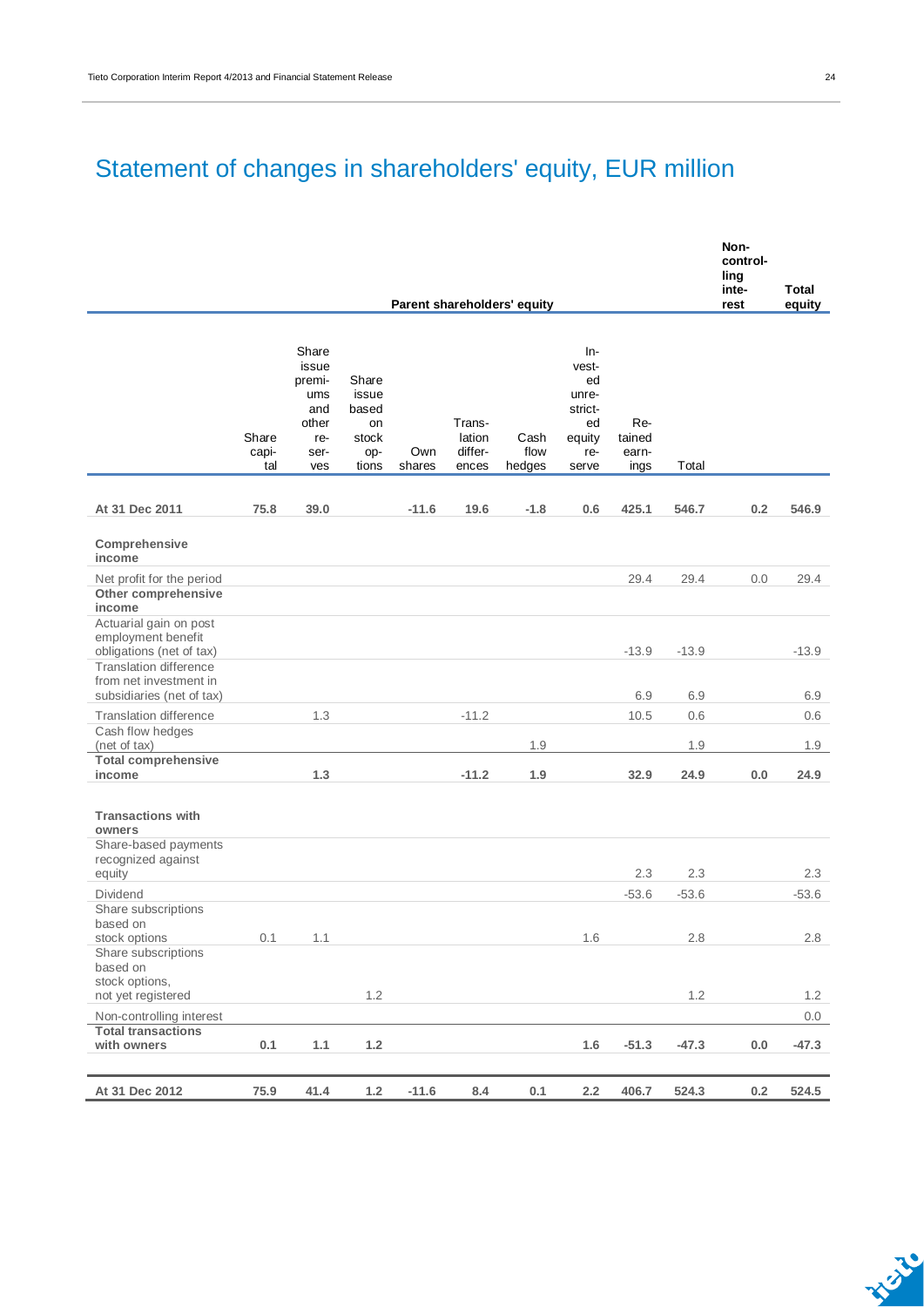# Statement of changes in shareholders' equity, EUR million

| | Parent shareholders' equity | | | | | | | | | Non-controlling interest | Total equity |
|---|---|---|---|---|---|---|---|---|---|---|---|
| | Share capital | Share issue premiums and other reserves | Share issue based on stock options | Own shares | Translation differences | Cash flow hedges | Invested unrestricted equity reserve | Retained earnings | Total | | |
| **At 31 Dec 2011** | **75.8** | **39.0** | | **-11.6** | **19.6** | **-1.8** | **0.6** | **425.1** | **546.7** | **0.2** | **546.9** |
| **Comprehensive income** | | | | | | | | | | | |
| Net profit for the period | | | | | | | | 29.4 | 29.4 | 0.0 | 29.4 |
| **Other comprehensive income** | | | | | | | | | | | |
| Actuarial gain on post employment benefit obligations (net of tax) | | | | | | | | -13.9 | -13.9 | | -13.9 |
| Translation difference from net investment in subsidiaries (net of tax) | | | | | | | | 6.9 | 6.9 | | 6.9 |
| Translation difference | | 1.3 | | | -11.2 | | | 10.5 | 0.6 | | 0.6 |
| Cash flow hedges (net of tax) | | | | | | 1.9 | | | 1.9 | | 1.9 |
| **Total comprehensive income** | | **1.3** | | | **-11.2** | **1.9** | | **32.9** | **24.9** | **0.0** | **24.9** |
| **Transactions with owners** | | | | | | | | | | | |
| Share-based payments recognized against equity | | | | | | | | 2.3 | 2.3 | | 2.3 |
| Dividend | | | | | | | | -53.6 | -53.6 | | -53.6 |
| Share subscriptions based on stock options | 0.1 | 1.1 | | | | | 1.6 | | 2.8 | | 2.8 |
| Share subscriptions based on stock options, not yet registered | | | 1.2 | | | | | | 1.2 | | 1.2 |
| Non-controlling interest | | | | | | | | | | | 0.0 |
| **Total transactions with owners** | **0.1** | **1.1** | **1.2** | | | | **1.6** | **-51.3** | **-47.3** | **0.0** | **-47.3** |
| **At 31 Dec 2012** | **75.9** | **41.4** | **1.2** | **-11.6** | **8.4** | **0.1** | **2.2** | **406.7** | **524.3** | **0.2** | **524.5** |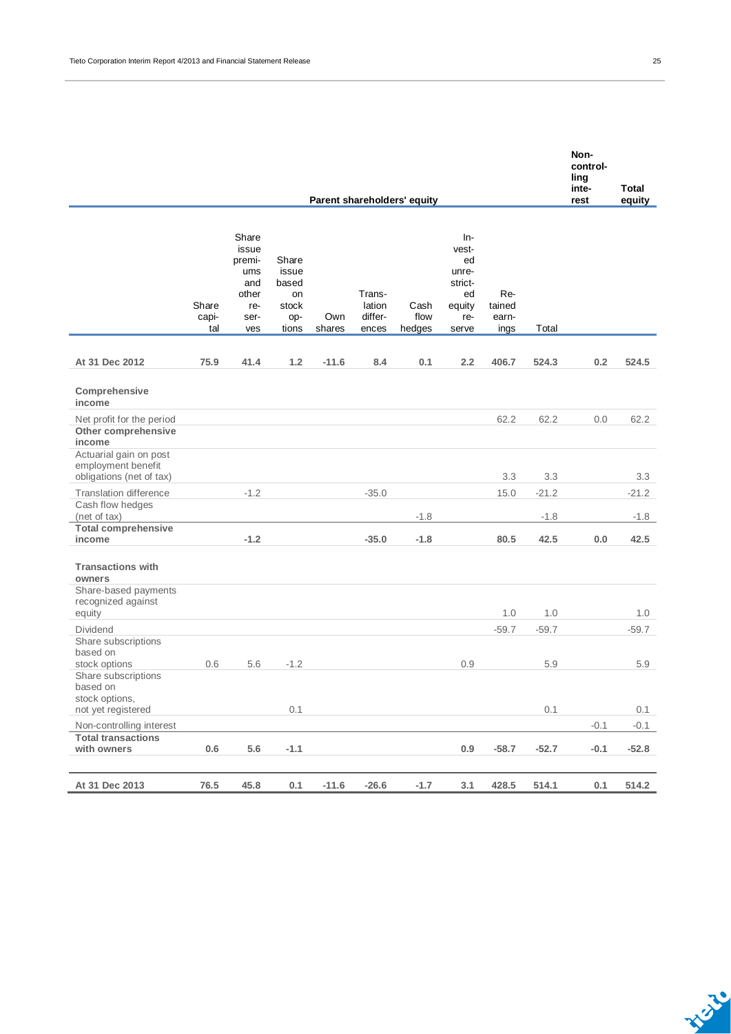| | Parent shareholders' equity | | | | | | | | | | Non-controlling interest | Total equity |
|---|---|---|---|---|---|---|---|---|---|---|---|---|
| | Share capital | Share issue premiums and other reserves | Share issue based on stock options | Own shares | Translation differences | Cash flow hedges | Invested unrestricted equity reserve | Retained earnings | Total | | | |
| **At 31 Dec 2012** | **75.9** | **41.4** | **1.2** | **-11.6** | **8.4** | **0.1** | **2.2** | **406.7** | **524.3** | | **0.2** | **524.5** |
| **Comprehensive income** | | | | | | | | | | | | |
| Net profit for the period | | | | | | | | 62.2 | 62.2 | | 0.0 | 62.2 |
| **Other comprehensive income** | | | | | | | | | | | | |
| Actuarial gain on post employment benefit obligations (net of tax) | | | | | | | | 3.3 | 3.3 | | | 3.3 |
| Translation difference | | -1.2 | | | -35.0 | | | 15.0 | -21.2 | | | -21.2 |
| Cash flow hedges (net of tax) | | | | | | -1.8 | | | -1.8 | | | -1.8 |
| **Total comprehensive income** | | **-1.2** | | | **-35.0** | **-1.8** | | **80.5** | **42.5** | | **0.0** | **42.5** |
| **Transactions with owners** | | | | | | | | | | | | |
| Share-based payments recognized against equity | | | | | | | | 1.0 | 1.0 | | | 1.0 |
| Dividend | | | | | | | | -59.7 | -59.7 | | | -59.7 |
| Share subscriptions based on stock options | 0.6 | 5.6 | -1.2 | | | | 0.9 | | 5.9 | | | 5.9 |
| Share subscriptions based on stock options, not yet registered | | | 0.1 | | | | | | 0.1 | | | 0.1 |
| Non-controlling interest | | | | | | | | | | | -0.1 | -0.1 |
| **Total transactions with owners** | **0.6** | **5.6** | **-1.1** | | | | **0.9** | **-58.7** | **-52.7** | | **-0.1** | **-52.8** |
| **At 31 Dec 2013** | **76.5** | **45.8** | **0.1** | **-11.6** | **-26.6** | **-1.7** | **3.1** | **428.5** | **514.1** | | **0.1** | **514.2** |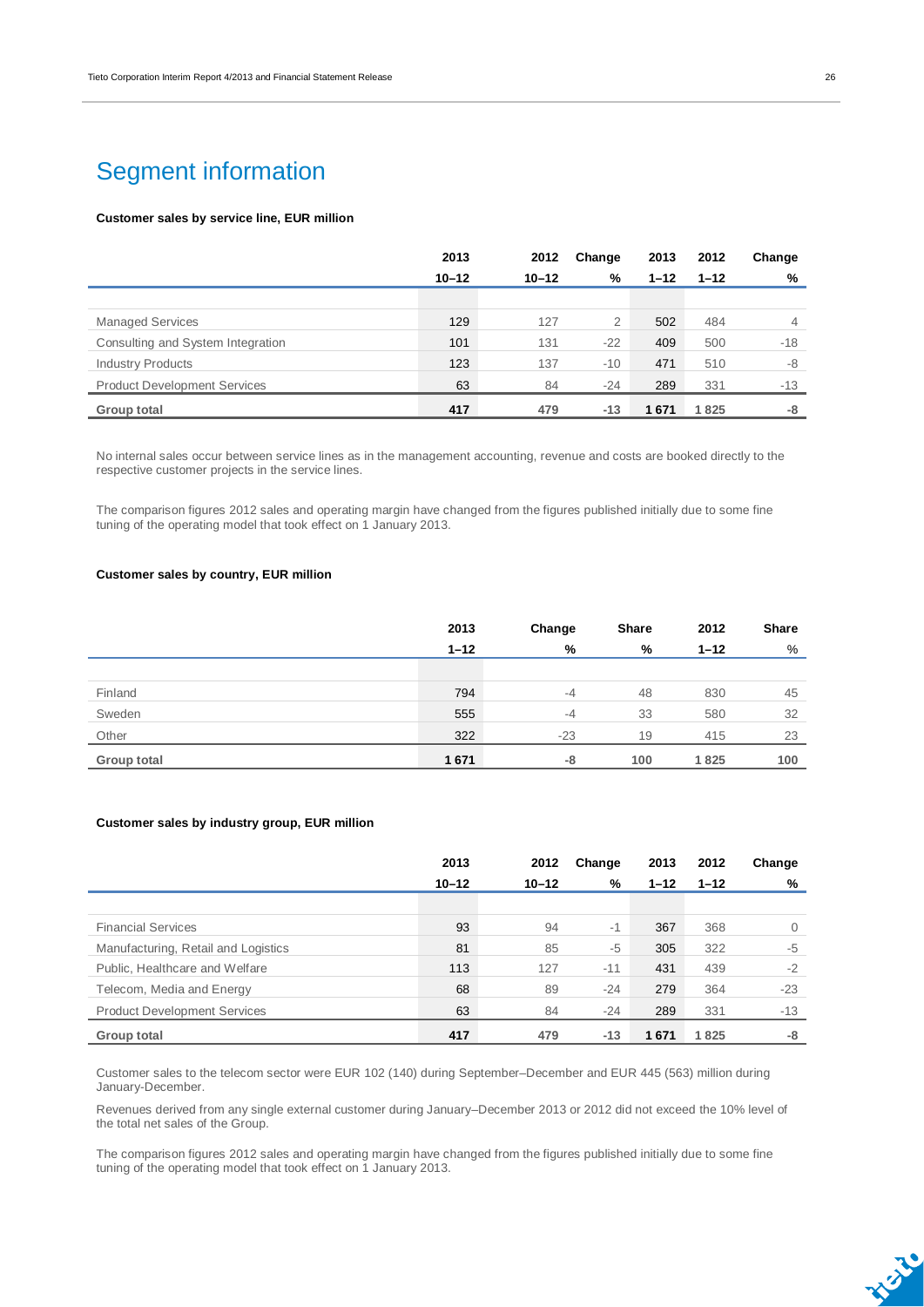# Segment information

**Customer sales by service line, EUR million**

| | 2013<br>10–12 | 2012<br>10–12 | Change<br>% | 2013<br>1–12 | 2012<br>1–12 | Change<br>% |
|---|---|---|---|---|---|---|
| Managed Services | 129 | 127 | 2 | 502 | 484 | 4 |
| Consulting and System Integration | 101 | 131 | -22 | 409 | 500 | -18 |
| Industry Products | 123 | 137 | -10 | 471 | 510 | -8 |
| Product Development Services | 63 | 84 | -24 | 289 | 331 | -13 |
| **Group total** | **417** | **479** | **-13** | **1 671** | **1 825** | **-8** |

No internal sales occur between service lines as in the management accounting, revenue and costs are booked directly to the respective customer projects in the service lines.

The comparison figures 2012 sales and operating margin have changed from the figures published initially due to some fine tuning of the operating model that took effect on 1 January 2013.

**Customer sales by country, EUR million**

| | 2013<br>1–12 | Change<br>% | Share<br>% | 2012<br>1–12 | Share<br>% |
|---|---|---|---|---|---|
| Finland | 794 | -4 | 48 | 830 | 45 |
| Sweden | 555 | -4 | 33 | 580 | 32 |
| Other | 322 | -23 | 19 | 415 | 23 |
| **Group total** | **1 671** | **-8** | **100** | **1 825** | **100** |

**Customer sales by industry group, EUR million**

| | 2013<br>10–12 | 2012<br>10–12 | Change<br>% | 2013<br>1–12 | 2012<br>1–12 | Change<br>% |
|---|---|---|---|---|---|---|
| Financial Services | 93 | 94 | -1 | 367 | 368 | 0 |
| Manufacturing, Retail and Logistics | 81 | 85 | -5 | 305 | 322 | -5 |
| Public, Healthcare and Welfare | 113 | 127 | -11 | 431 | 439 | -2 |
| Telecom, Media and Energy | 68 | 89 | -24 | 279 | 364 | -23 |
| Product Development Services | 63 | 84 | -24 | 289 | 331 | -13 |
| **Group total** | **417** | **479** | **-13** | **1 671** | **1 825** | **-8** |

Customer sales to the telecom sector were EUR 102 (140) during September–December and EUR 445 (563) million during January-December.

Revenues derived from any single external customer during January–December 2013 or 2012 did not exceed the 10% level of the total net sales of the Group.

The comparison figures 2012 sales and operating margin have changed from the figures published initially due to some fine tuning of the operating model that took effect on 1 January 2013.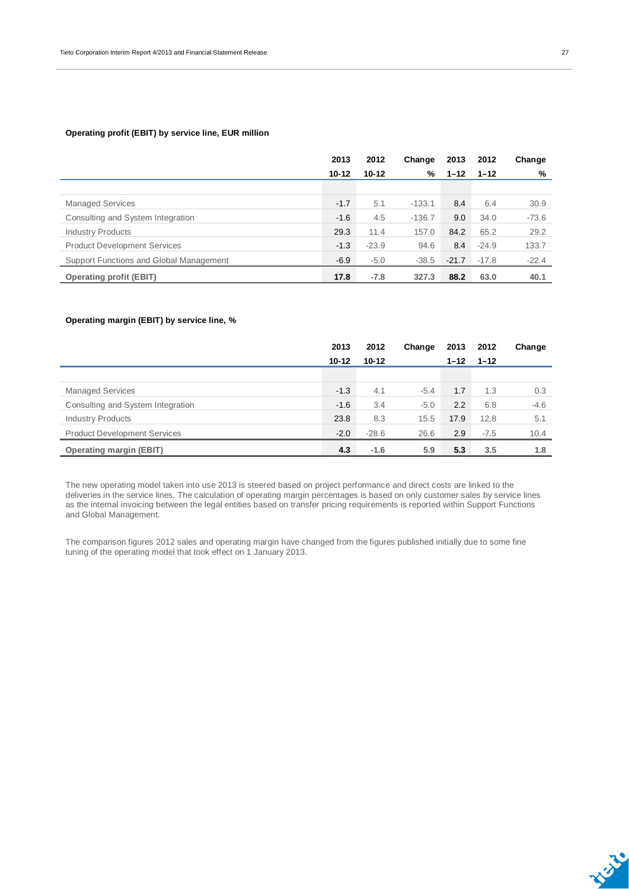**Operating profit (EBIT) by service line, EUR million**

| | 2013 10-12 | 2012 10-12 | Change % | 2013 1–12 | 2012 1–12 | Change % |
|---|---|---|---|---|---|---|
| Managed Services | -1.7 | 5.1 | -133.1 | 8.4 | 6.4 | 30.9 |
| Consulting and System Integration | -1.6 | 4.5 | -136.7 | 9.0 | 34.0 | -73.6 |
| Industry Products | 29.3 | 11.4 | 157.0 | 84.2 | 65.2 | 29.2 |
| Product Development Services | -1.3 | -23.9 | 94.6 | 8.4 | -24.9 | 133.7 |
| Support Functions and Global Management | -6.9 | -5.0 | -38.5 | -21.7 | -17.8 | -22.4 |
| **Operating profit (EBIT)** | **17.8** | **-7.8** | **327.3** | **88.2** | **63.0** | **40.1** |

**Operating margin (EBIT) by service line, %**

| | 2013 10-12 | 2012 10-12 | Change | 2013 1–12 | 2012 1–12 | Change |
|---|---|---|---|---|---|---|
| Managed Services | -1.3 | 4.1 | -5.4 | 1.7 | 1.3 | 0.3 |
| Consulting and System Integration | -1.6 | 3.4 | -5.0 | 2.2 | 6.8 | -4.6 |
| Industry Products | 23.8 | 8.3 | 15.5 | 17.9 | 12.8 | 5.1 |
| Product Development Services | -2.0 | -28.6 | 26.6 | 2.9 | -7.5 | 10.4 |
| **Operating margin (EBIT)** | **4.3** | **-1.6** | **5.9** | **5.3** | **3.5** | **1.8** |

The new operating model taken into use 2013 is steered based on project performance and direct costs are linked to the deliveries in the service lines. The calculation of operating margin percentages is based on only customer sales by service lines as the internal invoicing between the legal entities based on transfer pricing requirements is reported within Support Functions and Global Management.

The comparison figures 2012 sales and operating margin have changed from the figures published initially due to some fine tuning of the operating model that took effect on 1 January 2013.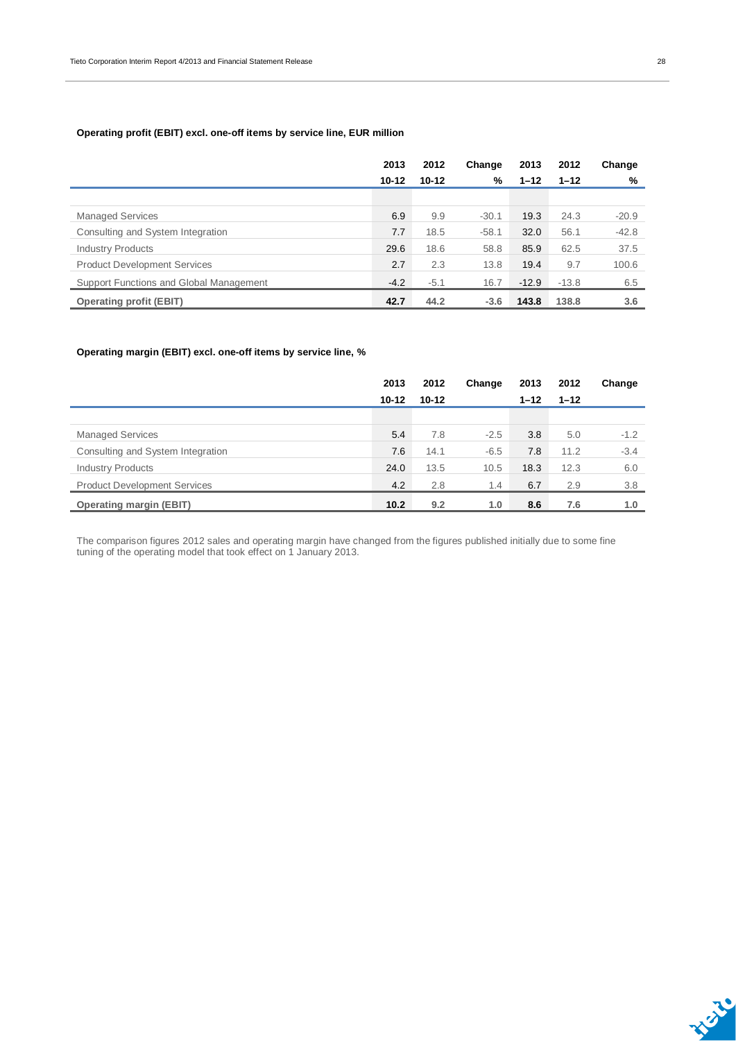**Operating profit (EBIT) excl. one-off items by service line, EUR million**

| | 2013<br>10-12 | 2012<br>10-12 | Change<br>% | 2013<br>1–12 | 2012<br>1–12 | Change<br>% |
|---|---|---|---|---|---|---|
| Managed Services | 6.9 | 9.9 | -30.1 | 19.3 | 24.3 | -20.9 |
| Consulting and System Integration | 7.7 | 18.5 | -58.1 | 32.0 | 56.1 | -42.8 |
| Industry Products | 29.6 | 18.6 | 58.8 | 85.9 | 62.5 | 37.5 |
| Product Development Services | 2.7 | 2.3 | 13.8 | 19.4 | 9.7 | 100.6 |
| Support Functions and Global Management | -4.2 | -5.1 | 16.7 | -12.9 | -13.8 | 6.5 |
| **Operating profit (EBIT)** | **42.7** | **44.2** | **-3.6** | **143.8** | **138.8** | **3.6** |

**Operating margin (EBIT) excl. one-off items by service line, %**

| | 2013<br>10-12 | 2012<br>10-12 | Change | 2013<br>1–12 | 2012<br>1–12 | Change |
|---|---|---|---|---|---|---|
| Managed Services | 5.4 | 7.8 | -2.5 | 3.8 | 5.0 | -1.2 |
| Consulting and System Integration | 7.6 | 14.1 | -6.5 | 7.8 | 11.2 | -3.4 |
| Industry Products | 24.0 | 13.5 | 10.5 | 18.3 | 12.3 | 6.0 |
| Product Development Services | 4.2 | 2.8 | 1.4 | 6.7 | 2.9 | 3.8 |
| **Operating margin (EBIT)** | **10.2** | **9.2** | **1.0** | **8.6** | **7.6** | **1.0** |

The comparison figures 2012 sales and operating margin have changed from the figures published initially due to some fine tuning of the operating model that took effect on 1 January 2013.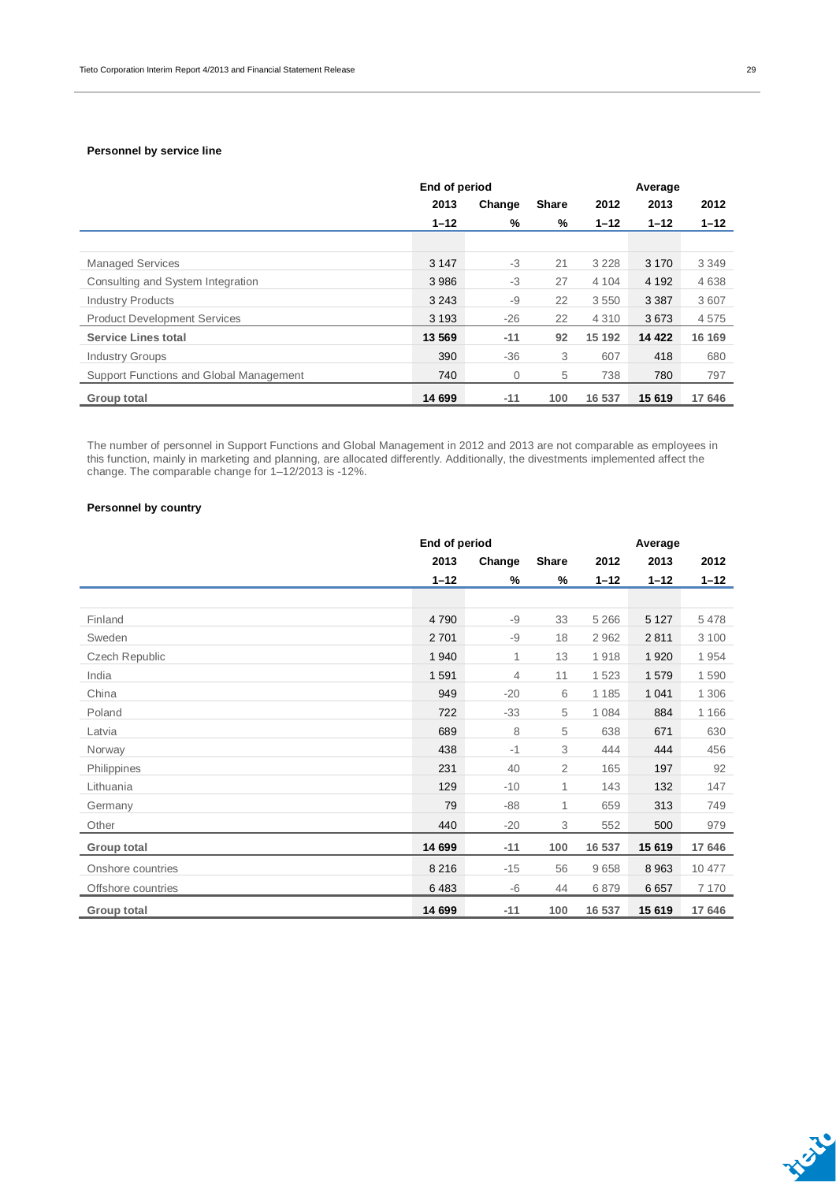### Personnel by service line

| | End of period | | | | Average | |
|---|---|---|---|---|---|---|
| | 2013 | Change | Share | 2012 | 2013 | 2012 |
| | 1–12 | % | % | 1–12 | 1–12 | 1–12 |
| Managed Services | 3 147 | -3 | 21 | 3 228 | 3 170 | 3 349 |
| Consulting and System Integration | 3 986 | -3 | 27 | 4 104 | 4 192 | 4 638 |
| Industry Products | 3 243 | -9 | 22 | 3 550 | 3 387 | 3 607 |
| Product Development Services | 3 193 | -26 | 22 | 4 310 | 3 673 | 4 575 |
| **Service Lines total** | **13 569** | **-11** | **92** | **15 192** | **14 422** | **16 169** |
| Industry Groups | 390 | -36 | 3 | 607 | 418 | 680 |
| Support Functions and Global Management | 740 | 0 | 5 | 738 | 780 | 797 |
| **Group total** | **14 699** | **-11** | **100** | **16 537** | **15 619** | **17 646** |

The number of personnel in Support Functions and Global Management in 2012 and 2013 are not comparable as employees in this function, mainly in marketing and planning, are allocated differently. Additionally, the divestments implemented affect the change. The comparable change for 1–12/2013 is -12%.

### Personnel by country

| | End of period | | | | Average | |
|---|---|---|---|---|---|---|
| | 2013 | Change | Share | 2012 | 2013 | 2012 |
| | 1–12 | % | % | 1–12 | 1–12 | 1–12 |
| Finland | 4 790 | -9 | 33 | 5 266 | 5 127 | 5 478 |
| Sweden | 2 701 | -9 | 18 | 2 962 | 2 811 | 3 100 |
| Czech Republic | 1 940 | 1 | 13 | 1 918 | 1 920 | 1 954 |
| India | 1 591 | 4 | 11 | 1 523 | 1 579 | 1 590 |
| China | 949 | -20 | 6 | 1 185 | 1 041 | 1 306 |
| Poland | 722 | -33 | 5 | 1 084 | 884 | 1 166 |
| Latvia | 689 | 8 | 5 | 638 | 671 | 630 |
| Norway | 438 | -1 | 3 | 444 | 444 | 456 |
| Philippines | 231 | 40 | 2 | 165 | 197 | 92 |
| Lithuania | 129 | -10 | 1 | 143 | 132 | 147 |
| Germany | 79 | -88 | 1 | 659 | 313 | 749 |
| Other | 440 | -20 | 3 | 552 | 500 | 979 |
| **Group total** | **14 699** | **-11** | **100** | **16 537** | **15 619** | **17 646** |
| Onshore countries | 8 216 | -15 | 56 | 9 658 | 8 963 | 10 477 |
| Offshore countries | 6 483 | -6 | 44 | 6 879 | 6 657 | 7 170 |
| **Group total** | **14 699** | **-11** | **100** | **16 537** | **15 619** | **17 646** |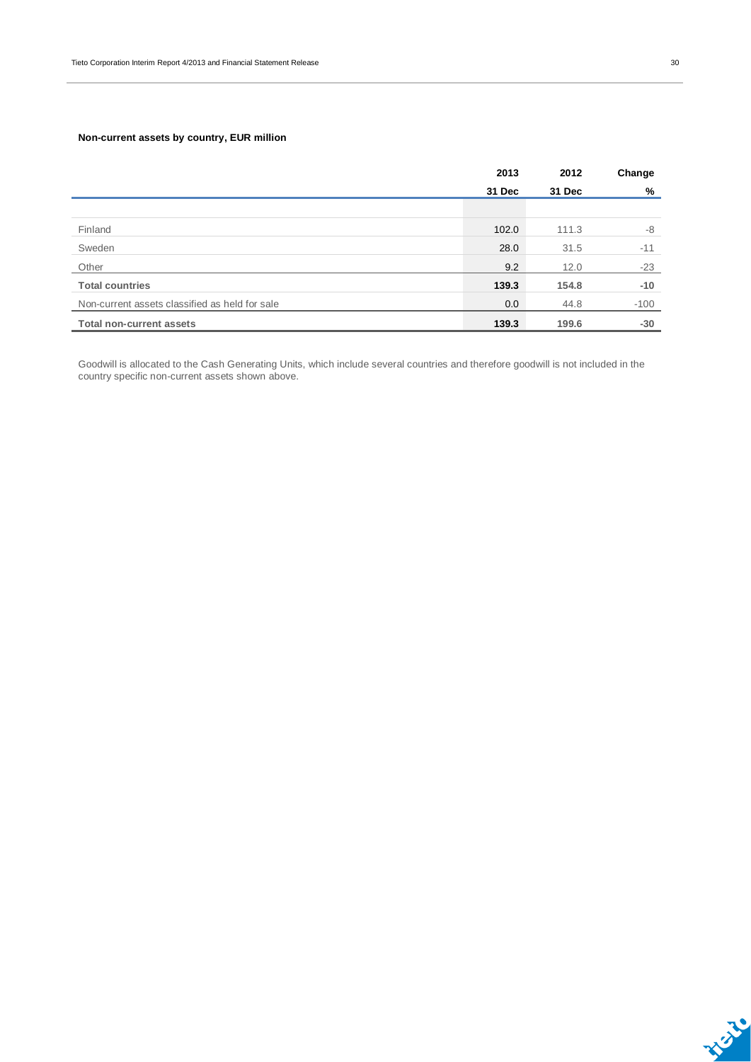**Non-current assets by country, EUR million**

| | 2013 | 2012 | Change |
|---|---|---|---|
| | 31 Dec | 31 Dec | % |
| Finland | 102.0 | 111.3 | -8 |
| Sweden | 28.0 | 31.5 | -11 |
| Other | 9.2 | 12.0 | -23 |
| **Total countries** | **139.3** | **154.8** | **-10** |
| Non-current assets classified as held for sale | 0.0 | 44.8 | -100 |
| **Total non-current assets** | **139.3** | **199.6** | **-30** |

Goodwill is allocated to the Cash Generating Units, which include several countries and therefore goodwill is not included in the country specific non-current assets shown above.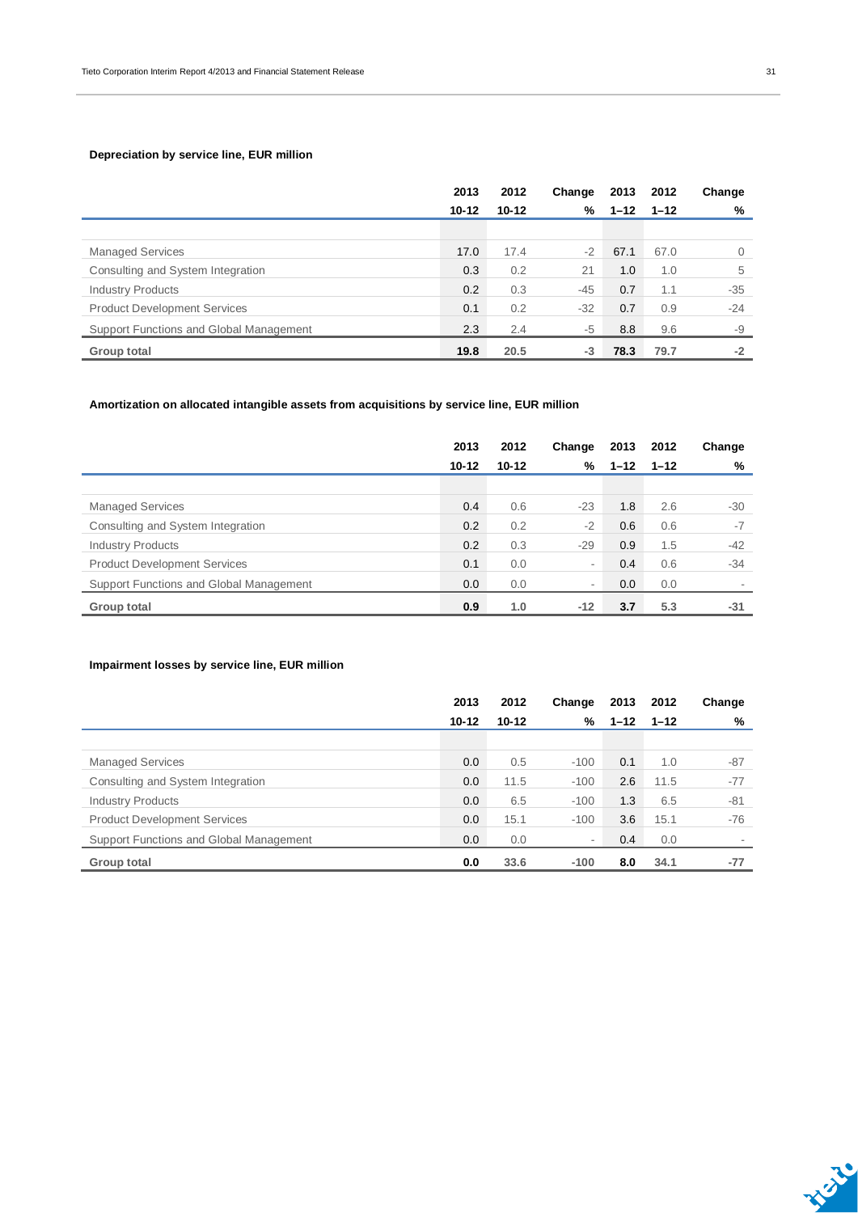**Depreciation by service line, EUR million**

| | 2013 10-12 | 2012 10-12 | Change % | 2013 1–12 | 2012 1–12 | Change % |
|---|---|---|---|---|---|---|
| Managed Services | 17.0 | 17.4 | -2 | 67.1 | 67.0 | 0 |
| Consulting and System Integration | 0.3 | 0.2 | 21 | 1.0 | 1.0 | 5 |
| Industry Products | 0.2 | 0.3 | -45 | 0.7 | 1.1 | -35 |
| Product Development Services | 0.1 | 0.2 | -32 | 0.7 | 0.9 | -24 |
| Support Functions and Global Management | 2.3 | 2.4 | -5 | 8.8 | 9.6 | -9 |
| **Group total** | **19.8** | **20.5** | **-3** | **78.3** | **79.7** | **-2** |

**Amortization on allocated intangible assets from acquisitions by service line, EUR million**

| | 2013 10-12 | 2012 10-12 | Change % | 2013 1–12 | 2012 1–12 | Change % |
|---|---|---|---|---|---|---|
| Managed Services | 0.4 | 0.6 | -23 | 1.8 | 2.6 | -30 |
| Consulting and System Integration | 0.2 | 0.2 | -2 | 0.6 | 0.6 | -7 |
| Industry Products | 0.2 | 0.3 | -29 | 0.9 | 1.5 | -42 |
| Product Development Services | 0.1 | 0.0 | - | 0.4 | 0.6 | -34 |
| Support Functions and Global Management | 0.0 | 0.0 | - | 0.0 | 0.0 | - |
| **Group total** | **0.9** | **1.0** | **-12** | **3.7** | **5.3** | **-31** |

**Impairment losses by service line, EUR million**

| | 2013 10-12 | 2012 10-12 | Change % | 2013 1–12 | 2012 1–12 | Change % |
|---|---|---|---|---|---|---|
| Managed Services | 0.0 | 0.5 | -100 | 0.1 | 1.0 | -87 |
| Consulting and System Integration | 0.0 | 11.5 | -100 | 2.6 | 11.5 | -77 |
| Industry Products | 0.0 | 6.5 | -100 | 1.3 | 6.5 | -81 |
| Product Development Services | 0.0 | 15.1 | -100 | 3.6 | 15.1 | -76 |
| Support Functions and Global Management | 0.0 | 0.0 | - | 0.4 | 0.0 | - |
| **Group total** | **0.0** | **33.6** | **-100** | **8.0** | **34.1** | **-77** |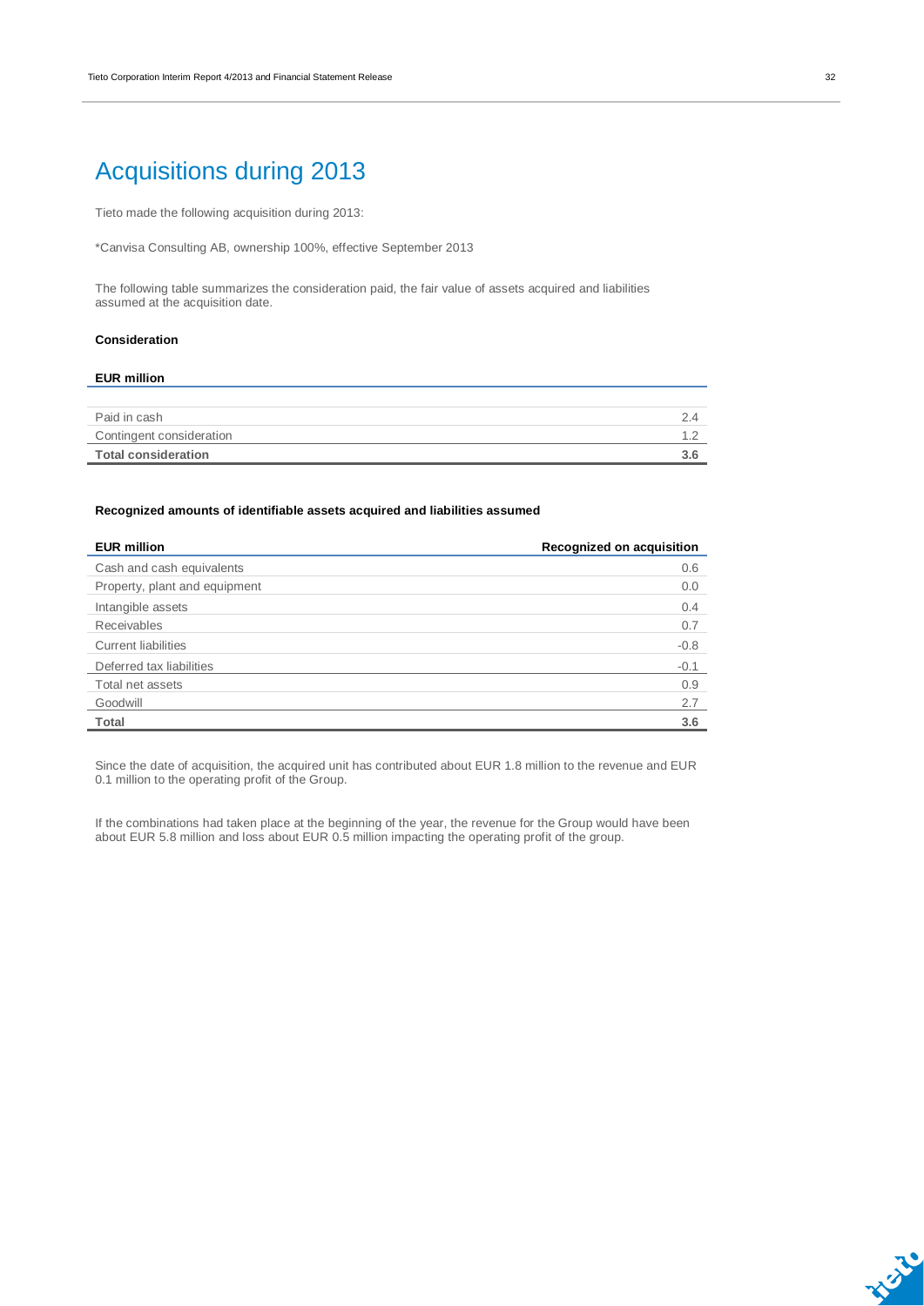# Acquisitions during 2013

Tieto made the following acquisition during 2013:

*Canvisa Consulting AB, ownership 100%, effective September 2013

The following table summarizes the consideration paid, the fair value of assets acquired and liabilities assumed at the acquisition date.

**Consideration**

| EUR million | |
|---|---|
| Paid in cash | 2.4 |
| Contingent consideration | 1.2 |
| **Total consideration** | **3.6** |

**Recognized amounts of identifiable assets acquired and liabilities assumed**

| EUR million | Recognized on acquisition |
|---|---|
| Cash and cash equivalents | 0.6 |
| Property, plant and equipment | 0.0 |
| Intangible assets | 0.4 |
| Receivables | 0.7 |
| Current liabilities | -0.8 |
| Deferred tax liabilities | -0.1 |
| Total net assets | 0.9 |
| Goodwill | 2.7 |
| **Total** | **3.6** |

Since the date of acquisition, the acquired unit has contributed about EUR 1.8 million to the revenue and EUR 0.1 million to the operating profit of the Group.

If the combinations had taken place at the beginning of the year, the revenue for the Group would have been about EUR 5.8 million and loss about EUR 0.5 million impacting the operating profit of the group.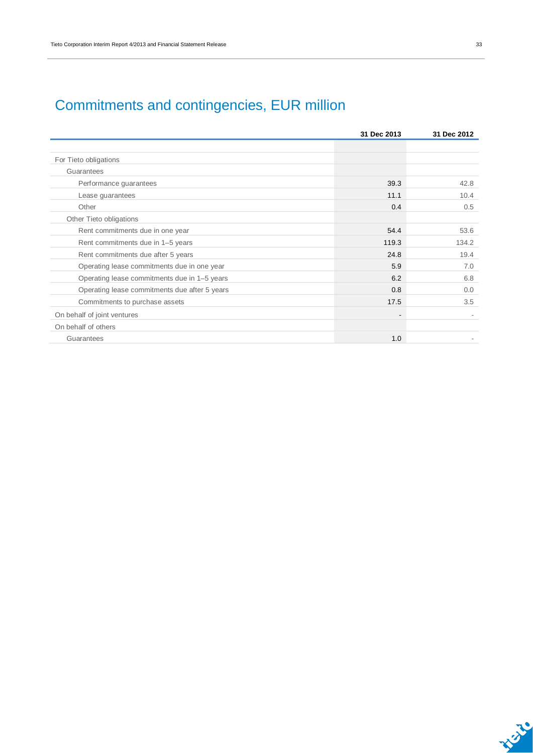# Commitments and contingencies, EUR million

| | 31 Dec 2013 | 31 Dec 2012 |
|---|---|---|
| For Tieto obligations | | |
| Guarantees | | |
| Performance guarantees | 39.3 | 42.8 |
| Lease guarantees | 11.1 | 10.4 |
| Other | 0.4 | 0.5 |
| Other Tieto obligations | | |
| Rent commitments due in one year | 54.4 | 53.6 |
| Rent commitments due in 1–5 years | 119.3 | 134.2 |
| Rent commitments due after 5 years | 24.8 | 19.4 |
| Operating lease commitments due in one year | 5.9 | 7.0 |
| Operating lease commitments due in 1–5 years | 6.2 | 6.8 |
| Operating lease commitments due after 5 years | 0.8 | 0.0 |
| Commitments to purchase assets | 17.5 | 3.5 |
| On behalf of joint ventures | - | - |
| On behalf of others | | |
| Guarantees | 1.0 | - |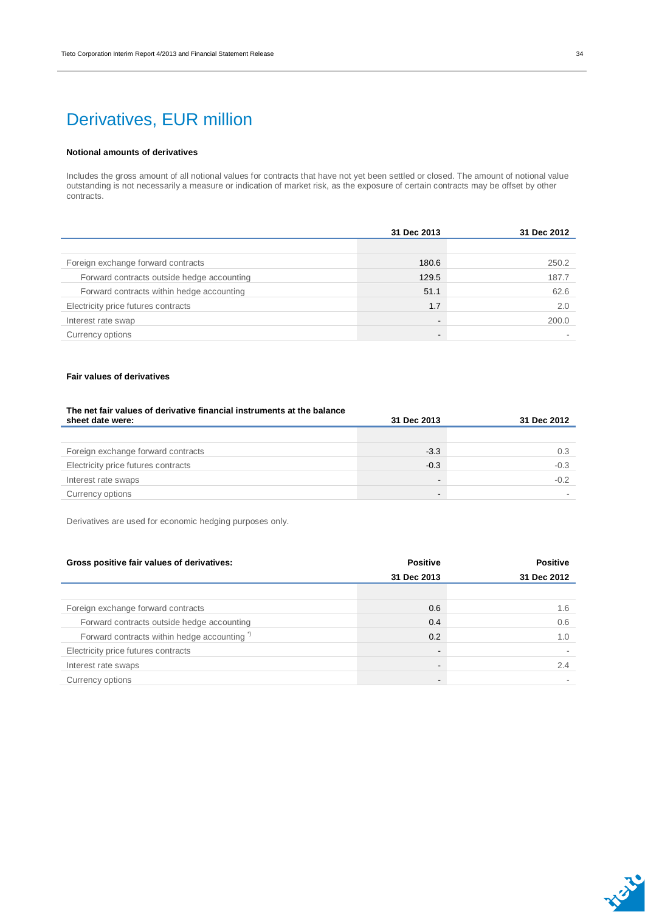# Derivatives, EUR million

**Notional amounts of derivatives**

Includes the gross amount of all notional values for contracts that have not yet been settled or closed. The amount of notional value outstanding is not necessarily a measure or indication of market risk, as the exposure of certain contracts may be offset by other contracts.

| | 31 Dec 2013 | 31 Dec 2012 |
|---|---|---|
| Foreign exchange forward contracts | 180.6 | 250.2 |
| Forward contracts outside hedge accounting | 129.5 | 187.7 |
| Forward contracts within hedge accounting | 51.1 | 62.6 |
| Electricity price futures contracts | 1.7 | 2.0 |
| Interest rate swap | - | 200.0 |
| Currency options | - | - |

**Fair values of derivatives**

| The net fair values of derivative financial instruments at the balance sheet date were: | 31 Dec 2013 | 31 Dec 2012 |
|---|---|---|
| Foreign exchange forward contracts | -3.3 | 0.3 |
| Electricity price futures contracts | -0.3 | -0.3 |
| Interest rate swaps | - | -0.2 |
| Currency options | - | - |

Derivatives are used for economic hedging purposes only.

| Gross positive fair values of derivatives: | Positive | Positive |
|---|---|---|
| | 31 Dec 2013 | 31 Dec 2012 |
| Foreign exchange forward contracts | 0.6 | 1.6 |
| Forward contracts outside hedge accounting | 0.4 | 0.6 |
| Forward contracts within hedge accounting *) | 0.2 | 1.0 |
| Electricity price futures contracts | - | - |
| Interest rate swaps | - | 2.4 |
| Currency options | - | - |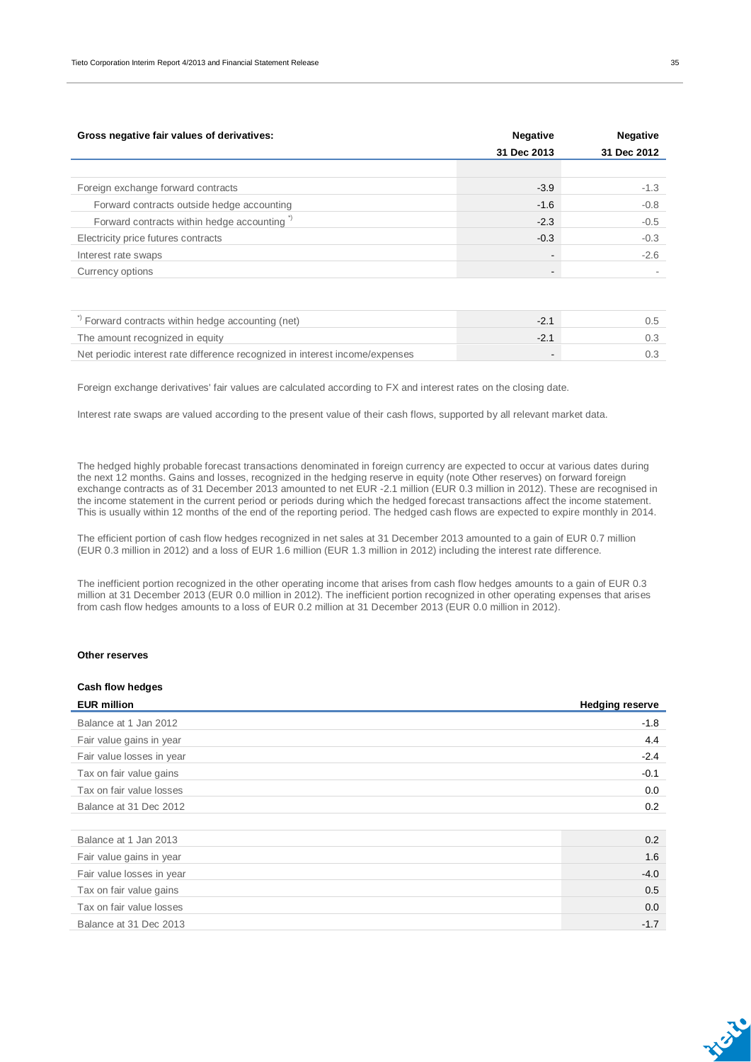| Gross negative fair values of derivatives: | Negative 31 Dec 2013 | Negative 31 Dec 2012 |
|---|---|---|
| Foreign exchange forward contracts | -3.9 | -1.3 |
| Forward contracts outside hedge accounting | -1.6 | -0.8 |
| Forward contracts within hedge accounting *) | -2.3 | -0.5 |
| Electricity price futures contracts | -0.3 | -0.3 |
| Interest rate swaps | - | -2.6 |
| Currency options | - | - |

| | | |
|---|---|---|
| *) Forward contracts within hedge accounting (net) | -2.1 | 0.5 |
| The amount recognized in equity | -2.1 | 0.3 |
| Net periodic interest rate difference recognized in interest income/expenses | - | 0.3 |

Foreign exchange derivatives' fair values are calculated according to FX and interest rates on the closing date.

Interest rate swaps are valued according to the present value of their cash flows, supported by all relevant market data.

The hedged highly probable forecast transactions denominated in foreign currency are expected to occur at various dates during the next 12 months. Gains and losses, recognized in the hedging reserve in equity (note Other reserves) on forward foreign exchange contracts as of 31 December 2013 amounted to net EUR -2.1 million (EUR 0.3 million in 2012). These are recognised in the income statement in the current period or periods during which the hedged forecast transactions affect the income statement. This is usually within 12 months of the end of the reporting period. The hedged cash flows are expected to expire monthly in 2014.

The efficient portion of cash flow hedges recognized in net sales at 31 December 2013 amounted to a gain of EUR 0.7 million (EUR 0.3 million in 2012) and a loss of EUR 1.6 million (EUR 1.3 million in 2012) including the interest rate difference.

The inefficient portion recognized in the other operating income that arises from cash flow hedges amounts to a gain of EUR 0.3 million at 31 December 2013 (EUR 0.0 million in 2012). The inefficient portion recognized in other operating expenses that arises from cash flow hedges amounts to a loss of EUR 0.2 million at 31 December 2013 (EUR 0.0 million in 2012).

**Other reserves**

**Cash flow hedges**

| EUR million | Hedging reserve |
|---|---|
| Balance at 1 Jan 2012 | -1.8 |
| Fair value gains in year | 4.4 |
| Fair value losses in year | -2.4 |
| Tax on fair value gains | -0.1 |
| Tax on fair value losses | 0.0 |
| Balance at 31 Dec 2012 | 0.2 |
| | |
| Balance at 1 Jan 2013 | 0.2 |
| Fair value gains in year | 1.6 |
| Fair value losses in year | -4.0 |
| Tax on fair value gains | 0.5 |
| Tax on fair value losses | 0.0 |
| Balance at 31 Dec 2013 | -1.7 |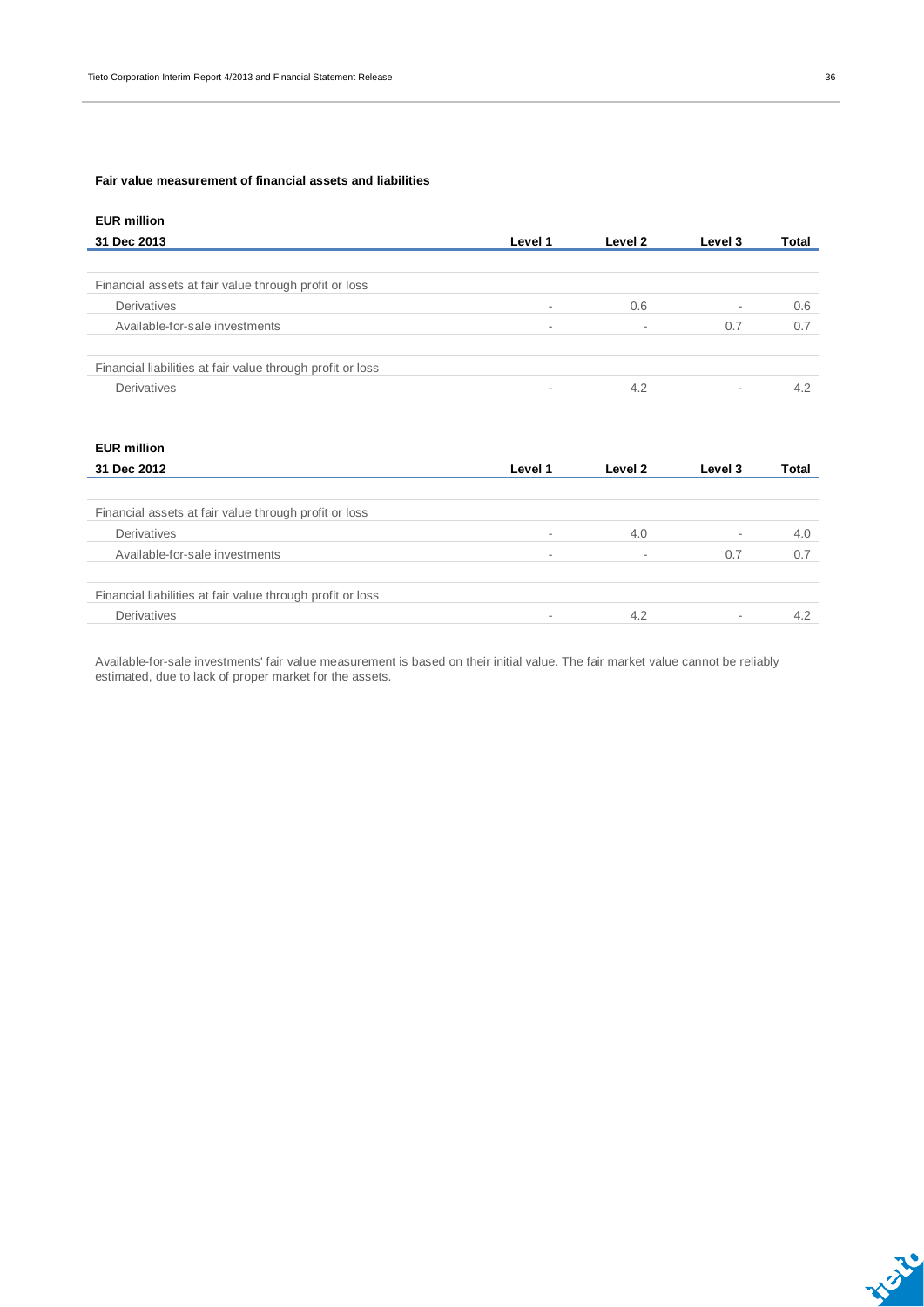**Fair value measurement of financial assets and liabilities**

**EUR million**

| 31 Dec 2013 | Level 1 | Level 2 | Level 3 | Total |
|---|---|---|---|---|
| | | | | |
| Financial assets at fair value through profit or loss | | | | |
| Derivatives | - | 0.6 | - | 0.6 |
| Available-for-sale investments | - | - | 0.7 | 0.7 |
| | | | | |
| Financial liabilities at fair value through profit or loss | | | | |
| Derivatives | - | 4.2 | - | 4.2 |

**EUR million**

| 31 Dec 2012 | Level 1 | Level 2 | Level 3 | Total |
|---|---|---|---|---|
| | | | | |
| Financial assets at fair value through profit or loss | | | | |
| Derivatives | - | 4.0 | - | 4.0 |
| Available-for-sale investments | - | - | 0.7 | 0.7 |
| | | | | |
| Financial liabilities at fair value through profit or loss | | | | |
| Derivatives | - | 4.2 | - | 4.2 |

Available-for-sale investments' fair value measurement is based on their initial value. The fair market value cannot be reliably estimated, due to lack of proper market for the assets.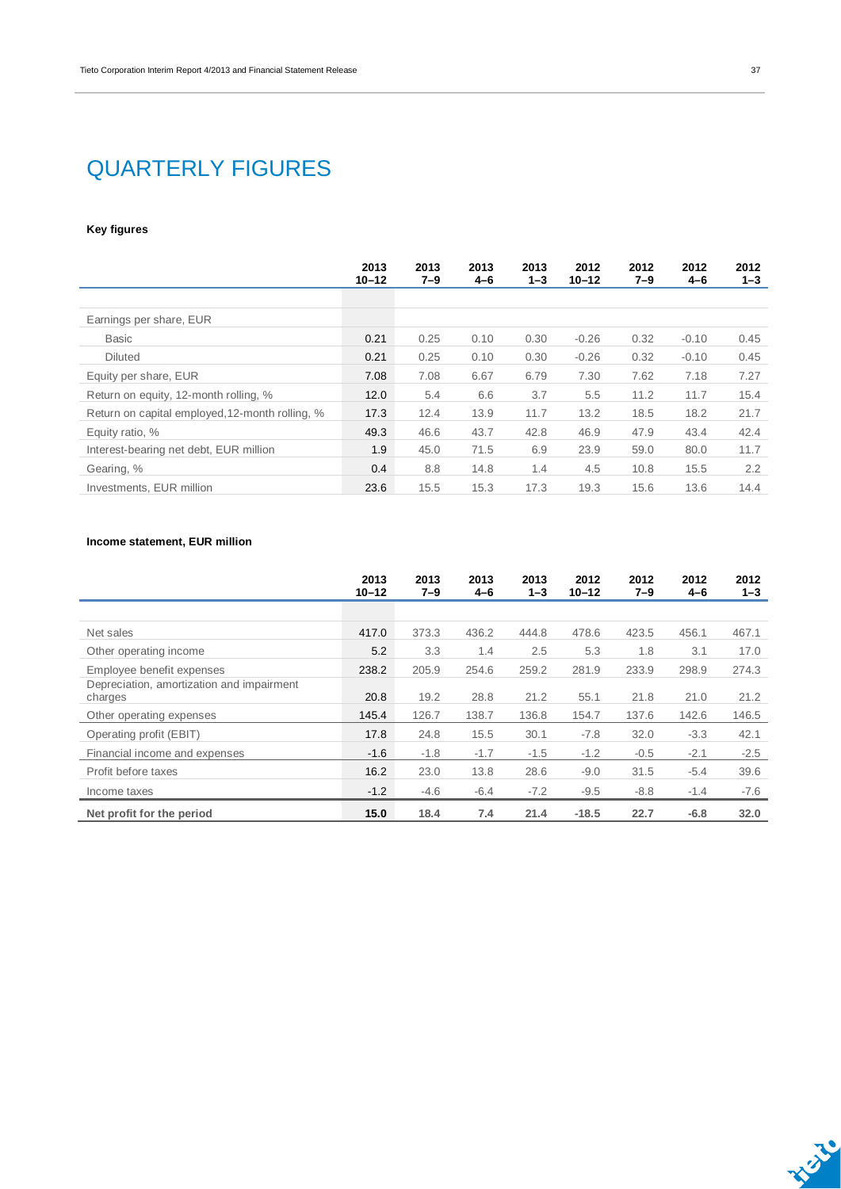# QUARTERLY FIGURES

**Key figures**

| | 2013 10–12 | 2013 7–9 | 2013 4–6 | 2013 1–3 | 2012 10–12 | 2012 7–9 | 2012 4–6 | 2012 1–3 |
|---|---|---|---|---|---|---|---|---|
| Earnings per share, EUR | | | | | | | | |
| Basic | 0.21 | 0.25 | 0.10 | 0.30 | -0.26 | 0.32 | -0.10 | 0.45 |
| Diluted | 0.21 | 0.25 | 0.10 | 0.30 | -0.26 | 0.32 | -0.10 | 0.45 |
| Equity per share, EUR | 7.08 | 7.08 | 6.67 | 6.79 | 7.30 | 7.62 | 7.18 | 7.27 |
| Return on equity, 12-month rolling, % | 12.0 | 5.4 | 6.6 | 3.7 | 5.5 | 11.2 | 11.7 | 15.4 |
| Return on capital employed,12-month rolling, % | 17.3 | 12.4 | 13.9 | 11.7 | 13.2 | 18.5 | 18.2 | 21.7 |
| Equity ratio, % | 49.3 | 46.6 | 43.7 | 42.8 | 46.9 | 47.9 | 43.4 | 42.4 |
| Interest-bearing net debt, EUR million | 1.9 | 45.0 | 71.5 | 6.9 | 23.9 | 59.0 | 80.0 | 11.7 |
| Gearing, % | 0.4 | 8.8 | 14.8 | 1.4 | 4.5 | 10.8 | 15.5 | 2.2 |
| Investments, EUR million | 23.6 | 15.5 | 15.3 | 17.3 | 19.3 | 15.6 | 13.6 | 14.4 |

**Income statement, EUR million**

| | 2013 10–12 | 2013 7–9 | 2013 4–6 | 2013 1–3 | 2012 10–12 | 2012 7–9 | 2012 4–6 | 2012 1–3 |
|---|---|---|---|---|---|---|---|---|
| Net sales | 417.0 | 373.3 | 436.2 | 444.8 | 478.6 | 423.5 | 456.1 | 467.1 |
| Other operating income | 5.2 | 3.3 | 1.4 | 2.5 | 5.3 | 1.8 | 3.1 | 17.0 |
| Employee benefit expenses | 238.2 | 205.9 | 254.6 | 259.2 | 281.9 | 233.9 | 298.9 | 274.3 |
| Depreciation, amortization and impairment charges | 20.8 | 19.2 | 28.8 | 21.2 | 55.1 | 21.8 | 21.0 | 21.2 |
| Other operating expenses | 145.4 | 126.7 | 138.7 | 136.8 | 154.7 | 137.6 | 142.6 | 146.5 |
| Operating profit (EBIT) | 17.8 | 24.8 | 15.5 | 30.1 | -7.8 | 32.0 | -3.3 | 42.1 |
| Financial income and expenses | -1.6 | -1.8 | -1.7 | -1.5 | -1.2 | -0.5 | -2.1 | -2.5 |
| Profit before taxes | 16.2 | 23.0 | 13.8 | 28.6 | -9.0 | 31.5 | -5.4 | 39.6 |
| Income taxes | -1.2 | -4.6 | -6.4 | -7.2 | -9.5 | -8.8 | -1.4 | -7.6 |
| **Net profit for the period** | **15.0** | **18.4** | **7.4** | **21.4** | **-18.5** | **22.7** | **-6.8** | **32.0** |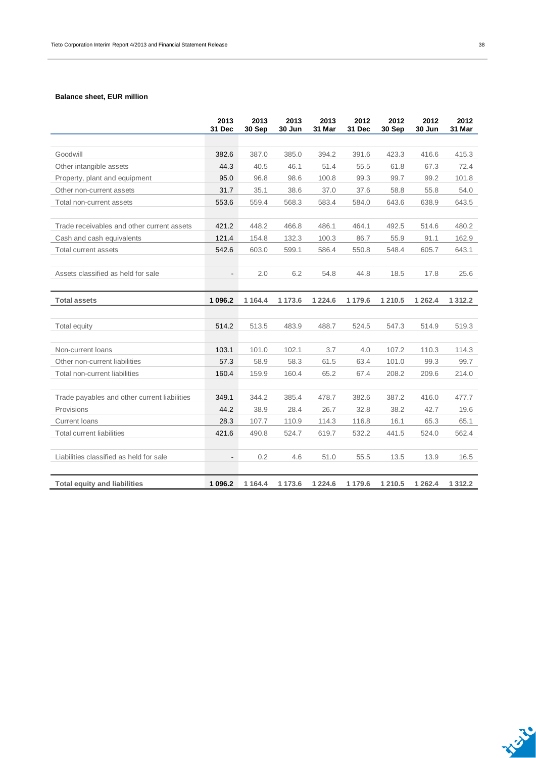**Balance sheet, EUR million**

| | 2013 31 Dec | 2013 30 Sep | 2013 30 Jun | 2013 31 Mar | 2012 31 Dec | 2012 30 Sep | 2012 30 Jun | 2012 31 Mar |
|---|---|---|---|---|---|---|---|---|
| Goodwill | 382.6 | 387.0 | 385.0 | 394.2 | 391.6 | 423.3 | 416.6 | 415.3 |
| Other intangible assets | 44.3 | 40.5 | 46.1 | 51.4 | 55.5 | 61.8 | 67.3 | 72.4 |
| Property, plant and equipment | 95.0 | 96.8 | 98.6 | 100.8 | 99.3 | 99.7 | 99.2 | 101.8 |
| Other non-current assets | 31.7 | 35.1 | 38.6 | 37.0 | 37.6 | 58.8 | 55.8 | 54.0 |
| Total non-current assets | 553.6 | 559.4 | 568.3 | 583.4 | 584.0 | 643.6 | 638.9 | 643.5 |
| | | | | | | | | |
| Trade receivables and other current assets | 421.2 | 448.2 | 466.8 | 486.1 | 464.1 | 492.5 | 514.6 | 480.2 |
| Cash and cash equivalents | 121.4 | 154.8 | 132.3 | 100.3 | 86.7 | 55.9 | 91.1 | 162.9 |
| Total current assets | 542.6 | 603.0 | 599.1 | 586.4 | 550.8 | 548.4 | 605.7 | 643.1 |
| | | | | | | | | |
| Assets classified as held for sale | - | 2.0 | 6.2 | 54.8 | 44.8 | 18.5 | 17.8 | 25.6 |
| | | | | | | | | |
| **Total assets** | **1 096.2** | **1 164.4** | **1 173.6** | **1 224.6** | **1 179.6** | **1 210.5** | **1 262.4** | **1 312.2** |
| | | | | | | | | |
| Total equity | 514.2 | 513.5 | 483.9 | 488.7 | 524.5 | 547.3 | 514.9 | 519.3 |
| | | | | | | | | |
| Non-current loans | 103.1 | 101.0 | 102.1 | 3.7 | 4.0 | 107.2 | 110.3 | 114.3 |
| Other non-current liabilities | 57.3 | 58.9 | 58.3 | 61.5 | 63.4 | 101.0 | 99.3 | 99.7 |
| Total non-current liabilities | 160.4 | 159.9 | 160.4 | 65.2 | 67.4 | 208.2 | 209.6 | 214.0 |
| | | | | | | | | |
| Trade payables and other current liabilities | 349.1 | 344.2 | 385.4 | 478.7 | 382.6 | 387.2 | 416.0 | 477.7 |
| Provisions | 44.2 | 38.9 | 28.4 | 26.7 | 32.8 | 38.2 | 42.7 | 19.6 |
| Current loans | 28.3 | 107.7 | 110.9 | 114.3 | 116.8 | 16.1 | 65.3 | 65.1 |
| Total current liabilities | 421.6 | 490.8 | 524.7 | 619.7 | 532.2 | 441.5 | 524.0 | 562.4 |
| | | | | | | | | |
| Liabilities classified as held for sale | - | 0.2 | 4.6 | 51.0 | 55.5 | 13.5 | 13.9 | 16.5 |
| | | | | | | | | |
| **Total equity and liabilities** | **1 096.2** | **1 164.4** | **1 173.6** | **1 224.6** | **1 179.6** | **1 210.5** | **1 262.4** | **1 312.2** |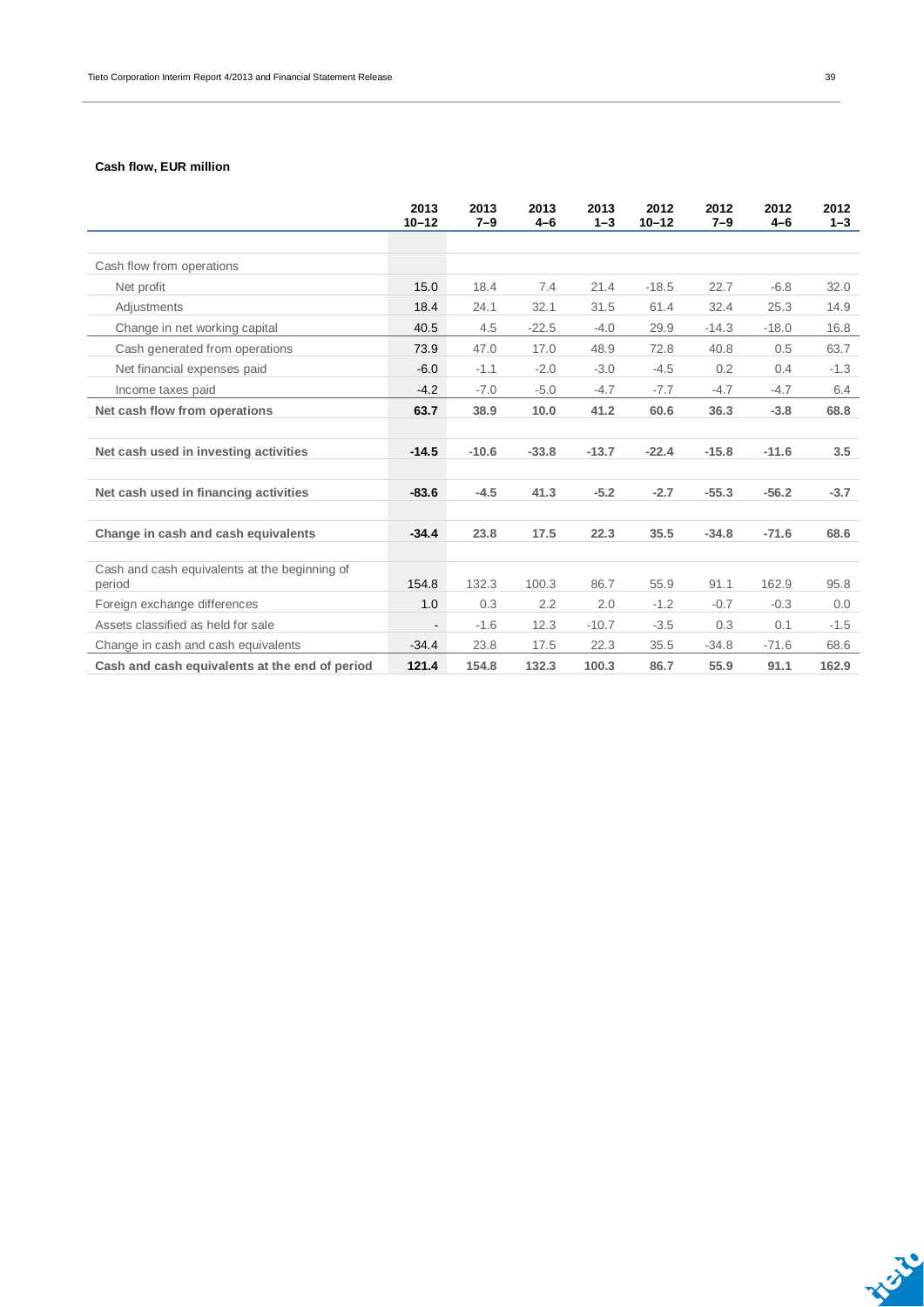**Cash flow, EUR million**

| | 2013 10–12 | 2013 7–9 | 2013 4–6 | 2013 1–3 | 2012 10–12 | 2012 7–9 | 2012 4–6 | 2012 1–3 |
|---|---|---|---|---|---|---|---|---|
| Cash flow from operations | | | | | | | | |
| Net profit | 15.0 | 18.4 | 7.4 | 21.4 | -18.5 | 22.7 | -6.8 | 32.0 |
| Adjustments | 18.4 | 24.1 | 32.1 | 31.5 | 61.4 | 32.4 | 25.3 | 14.9 |
| Change in net working capital | 40.5 | 4.5 | -22.5 | -4.0 | 29.9 | -14.3 | -18.0 | 16.8 |
| Cash generated from operations | 73.9 | 47.0 | 17.0 | 48.9 | 72.8 | 40.8 | 0.5 | 63.7 |
| Net financial expenses paid | -6.0 | -1.1 | -2.0 | -3.0 | -4.5 | 0.2 | 0.4 | -1.3 |
| Income taxes paid | -4.2 | -7.0 | -5.0 | -4.7 | -7.7 | -4.7 | -4.7 | 6.4 |
| **Net cash flow from operations** | **63.7** | **38.9** | **10.0** | **41.2** | **60.6** | **36.3** | **-3.8** | **68.8** |
| | | | | | | | | |
| **Net cash used in investing activities** | **-14.5** | **-10.6** | **-33.8** | **-13.7** | **-22.4** | **-15.8** | **-11.6** | **3.5** |
| | | | | | | | | |
| **Net cash used in financing activities** | **-83.6** | **-4.5** | **41.3** | **-5.2** | **-2.7** | **-55.3** | **-56.2** | **-3.7** |
| | | | | | | | | |
| **Change in cash and cash equivalents** | **-34.4** | **23.8** | **17.5** | **22.3** | **35.5** | **-34.8** | **-71.6** | **68.6** |
| | | | | | | | | |
| Cash and cash equivalents at the beginning of period | 154.8 | 132.3 | 100.3 | 86.7 | 55.9 | 91.1 | 162.9 | 95.8 |
| Foreign exchange differences | 1.0 | 0.3 | 2.2 | 2.0 | -1.2 | -0.7 | -0.3 | 0.0 |
| Assets classified as held for sale | - | -1.6 | 12.3 | -10.7 | -3.5 | 0.3 | 0.1 | -1.5 |
| Change in cash and cash equivalents | -34.4 | 23.8 | 17.5 | 22.3 | 35.5 | -34.8 | -71.6 | 68.6 |
| **Cash and cash equivalents at the end of period** | **121.4** | **154.8** | **132.3** | **100.3** | **86.7** | **55.9** | **91.1** | **162.9** |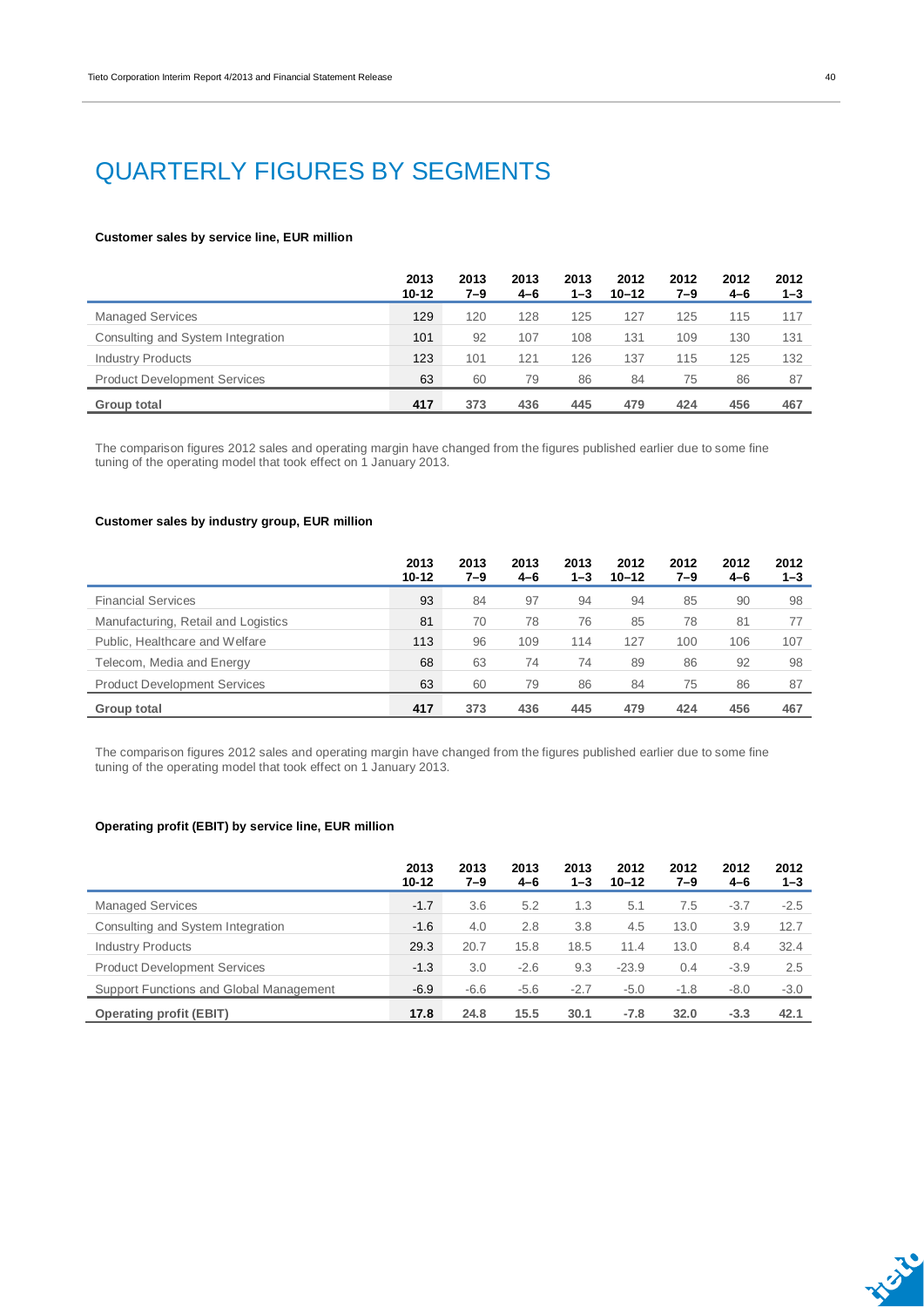# QUARTERLY FIGURES BY SEGMENTS

**Customer sales by service line, EUR million**

| | 2013 10-12 | 2013 7–9 | 2013 4–6 | 2013 1–3 | 2012 10–12 | 2012 7–9 | 2012 4–6 | 2012 1–3 |
|---|---|---|---|---|---|---|---|---|
| Managed Services | 129 | 120 | 128 | 125 | 127 | 125 | 115 | 117 |
| Consulting and System Integration | 101 | 92 | 107 | 108 | 131 | 109 | 130 | 131 |
| Industry Products | 123 | 101 | 121 | 126 | 137 | 115 | 125 | 132 |
| Product Development Services | 63 | 60 | 79 | 86 | 84 | 75 | 86 | 87 |
| **Group total** | **417** | **373** | **436** | **445** | **479** | **424** | **456** | **467** |

The comparison figures 2012 sales and operating margin have changed from the figures published earlier due to some fine tuning of the operating model that took effect on 1 January 2013.

**Customer sales by industry group, EUR million**

| | 2013 10-12 | 2013 7–9 | 2013 4–6 | 2013 1–3 | 2012 10–12 | 2012 7–9 | 2012 4–6 | 2012 1–3 |
|---|---|---|---|---|---|---|---|---|
| Financial Services | 93 | 84 | 97 | 94 | 94 | 85 | 90 | 98 |
| Manufacturing, Retail and Logistics | 81 | 70 | 78 | 76 | 85 | 78 | 81 | 77 |
| Public, Healthcare and Welfare | 113 | 96 | 109 | 114 | 127 | 100 | 106 | 107 |
| Telecom, Media and Energy | 68 | 63 | 74 | 74 | 89 | 86 | 92 | 98 |
| Product Development Services | 63 | 60 | 79 | 86 | 84 | 75 | 86 | 87 |
| **Group total** | **417** | **373** | **436** | **445** | **479** | **424** | **456** | **467** |

The comparison figures 2012 sales and operating margin have changed from the figures published earlier due to some fine tuning of the operating model that took effect on 1 January 2013.

**Operating profit (EBIT) by service line, EUR million**

| | 2013 10-12 | 2013 7–9 | 2013 4–6 | 2013 1–3 | 2012 10–12 | 2012 7–9 | 2012 4–6 | 2012 1–3 |
|---|---|---|---|---|---|---|---|---|
| Managed Services | -1.7 | 3.6 | 5.2 | 1.3 | 5.1 | 7.5 | -3.7 | -2.5 |
| Consulting and System Integration | -1.6 | 4.0 | 2.8 | 3.8 | 4.5 | 13.0 | 3.9 | 12.7 |
| Industry Products | 29.3 | 20.7 | 15.8 | 18.5 | 11.4 | 13.0 | 8.4 | 32.4 |
| Product Development Services | -1.3 | 3.0 | -2.6 | 9.3 | -23.9 | 0.4 | -3.9 | 2.5 |
| Support Functions and Global Management | -6.9 | -6.6 | -5.6 | -2.7 | -5.0 | -1.8 | -8.0 | -3.0 |
| **Operating profit (EBIT)** | **17.8** | **24.8** | **15.5** | **30.1** | **-7.8** | **32.0** | **-3.3** | **42.1** |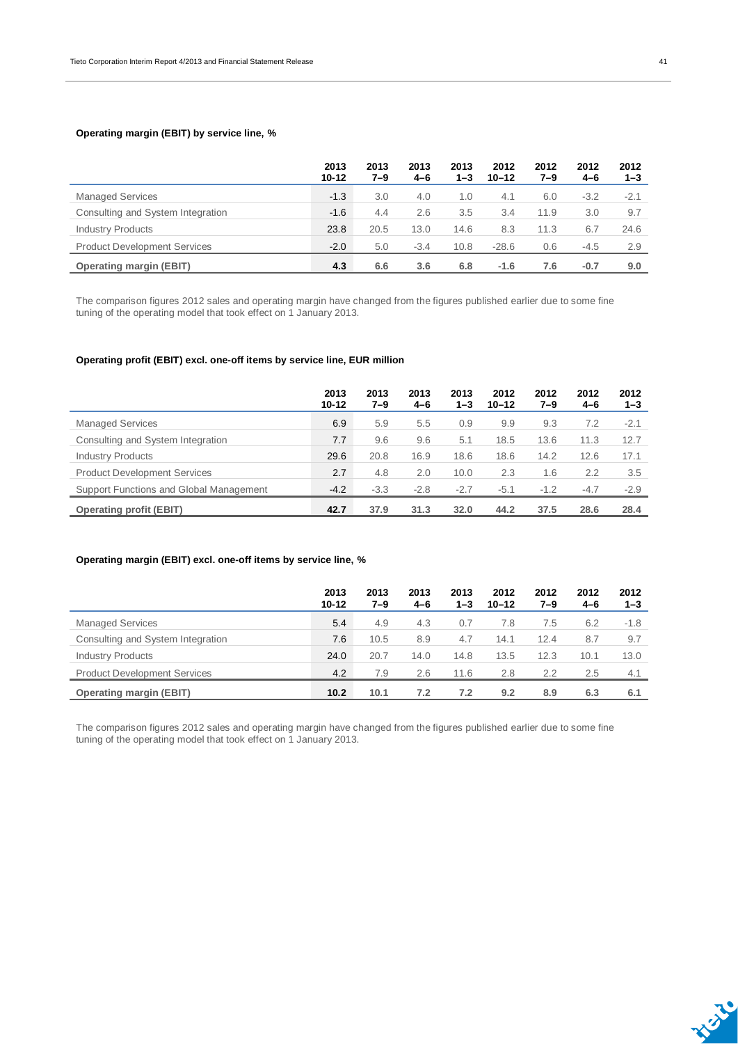### Operating margin (EBIT) by service line, %

| | 2013 10-12 | 2013 7–9 | 2013 4–6 | 2013 1–3 | 2012 10–12 | 2012 7–9 | 2012 4–6 | 2012 1–3 |
|---|---|---|---|---|---|---|---|---|
| Managed Services | -1.3 | 3.0 | 4.0 | 1.0 | 4.1 | 6.0 | -3.2 | -2.1 |
| Consulting and System Integration | -1.6 | 4.4 | 2.6 | 3.5 | 3.4 | 11.9 | 3.0 | 9.7 |
| Industry Products | 23.8 | 20.5 | 13.0 | 14.6 | 8.3 | 11.3 | 6.7 | 24.6 |
| Product Development Services | -2.0 | 5.0 | -3.4 | 10.8 | -28.6 | 0.6 | -4.5 | 2.9 |
| **Operating margin (EBIT)** | **4.3** | **6.6** | **3.6** | **6.8** | **-1.6** | **7.6** | **-0.7** | **9.0** |

The comparison figures 2012 sales and operating margin have changed from the figures published earlier due to some fine tuning of the operating model that took effect on 1 January 2013.

### Operating profit (EBIT) excl. one-off items by service line, EUR million

| | 2013 10-12 | 2013 7–9 | 2013 4–6 | 2013 1–3 | 2012 10–12 | 2012 7–9 | 2012 4–6 | 2012 1–3 |
|---|---|---|---|---|---|---|---|---|
| Managed Services | 6.9 | 5.9 | 5.5 | 0.9 | 9.9 | 9.3 | 7.2 | -2.1 |
| Consulting and System Integration | 7.7 | 9.6 | 9.6 | 5.1 | 18.5 | 13.6 | 11.3 | 12.7 |
| Industry Products | 29.6 | 20.8 | 16.9 | 18.6 | 18.6 | 14.2 | 12.6 | 17.1 |
| Product Development Services | 2.7 | 4.8 | 2.0 | 10.0 | 2.3 | 1.6 | 2.2 | 3.5 |
| Support Functions and Global Management | -4.2 | -3.3 | -2.8 | -2.7 | -5.1 | -1.2 | -4.7 | -2.9 |
| **Operating profit (EBIT)** | **42.7** | **37.9** | **31.3** | **32.0** | **44.2** | **37.5** | **28.6** | **28.4** |

### Operating margin (EBIT) excl. one-off items by service line, %

| | 2013 10-12 | 2013 7–9 | 2013 4–6 | 2013 1–3 | 2012 10–12 | 2012 7–9 | 2012 4–6 | 2012 1–3 |
|---|---|---|---|---|---|---|---|---|
| Managed Services | 5.4 | 4.9 | 4.3 | 0.7 | 7.8 | 7.5 | 6.2 | -1.8 |
| Consulting and System Integration | 7.6 | 10.5 | 8.9 | 4.7 | 14.1 | 12.4 | 8.7 | 9.7 |
| Industry Products | 24.0 | 20.7 | 14.0 | 14.8 | 13.5 | 12.3 | 10.1 | 13.0 |
| Product Development Services | 4.2 | 7.9 | 2.6 | 11.6 | 2.8 | 2.2 | 2.5 | 4.1 |
| **Operating margin (EBIT)** | **10.2** | **10.1** | **7.2** | **7.2** | **9.2** | **8.9** | **6.3** | **6.1** |

The comparison figures 2012 sales and operating margin have changed from the figures published earlier due to some fine tuning of the operating model that took effect on 1 January 2013.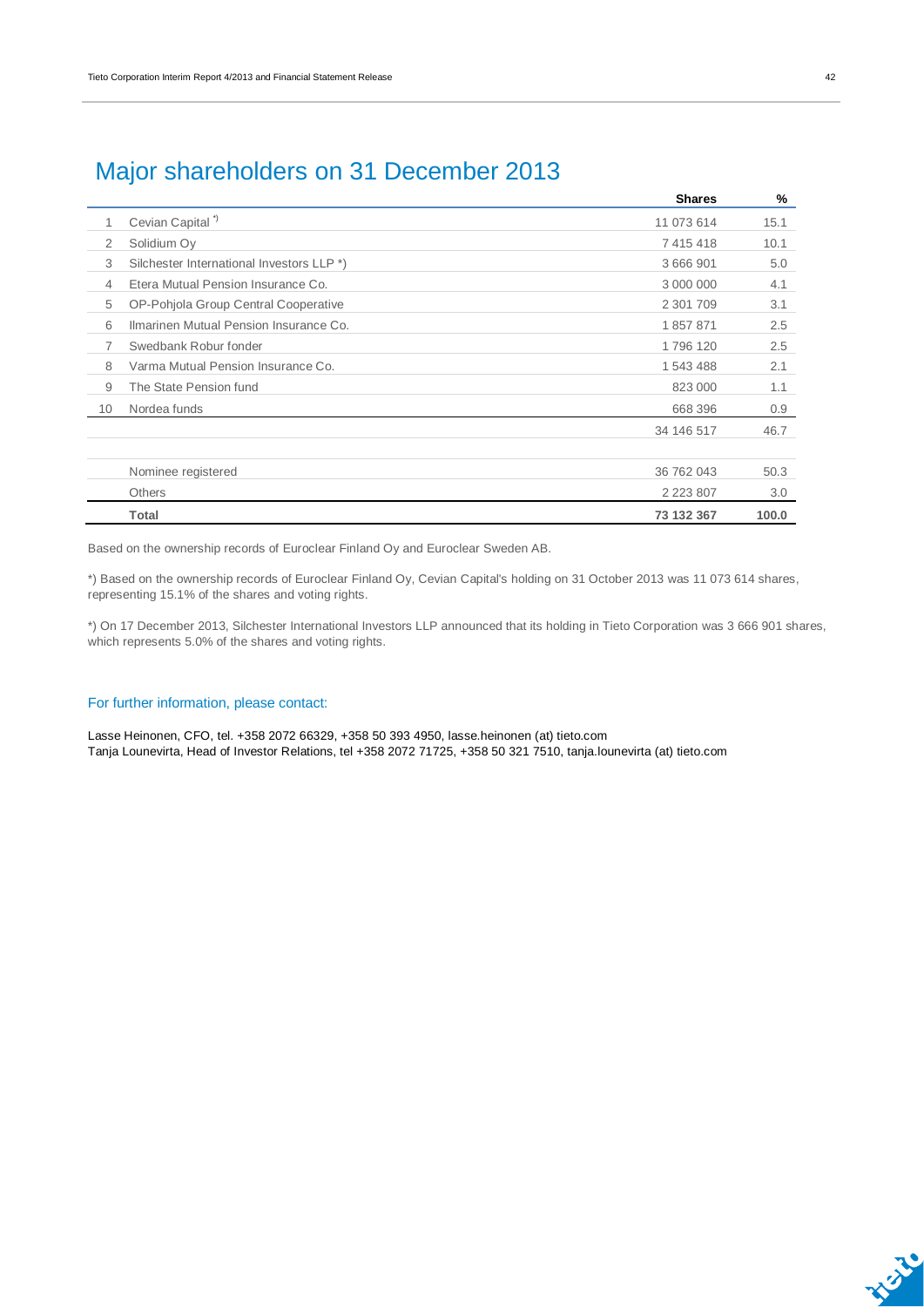# Major shareholders on 31 December 2013

| | | Shares | % |
|---|---|---|---|
| 1 | Cevian Capital *) | 11 073 614 | 15.1 |
| 2 | Solidium Oy | 7 415 418 | 10.1 |
| 3 | Silchester International Investors LLP *) | 3 666 901 | 5.0 |
| 4 | Etera Mutual Pension Insurance Co. | 3 000 000 | 4.1 |
| 5 | OP-Pohjola Group Central Cooperative | 2 301 709 | 3.1 |
| 6 | Ilmarinen Mutual Pension Insurance Co. | 1 857 871 | 2.5 |
| 7 | Swedbank Robur fonder | 1 796 120 | 2.5 |
| 8 | Varma Mutual Pension Insurance Co. | 1 543 488 | 2.1 |
| 9 | The State Pension fund | 823 000 | 1.1 |
| 10 | Nordea funds | 668 396 | 0.9 |
| | | 34 146 517 | 46.7 |
| | | | |
| | Nominee registered | 36 762 043 | 50.3 |
| | Others | 2 223 807 | 3.0 |
| | **Total** | **73 132 367** | **100.0** |

Based on the ownership records of Euroclear Finland Oy and Euroclear Sweden AB.

*) Based on the ownership records of Euroclear Finland Oy, Cevian Capital's holding on 31 October 2013 was 11 073 614 shares, representing 15.1% of the shares and voting rights.

*) On 17 December 2013, Silchester International Investors LLP announced that its holding in Tieto Corporation was 3 666 901 shares, which represents 5.0% of the shares and voting rights.

For further information, please contact:

Lasse Heinonen, CFO, tel. +358 2072 66329, +358 50 393 4950, lasse.heinonen (at) tieto.com
Tanja Lounevirta, Head of Investor Relations, tel +358 2072 71725, +358 50 321 7510, tanja.lounevirta (at) tieto.com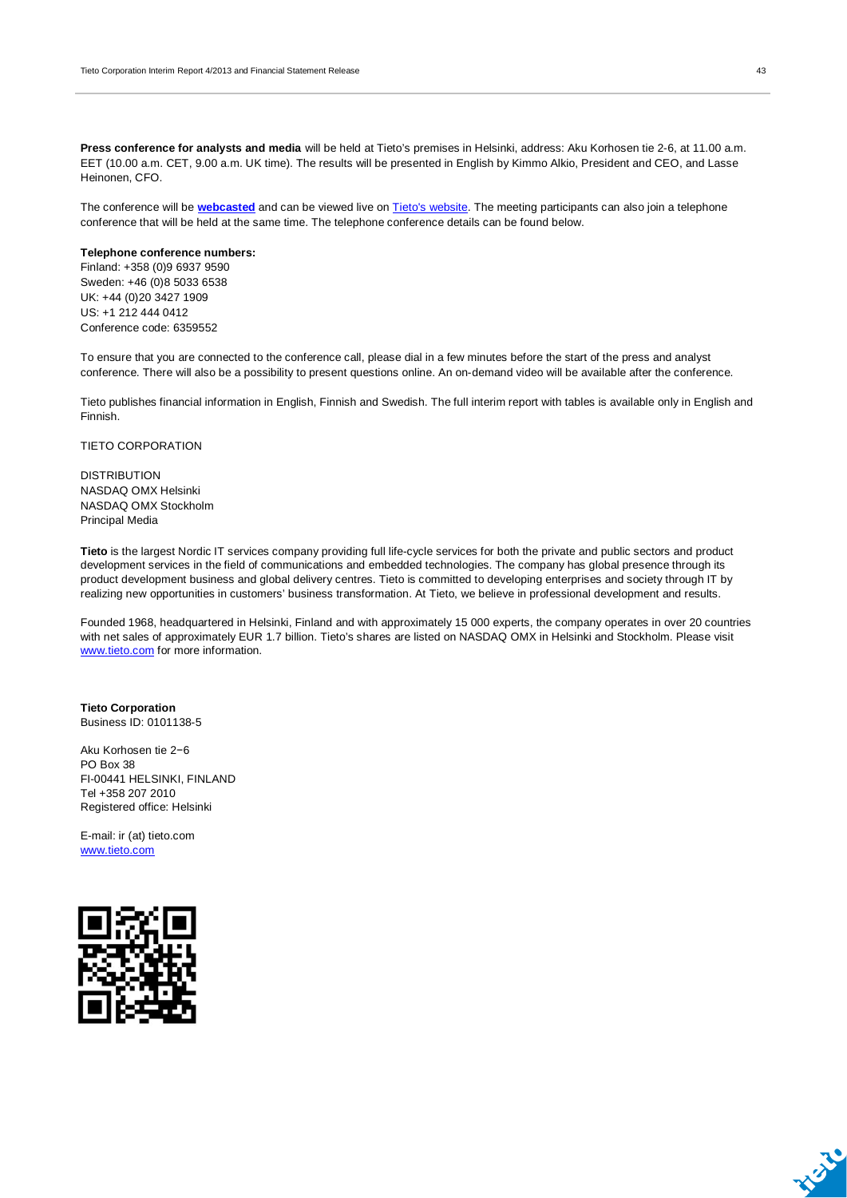**Press conference for analysts and media** will be held at Tieto's premises in Helsinki, address: Aku Korhosen tie 2-6, at 11.00 a.m. EET (10.00 a.m. CET, 9.00 a.m. UK time). The results will be presented in English by Kimmo Alkio, President and CEO, and Lasse Heinonen, CFO.

The conference will be **webcasted** and can be viewed live on Tieto's website. The meeting participants can also join a telephone conference that will be held at the same time. The telephone conference details can be found below.

**Telephone conference numbers:**
Finland: +358 (0)9 6937 9590
Sweden: +46 (0)8 5033 6538
UK: +44 (0)20 3427 1909
US: +1 212 444 0412
Conference code: 6359552

To ensure that you are connected to the conference call, please dial in a few minutes before the start of the press and analyst conference. There will also be a possibility to present questions online. An on-demand video will be available after the conference.

Tieto publishes financial information in English, Finnish and Swedish. The full interim report with tables is available only in English and Finnish.

TIETO CORPORATION

DISTRIBUTION
NASDAQ OMX Helsinki
NASDAQ OMX Stockholm
Principal Media

**Tieto** is the largest Nordic IT services company providing full life-cycle services for both the private and public sectors and product development services in the field of communications and embedded technologies. The company has global presence through its product development business and global delivery centres. Tieto is committed to developing enterprises and society through IT by realizing new opportunities in customers' business transformation. At Tieto, we believe in professional development and results.

Founded 1968, headquartered in Helsinki, Finland and with approximately 15 000 experts, the company operates in over 20 countries with net sales of approximately EUR 1.7 billion. Tieto's shares are listed on NASDAQ OMX in Helsinki and Stockholm. Please visit www.tieto.com for more information.

**Tieto Corporation**
Business ID: 0101138-5

Aku Korhosen tie 2−6
PO Box 38
FI-00441 HELSINKI, FINLAND
Tel +358 207 2010
Registered office: Helsinki

E-mail: ir (at) tieto.com
www.tieto.com